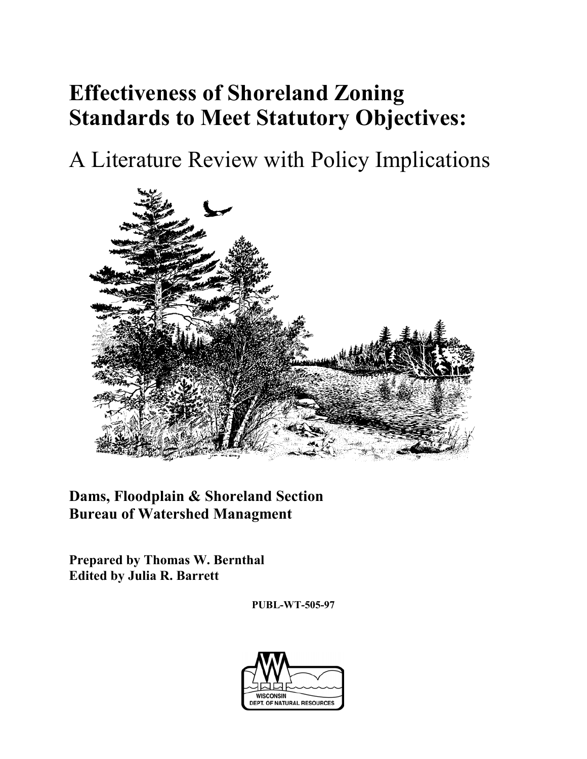# Effectiveness of Shoreland Zoning Standards to Meet Statutory Objectives:

## A Literature Review with Policy Implications

**Dams, Floodplain & Shoreland Section**
**Bureau of Watershed Managment**

**Prepared by Thomas W. Bernthal**
**Edited by Julia R. Barrett**

**PUBL-WT-505-97**

WISCONSIN
DEPT. OF NATURAL RESOURCES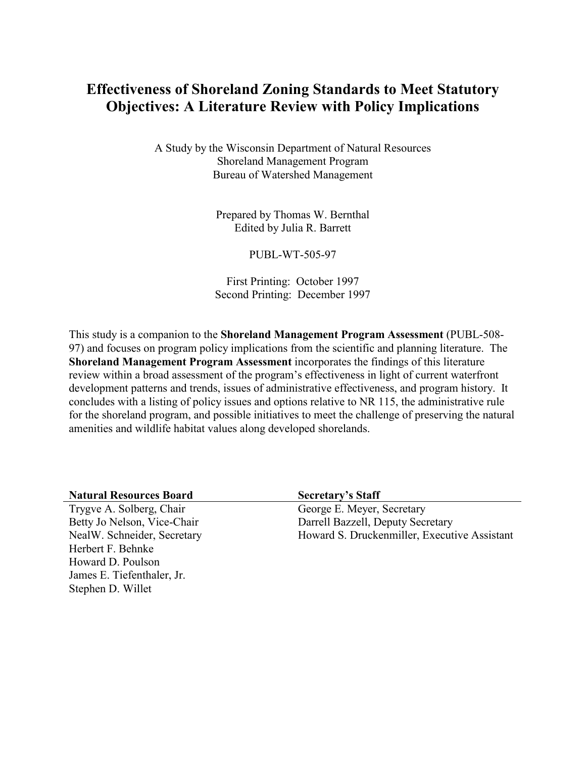# Effectiveness of Shoreland Zoning Standards to Meet Statutory Objectives: A Literature Review with Policy Implications

A Study by the Wisconsin Department of Natural Resources
Shoreland Management Program
Bureau of Watershed Management

Prepared by Thomas W. Bernthal
Edited by Julia R. Barrett

PUBL-WT-505-97

First Printing: October 1997
Second Printing: December 1997

This study is a companion to the **Shoreland Management Program Assessment** (PUBL-508-97) and focuses on program policy implications from the scientific and planning literature. The **Shoreland Management Program Assessment** incorporates the findings of this literature review within a broad assessment of the program's effectiveness in light of current waterfront development patterns and trends, issues of administrative effectiveness, and program history. It concludes with a listing of policy issues and options relative to NR 115, the administrative rule for the shoreland program, and possible initiatives to meet the challenge of preserving the natural amenities and wildlife habitat values along developed shorelands.

| **Natural Resources Board** | **Secretary's Staff** |
|---|---|
| Trygve A. Solberg, Chair | George E. Meyer, Secretary |
| Betty Jo Nelson, Vice-Chair | Darrell Bazzell, Deputy Secretary |
| NealW. Schneider, Secretary | Howard S. Druckenmiller, Executive Assistant |
| Herbert F. Behnke | |
| Howard D. Poulson | |
| James E. Tiefenthaler, Jr. | |
| Stephen D. Willet | |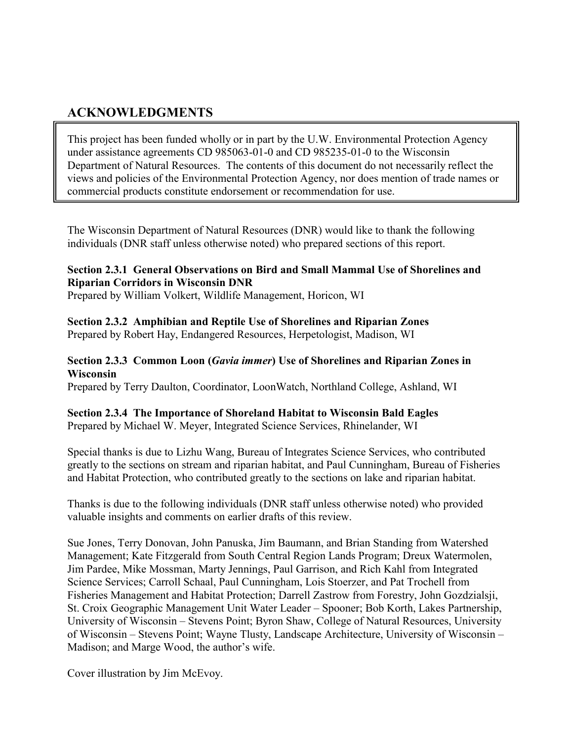## ACKNOWLEDGMENTS

This project has been funded wholly or in part by the U.W. Environmental Protection Agency under assistance agreements CD 985063-01-0 and CD 985235-01-0 to the Wisconsin Department of Natural Resources. The contents of this document do not necessarily reflect the views and policies of the Environmental Protection Agency, nor does mention of trade names or commercial products constitute endorsement or recommendation for use.

The Wisconsin Department of Natural Resources (DNR) would like to thank the following individuals (DNR staff unless otherwise noted) who prepared sections of this report.

**Section 2.3.1 General Observations on Bird and Small Mammal Use of Shorelines and Riparian Corridors in Wisconsin DNR**
Prepared by William Volkert, Wildlife Management, Horicon, WI

**Section 2.3.2 Amphibian and Reptile Use of Shorelines and Riparian Zones**
Prepared by Robert Hay, Endangered Resources, Herpetologist, Madison, WI

**Section 2.3.3 Common Loon (*Gavia immer*) Use of Shorelines and Riparian Zones in Wisconsin**
Prepared by Terry Daulton, Coordinator, LoonWatch, Northland College, Ashland, WI

**Section 2.3.4 The Importance of Shoreland Habitat to Wisconsin Bald Eagles**
Prepared by Michael W. Meyer, Integrated Science Services, Rhinelander, WI

Special thanks is due to Lizhu Wang, Bureau of Integrates Science Services, who contributed greatly to the sections on stream and riparian habitat, and Paul Cunningham, Bureau of Fisheries and Habitat Protection, who contributed greatly to the sections on lake and riparian habitat.

Thanks is due to the following individuals (DNR staff unless otherwise noted) who provided valuable insights and comments on earlier drafts of this review.

Sue Jones, Terry Donovan, John Panuska, Jim Baumann, and Brian Standing from Watershed Management; Kate Fitzgerald from South Central Region Lands Program; Dreux Watermolen, Jim Pardee, Mike Mossman, Marty Jennings, Paul Garrison, and Rich Kahl from Integrated Science Services; Carroll Schaal, Paul Cunningham, Lois Stoerzer, and Pat Trochell from Fisheries Management and Habitat Protection; Darrell Zastrow from Forestry, John Gozdzialsji, St. Croix Geographic Management Unit Water Leader – Spooner; Bob Korth, Lakes Partnership, University of Wisconsin – Stevens Point; Byron Shaw, College of Natural Resources, University of Wisconsin – Stevens Point; Wayne Tlusty, Landscape Architecture, University of Wisconsin – Madison; and Marge Wood, the author's wife.

Cover illustration by Jim McEvoy.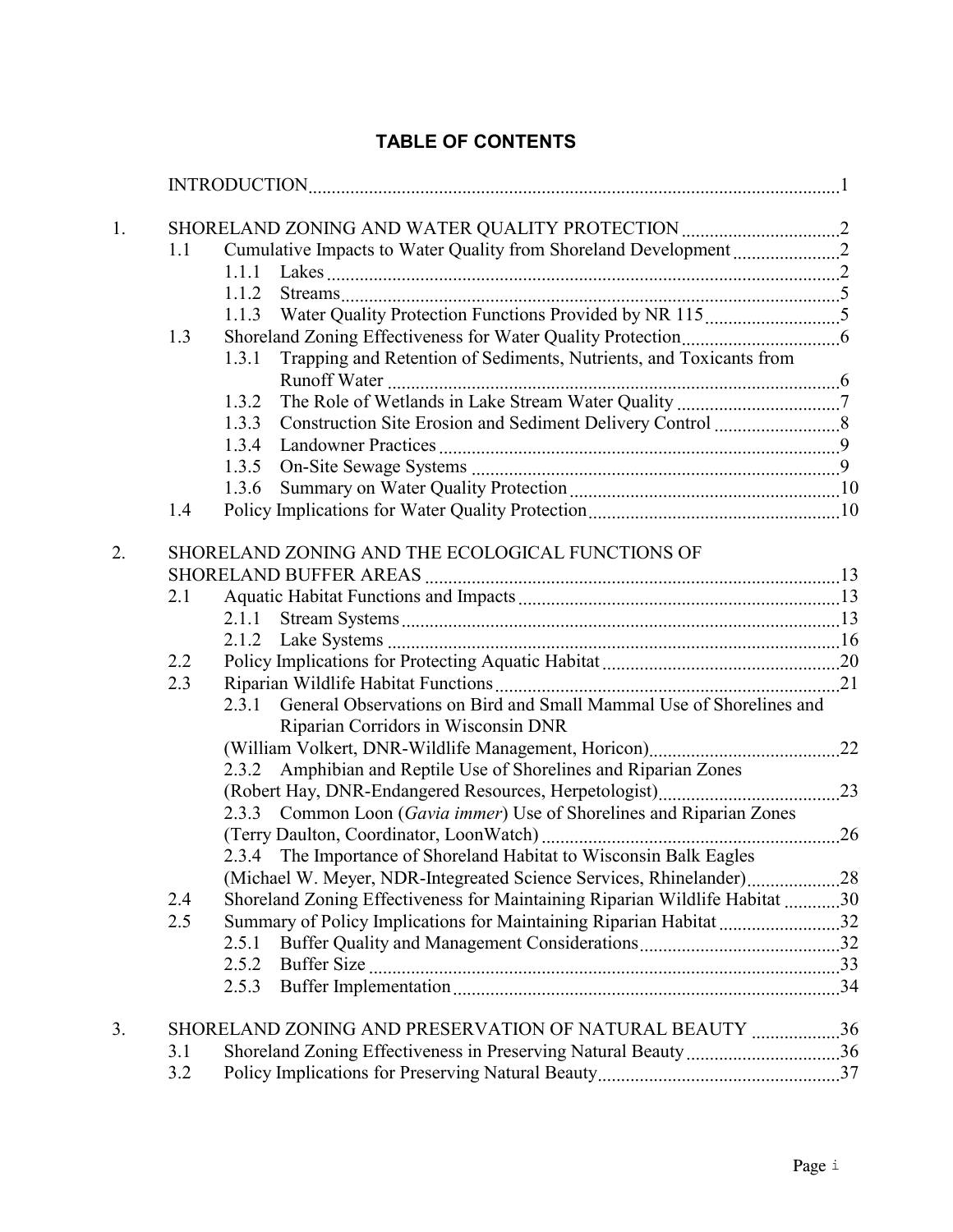## TABLE OF CONTENTS

INTRODUCTION .......... 1

1. SHORELAND ZONING AND WATER QUALITY PROTECTION .......... 2
   - 1.1 Cumulative Impacts to Water Quality from Shoreland Development .......... 2
     - 1.1.1 Lakes .......... 2
     - 1.1.2 Streams .......... 5
     - 1.1.3 Water Quality Protection Functions Provided by NR 115 .......... 5
   - 1.3 Shoreland Zoning Effectiveness for Water Quality Protection .......... 6
     - 1.3.1 Trapping and Retention of Sediments, Nutrients, and Toxicants from Runoff Water .......... 6
     - 1.3.2 The Role of Wetlands in Lake Stream Water Quality .......... 7
     - 1.3.3 Construction Site Erosion and Sediment Delivery Control .......... 8
     - 1.3.4 Landowner Practices .......... 9
     - 1.3.5 On-Site Sewage Systems .......... 9
     - 1.3.6 Summary on Water Quality Protection .......... 10
   - 1.4 Policy Implications for Water Quality Protection .......... 10

2. SHORELAND ZONING AND THE ECOLOGICAL FUNCTIONS OF SHORELAND BUFFER AREAS .......... 13
   - 2.1 Aquatic Habitat Functions and Impacts .......... 13
     - 2.1.1 Stream Systems .......... 13
     - 2.1.2 Lake Systems .......... 16
   - 2.2 Policy Implications for Protecting Aquatic Habitat .......... 20
   - 2.3 Riparian Wildlife Habitat Functions .......... 21
     - 2.3.1 General Observations on Bird and Small Mammal Use of Shorelines and Riparian Corridors in Wisconsin DNR (William Volkert, DNR-Wildlife Management, Horicon) .......... 22
     - 2.3.2 Amphibian and Reptile Use of Shorelines and Riparian Zones (Robert Hay, DNR-Endangered Resources, Herpetologist) .......... 23
     - 2.3.3 Common Loon (*Gavia immer*) Use of Shorelines and Riparian Zones (Terry Daulton, Coordinator, LoonWatch) .......... 26
     - 2.3.4 The Importance of Shoreland Habitat to Wisconsin Balk Eagles (Michael W. Meyer, NDR-Integreated Science Services, Rhinelander) .......... 28
   - 2.4 Shoreland Zoning Effectiveness for Maintaining Riparian Wildlife Habitat .......... 30
   - 2.5 Summary of Policy Implications for Maintaining Riparian Habitat .......... 32
     - 2.5.1 Buffer Quality and Management Considerations .......... 32
     - 2.5.2 Buffer Size .......... 33
     - 2.5.3 Buffer Implementation .......... 34

3. SHORELAND ZONING AND PRESERVATION OF NATURAL BEAUTY .......... 36
   - 3.1 Shoreland Zoning Effectiveness in Preserving Natural Beauty .......... 36
   - 3.2 Policy Implications for Preserving Natural Beauty .......... 37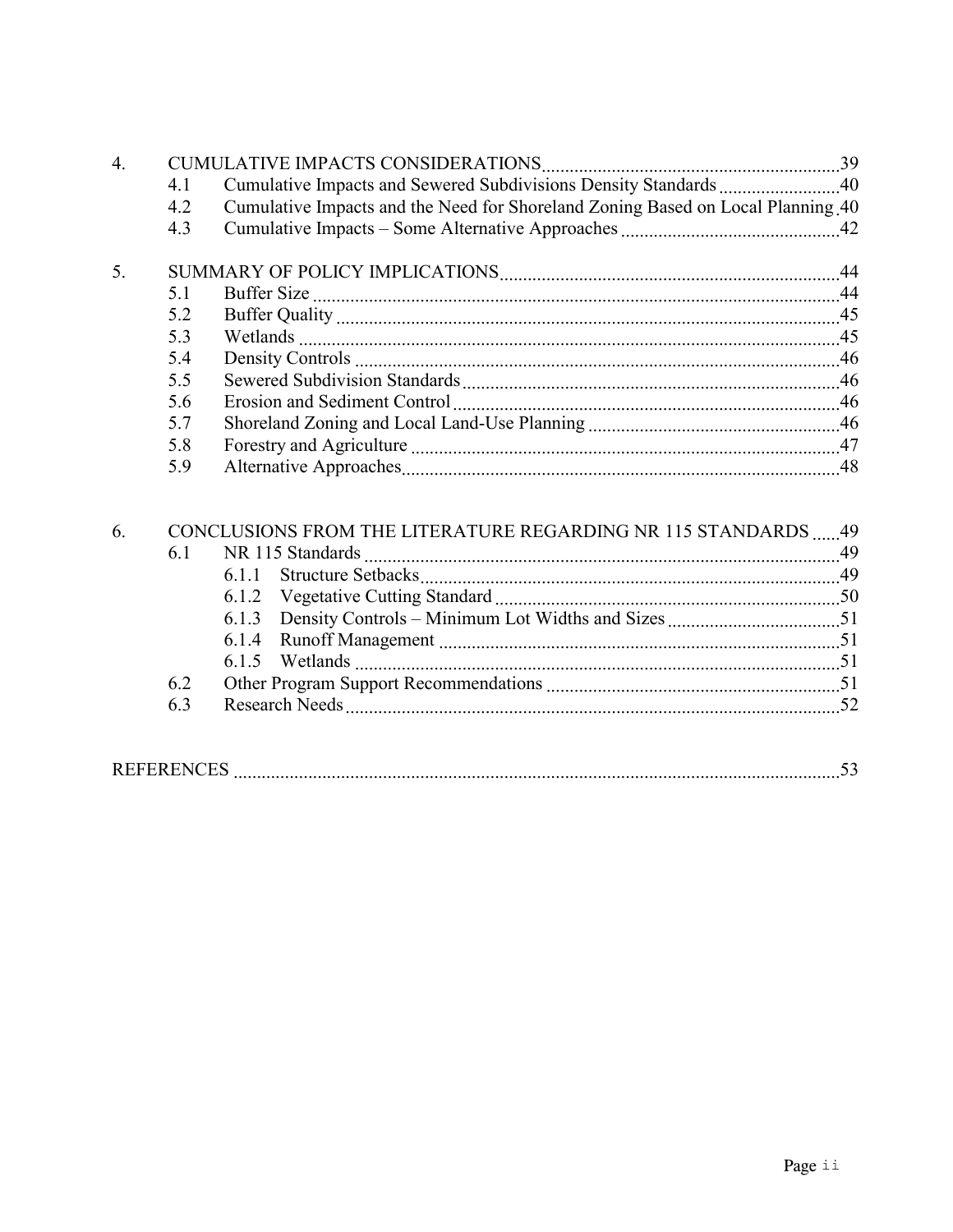4. CUMULATIVE IMPACTS CONSIDERATIONS ... 39
   - 4.1 Cumulative Impacts and Sewered Subdivisions Density Standards ... 40
   - 4.2 Cumulative Impacts and the Need for Shoreland Zoning Based on Local Planning ... 40
   - 4.3 Cumulative Impacts – Some Alternative Approaches ... 42

5. SUMMARY OF POLICY IMPLICATIONS ... 44
   - 5.1 Buffer Size ... 44
   - 5.2 Buffer Quality ... 45
   - 5.3 Wetlands ... 45
   - 5.4 Density Controls ... 46
   - 5.5 Sewered Subdivision Standards ... 46
   - 5.6 Erosion and Sediment Control ... 46
   - 5.7 Shoreland Zoning and Local Land-Use Planning ... 46
   - 5.8 Forestry and Agriculture ... 47
   - 5.9 Alternative Approaches ... 48

6. CONCLUSIONS FROM THE LITERATURE REGARDING NR 115 STANDARDS ... 49
   - 6.1 NR 115 Standards ... 49
     - 6.1.1 Structure Setbacks ... 49
     - 6.1.2 Vegetative Cutting Standard ... 50
     - 6.1.3 Density Controls – Minimum Lot Widths and Sizes ... 51
     - 6.1.4 Runoff Management ... 51
     - 6.1.5 Wetlands ... 51
   - 6.2 Other Program Support Recommendations ... 51
   - 6.3 Research Needs ... 52

REFERENCES ... 53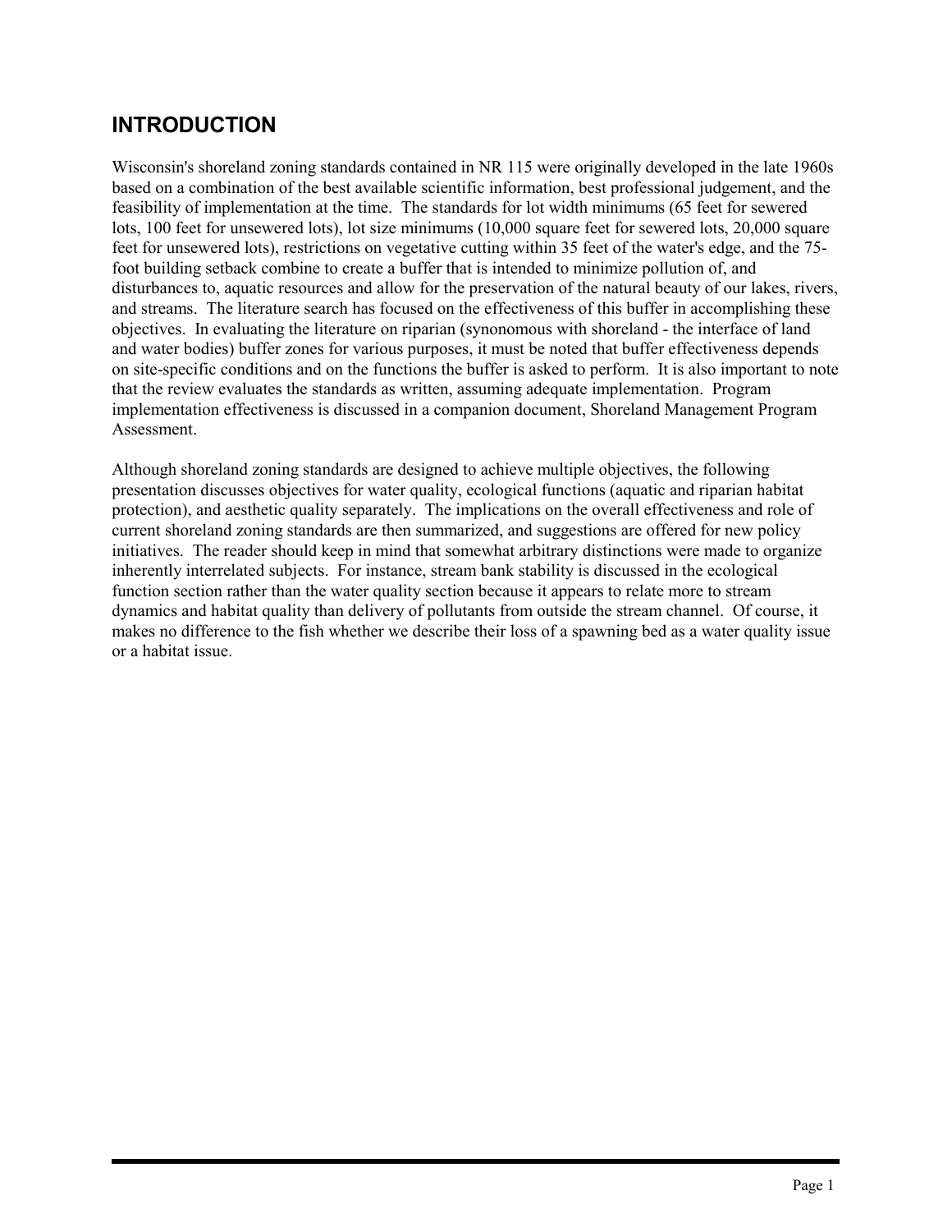# INTRODUCTION

Wisconsin's shoreland zoning standards contained in NR 115 were originally developed in the late 1960s based on a combination of the best available scientific information, best professional judgement, and the feasibility of implementation at the time. The standards for lot width minimums (65 feet for sewered lots, 100 feet for unsewered lots), lot size minimums (10,000 square feet for sewered lots, 20,000 square feet for unsewered lots), restrictions on vegetative cutting within 35 feet of the water's edge, and the 75-foot building setback combine to create a buffer that is intended to minimize pollution of, and disturbances to, aquatic resources and allow for the preservation of the natural beauty of our lakes, rivers, and streams. The literature search has focused on the effectiveness of this buffer in accomplishing these objectives. In evaluating the literature on riparian (synonomous with shoreland - the interface of land and water bodies) buffer zones for various purposes, it must be noted that buffer effectiveness depends on site-specific conditions and on the functions the buffer is asked to perform. It is also important to note that the review evaluates the standards as written, assuming adequate implementation. Program implementation effectiveness is discussed in a companion document, Shoreland Management Program Assessment.

Although shoreland zoning standards are designed to achieve multiple objectives, the following presentation discusses objectives for water quality, ecological functions (aquatic and riparian habitat protection), and aesthetic quality separately. The implications on the overall effectiveness and role of current shoreland zoning standards are then summarized, and suggestions are offered for new policy initiatives. The reader should keep in mind that somewhat arbitrary distinctions were made to organize inherently interrelated subjects. For instance, stream bank stability is discussed in the ecological function section rather than the water quality section because it appears to relate more to stream dynamics and habitat quality than delivery of pollutants from outside the stream channel. Of course, it makes no difference to the fish whether we describe their loss of a spawning bed as a water quality issue or a habitat issue.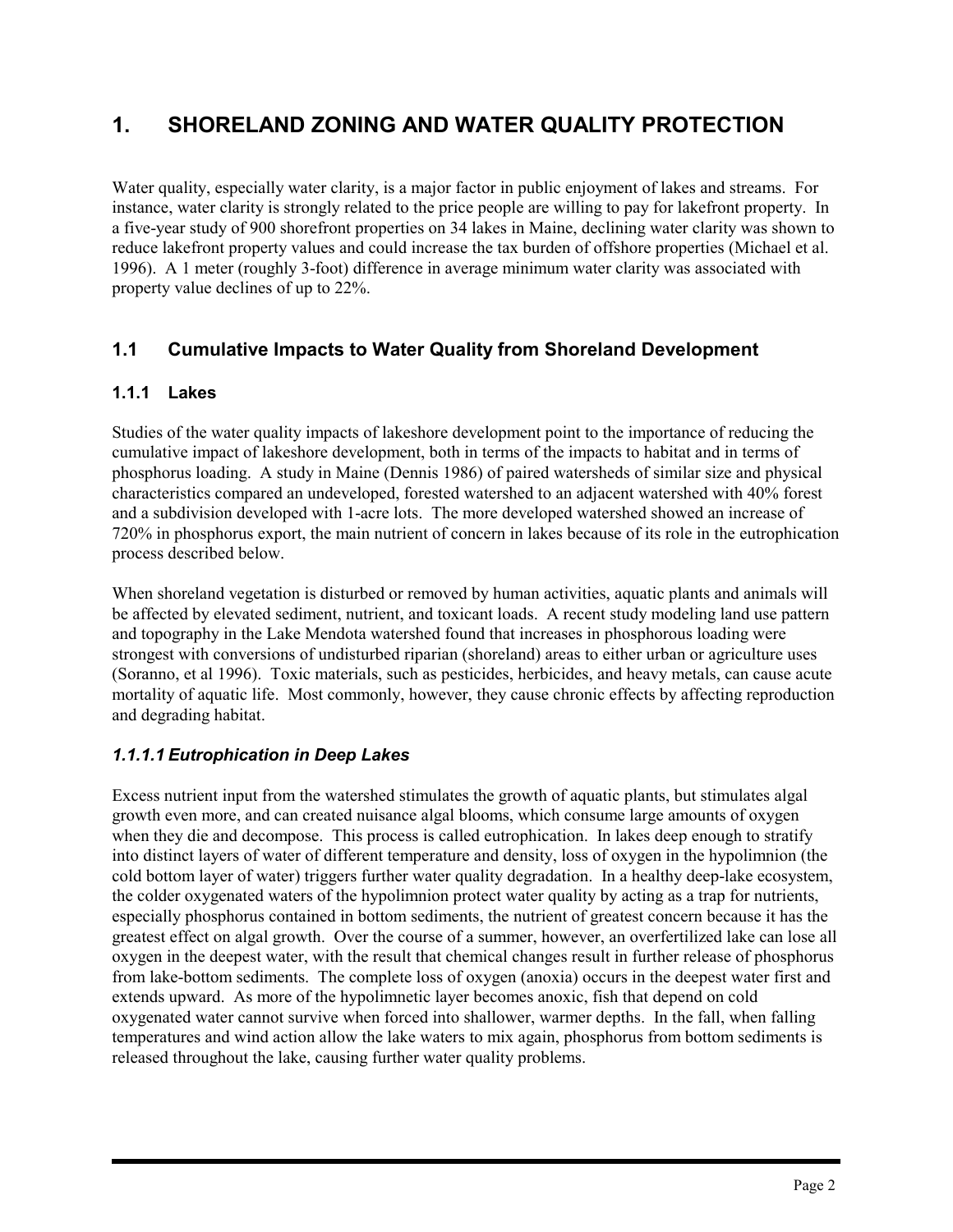# 1. SHORELAND ZONING AND WATER QUALITY PROTECTION

Water quality, especially water clarity, is a major factor in public enjoyment of lakes and streams. For instance, water clarity is strongly related to the price people are willing to pay for lakefront property. In a five-year study of 900 shorefront properties on 34 lakes in Maine, declining water clarity was shown to reduce lakefront property values and could increase the tax burden of offshore properties (Michael et al. 1996). A 1 meter (roughly 3-foot) difference in average minimum water clarity was associated with property value declines of up to 22%.

## 1.1 Cumulative Impacts to Water Quality from Shoreland Development

### 1.1.1 Lakes

Studies of the water quality impacts of lakeshore development point to the importance of reducing the cumulative impact of lakeshore development, both in terms of the impacts to habitat and in terms of phosphorus loading. A study in Maine (Dennis 1986) of paired watersheds of similar size and physical characteristics compared an undeveloped, forested watershed to an adjacent watershed with 40% forest and a subdivision developed with 1-acre lots. The more developed watershed showed an increase of 720% in phosphorus export, the main nutrient of concern in lakes because of its role in the eutrophication process described below.

When shoreland vegetation is disturbed or removed by human activities, aquatic plants and animals will be affected by elevated sediment, nutrient, and toxicant loads. A recent study modeling land use pattern and topography in the Lake Mendota watershed found that increases in phosphorous loading were strongest with conversions of undisturbed riparian (shoreland) areas to either urban or agriculture uses (Soranno, et al 1996). Toxic materials, such as pesticides, herbicides, and heavy metals, can cause acute mortality of aquatic life. Most commonly, however, they cause chronic effects by affecting reproduction and degrading habitat.

#### *1.1.1.1 Eutrophication in Deep Lakes*

Excess nutrient input from the watershed stimulates the growth of aquatic plants, but stimulates algal growth even more, and can created nuisance algal blooms, which consume large amounts of oxygen when they die and decompose. This process is called eutrophication. In lakes deep enough to stratify into distinct layers of water of different temperature and density, loss of oxygen in the hypolimnion (the cold bottom layer of water) triggers further water quality degradation. In a healthy deep-lake ecosystem, the colder oxygenated waters of the hypolimnion protect water quality by acting as a trap for nutrients, especially phosphorus contained in bottom sediments, the nutrient of greatest concern because it has the greatest effect on algal growth. Over the course of a summer, however, an overfertilized lake can lose all oxygen in the deepest water, with the result that chemical changes result in further release of phosphorus from lake-bottom sediments. The complete loss of oxygen (anoxia) occurs in the deepest water first and extends upward. As more of the hypolimnetic layer becomes anoxic, fish that depend on cold oxygenated water cannot survive when forced into shallower, warmer depths. In the fall, when falling temperatures and wind action allow the lake waters to mix again, phosphorus from bottom sediments is released throughout the lake, causing further water quality problems.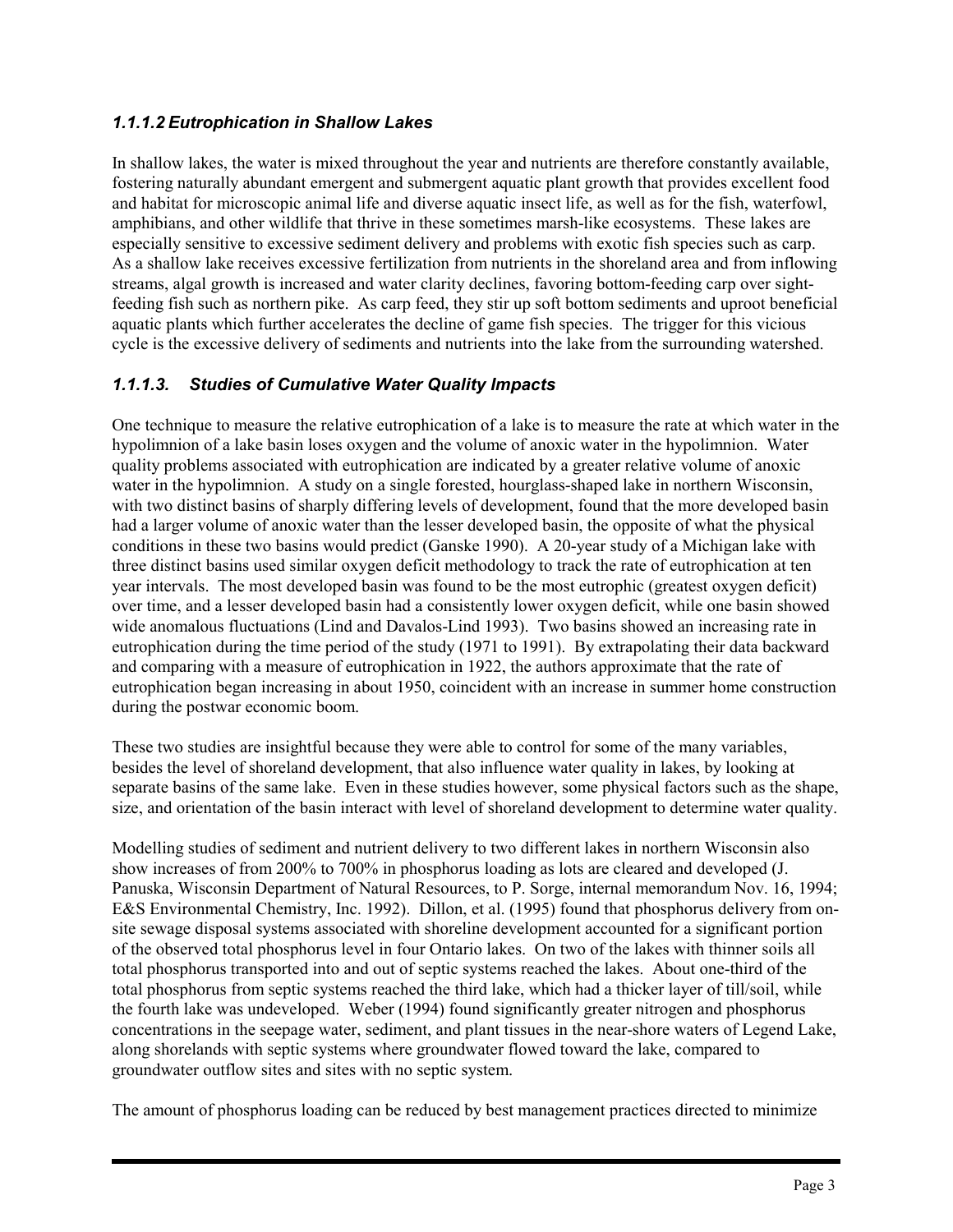#### *1.1.1.2 Eutrophication in Shallow Lakes*

In shallow lakes, the water is mixed throughout the year and nutrients are therefore constantly available, fostering naturally abundant emergent and submergent aquatic plant growth that provides excellent food and habitat for microscopic animal life and diverse aquatic insect life, as well as for the fish, waterfowl, amphibians, and other wildlife that thrive in these sometimes marsh-like ecosystems. These lakes are especially sensitive to excessive sediment delivery and problems with exotic fish species such as carp. As a shallow lake receives excessive fertilization from nutrients in the shoreland area and from inflowing streams, algal growth is increased and water clarity declines, favoring bottom-feeding carp over sight-feeding fish such as northern pike. As carp feed, they stir up soft bottom sediments and uproot beneficial aquatic plants which further accelerates the decline of game fish species. The trigger for this vicious cycle is the excessive delivery of sediments and nutrients into the lake from the surrounding watershed.

#### *1.1.1.3. Studies of Cumulative Water Quality Impacts*

One technique to measure the relative eutrophication of a lake is to measure the rate at which water in the hypolimnion of a lake basin loses oxygen and the volume of anoxic water in the hypolimnion. Water quality problems associated with eutrophication are indicated by a greater relative volume of anoxic water in the hypolimnion. A study on a single forested, hourglass-shaped lake in northern Wisconsin, with two distinct basins of sharply differing levels of development, found that the more developed basin had a larger volume of anoxic water than the lesser developed basin, the opposite of what the physical conditions in these two basins would predict (Ganske 1990). A 20-year study of a Michigan lake with three distinct basins used similar oxygen deficit methodology to track the rate of eutrophication at ten year intervals. The most developed basin was found to be the most eutrophic (greatest oxygen deficit) over time, and a lesser developed basin had a consistently lower oxygen deficit, while one basin showed wide anomalous fluctuations (Lind and Davalos-Lind 1993). Two basins showed an increasing rate in eutrophication during the time period of the study (1971 to 1991). By extrapolating their data backward and comparing with a measure of eutrophication in 1922, the authors approximate that the rate of eutrophication began increasing in about 1950, coincident with an increase in summer home construction during the postwar economic boom.

These two studies are insightful because they were able to control for some of the many variables, besides the level of shoreland development, that also influence water quality in lakes, by looking at separate basins of the same lake. Even in these studies however, some physical factors such as the shape, size, and orientation of the basin interact with level of shoreland development to determine water quality.

Modelling studies of sediment and nutrient delivery to two different lakes in northern Wisconsin also show increases of from 200% to 700% in phosphorus loading as lots are cleared and developed (J. Panuska, Wisconsin Department of Natural Resources, to P. Sorge, internal memorandum Nov. 16, 1994; E&S Environmental Chemistry, Inc. 1992). Dillon, et al. (1995) found that phosphorus delivery from on-site sewage disposal systems associated with shoreline development accounted for a significant portion of the observed total phosphorus level in four Ontario lakes. On two of the lakes with thinner soils all total phosphorus transported into and out of septic systems reached the lakes. About one-third of the total phosphorus from septic systems reached the third lake, which had a thicker layer of till/soil, while the fourth lake was undeveloped. Weber (1994) found significantly greater nitrogen and phosphorus concentrations in the seepage water, sediment, and plant tissues in the near-shore waters of Legend Lake, along shorelands with septic systems where groundwater flowed toward the lake, compared to groundwater outflow sites and sites with no septic system.

The amount of phosphorus loading can be reduced by best management practices directed to minimize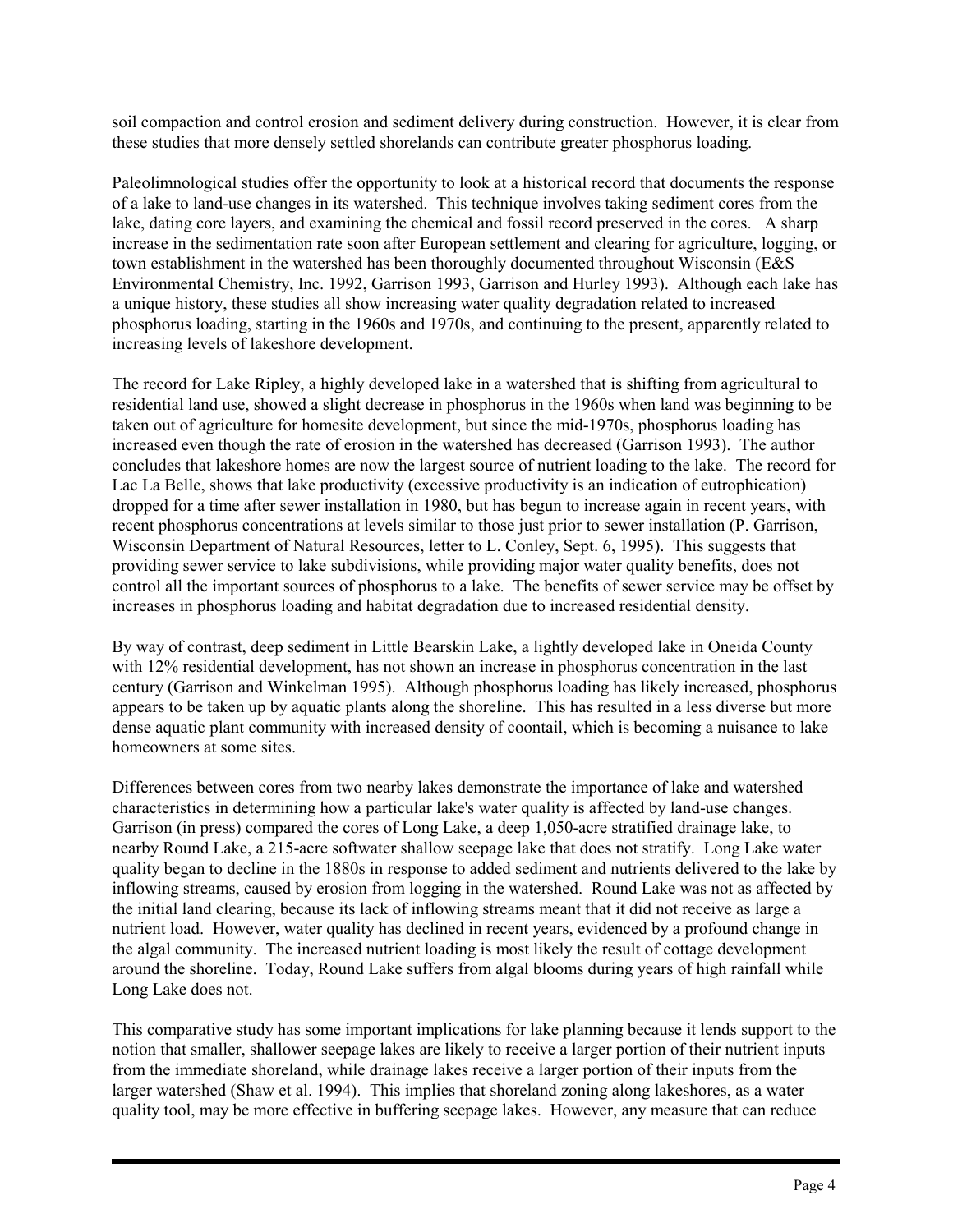soil compaction and control erosion and sediment delivery during construction. However, it is clear from these studies that more densely settled shorelands can contribute greater phosphorus loading.

Paleolimnological studies offer the opportunity to look at a historical record that documents the response of a lake to land-use changes in its watershed. This technique involves taking sediment cores from the lake, dating core layers, and examining the chemical and fossil record preserved in the cores. A sharp increase in the sedimentation rate soon after European settlement and clearing for agriculture, logging, or town establishment in the watershed has been thoroughly documented throughout Wisconsin (E&S Environmental Chemistry, Inc. 1992, Garrison 1993, Garrison and Hurley 1993). Although each lake has a unique history, these studies all show increasing water quality degradation related to increased phosphorus loading, starting in the 1960s and 1970s, and continuing to the present, apparently related to increasing levels of lakeshore development.

The record for Lake Ripley, a highly developed lake in a watershed that is shifting from agricultural to residential land use, showed a slight decrease in phosphorus in the 1960s when land was beginning to be taken out of agriculture for homesite development, but since the mid-1970s, phosphorus loading has increased even though the rate of erosion in the watershed has decreased (Garrison 1993). The author concludes that lakeshore homes are now the largest source of nutrient loading to the lake. The record for Lac La Belle, shows that lake productivity (excessive productivity is an indication of eutrophication) dropped for a time after sewer installation in 1980, but has begun to increase again in recent years, with recent phosphorus concentrations at levels similar to those just prior to sewer installation (P. Garrison, Wisconsin Department of Natural Resources, letter to L. Conley, Sept. 6, 1995). This suggests that providing sewer service to lake subdivisions, while providing major water quality benefits, does not control all the important sources of phosphorus to a lake. The benefits of sewer service may be offset by increases in phosphorus loading and habitat degradation due to increased residential density.

By way of contrast, deep sediment in Little Bearskin Lake, a lightly developed lake in Oneida County with 12% residential development, has not shown an increase in phosphorus concentration in the last century (Garrison and Winkelman 1995). Although phosphorus loading has likely increased, phosphorus appears to be taken up by aquatic plants along the shoreline. This has resulted in a less diverse but more dense aquatic plant community with increased density of coontail, which is becoming a nuisance to lake homeowners at some sites.

Differences between cores from two nearby lakes demonstrate the importance of lake and watershed characteristics in determining how a particular lake's water quality is affected by land-use changes. Garrison (in press) compared the cores of Long Lake, a deep 1,050-acre stratified drainage lake, to nearby Round Lake, a 215-acre softwater shallow seepage lake that does not stratify. Long Lake water quality began to decline in the 1880s in response to added sediment and nutrients delivered to the lake by inflowing streams, caused by erosion from logging in the watershed. Round Lake was not as affected by the initial land clearing, because its lack of inflowing streams meant that it did not receive as large a nutrient load. However, water quality has declined in recent years, evidenced by a profound change in the algal community. The increased nutrient loading is most likely the result of cottage development around the shoreline. Today, Round Lake suffers from algal blooms during years of high rainfall while Long Lake does not.

This comparative study has some important implications for lake planning because it lends support to the notion that smaller, shallower seepage lakes are likely to receive a larger portion of their nutrient inputs from the immediate shoreland, while drainage lakes receive a larger portion of their inputs from the larger watershed (Shaw et al. 1994). This implies that shoreland zoning along lakeshores, as a water quality tool, may be more effective in buffering seepage lakes. However, any measure that can reduce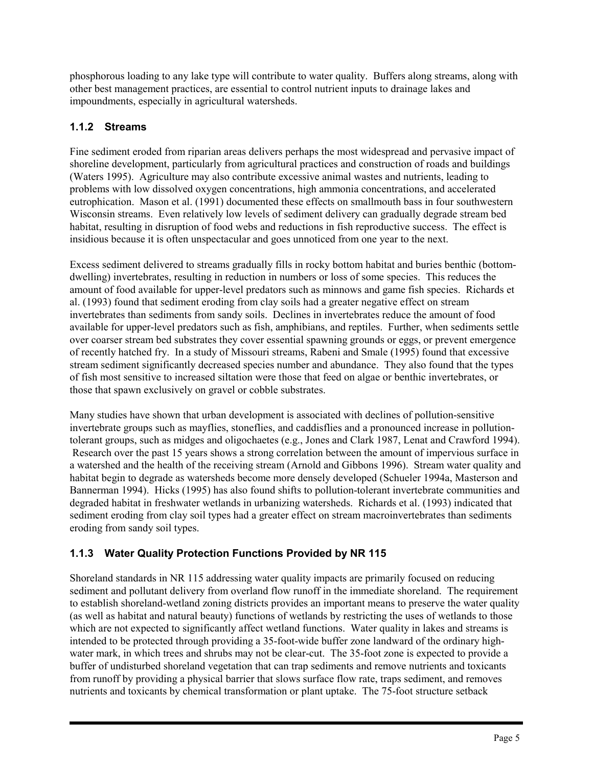phosphorous loading to any lake type will contribute to water quality. Buffers along streams, along with other best management practices, are essential to control nutrient inputs to drainage lakes and impoundments, especially in agricultural watersheds.

### 1.1.2 Streams

Fine sediment eroded from riparian areas delivers perhaps the most widespread and pervasive impact of shoreline development, particularly from agricultural practices and construction of roads and buildings (Waters 1995). Agriculture may also contribute excessive animal wastes and nutrients, leading to problems with low dissolved oxygen concentrations, high ammonia concentrations, and accelerated eutrophication. Mason et al. (1991) documented these effects on smallmouth bass in four southwestern Wisconsin streams. Even relatively low levels of sediment delivery can gradually degrade stream bed habitat, resulting in disruption of food webs and reductions in fish reproductive success. The effect is insidious because it is often unspectacular and goes unnoticed from one year to the next.

Excess sediment delivered to streams gradually fills in rocky bottom habitat and buries benthic (bottom-dwelling) invertebrates, resulting in reduction in numbers or loss of some species. This reduces the amount of food available for upper-level predators such as minnows and game fish species. Richards et al. (1993) found that sediment eroding from clay soils had a greater negative effect on stream invertebrates than sediments from sandy soils. Declines in invertebrates reduce the amount of food available for upper-level predators such as fish, amphibians, and reptiles. Further, when sediments settle over coarser stream bed substrates they cover essential spawning grounds or eggs, or prevent emergence of recently hatched fry. In a study of Missouri streams, Rabeni and Smale (1995) found that excessive stream sediment significantly decreased species number and abundance. They also found that the types of fish most sensitive to increased siltation were those that feed on algae or benthic invertebrates, or those that spawn exclusively on gravel or cobble substrates.

Many studies have shown that urban development is associated with declines of pollution-sensitive invertebrate groups such as mayflies, stoneflies, and caddisflies and a pronounced increase in pollution-tolerant groups, such as midges and oligochaetes (e.g., Jones and Clark 1987, Lenat and Crawford 1994). Research over the past 15 years shows a strong correlation between the amount of impervious surface in a watershed and the health of the receiving stream (Arnold and Gibbons 1996). Stream water quality and habitat begin to degrade as watersheds become more densely developed (Schueler 1994a, Masterson and Bannerman 1994). Hicks (1995) has also found shifts to pollution-tolerant invertebrate communities and degraded habitat in freshwater wetlands in urbanizing watersheds. Richards et al. (1993) indicated that sediment eroding from clay soil types had a greater effect on stream macroinvertebrates than sediments eroding from sandy soil types.

### 1.1.3 Water Quality Protection Functions Provided by NR 115

Shoreland standards in NR 115 addressing water quality impacts are primarily focused on reducing sediment and pollutant delivery from overland flow runoff in the immediate shoreland. The requirement to establish shoreland-wetland zoning districts provides an important means to preserve the water quality (as well as habitat and natural beauty) functions of wetlands by restricting the uses of wetlands to those which are not expected to significantly affect wetland functions. Water quality in lakes and streams is intended to be protected through providing a 35-foot-wide buffer zone landward of the ordinary high-water mark, in which trees and shrubs may not be clear-cut. The 35-foot zone is expected to provide a buffer of undisturbed shoreland vegetation that can trap sediments and remove nutrients and toxicants from runoff by providing a physical barrier that slows surface flow rate, traps sediment, and removes nutrients and toxicants by chemical transformation or plant uptake. The 75-foot structure setback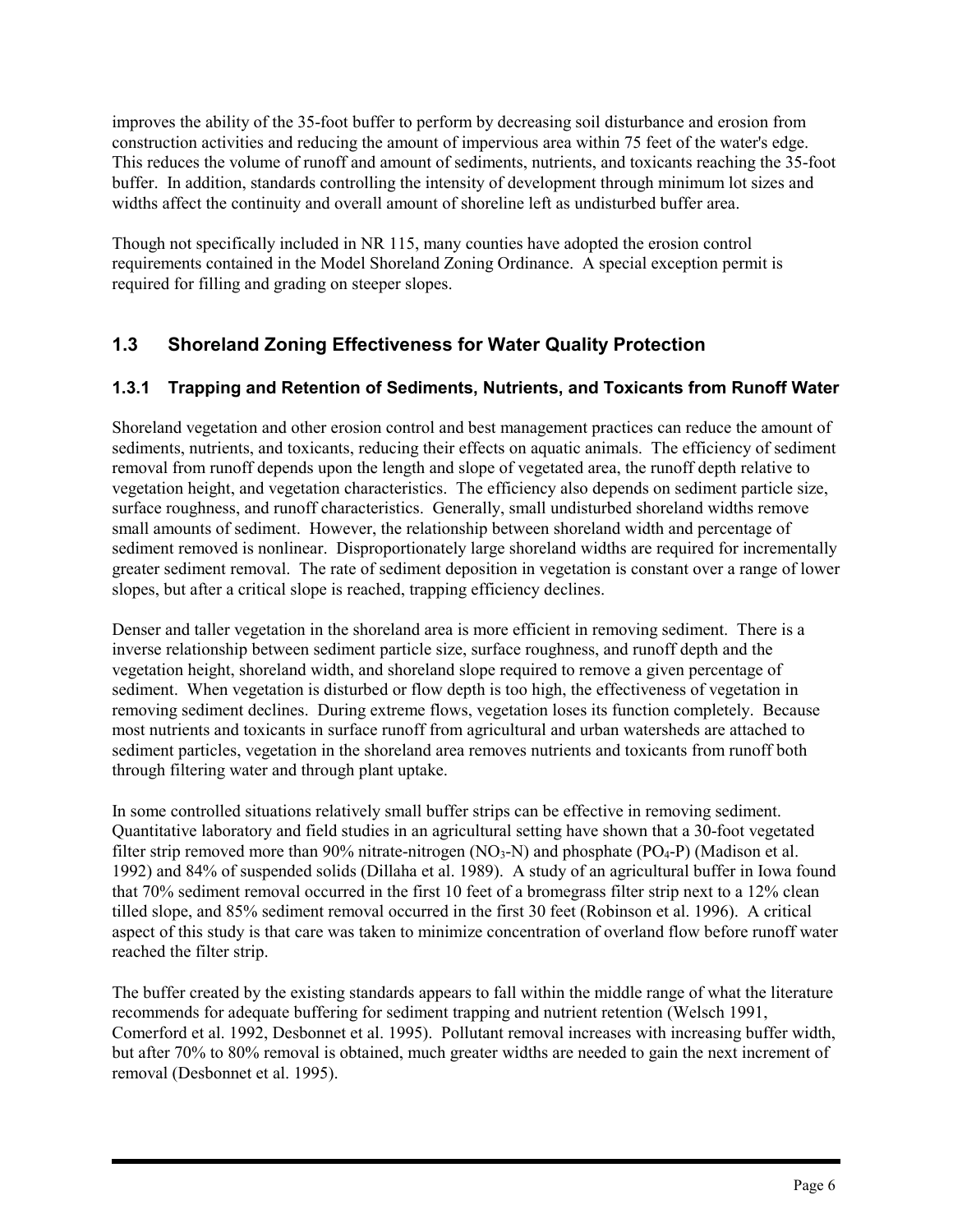improves the ability of the 35-foot buffer to perform by decreasing soil disturbance and erosion from construction activities and reducing the amount of impervious area within 75 feet of the water's edge. This reduces the volume of runoff and amount of sediments, nutrients, and toxicants reaching the 35-foot buffer. In addition, standards controlling the intensity of development through minimum lot sizes and widths affect the continuity and overall amount of shoreline left as undisturbed buffer area.

Though not specifically included in NR 115, many counties have adopted the erosion control requirements contained in the Model Shoreland Zoning Ordinance. A special exception permit is required for filling and grading on steeper slopes.

## 1.3 Shoreland Zoning Effectiveness for Water Quality Protection

### 1.3.1 Trapping and Retention of Sediments, Nutrients, and Toxicants from Runoff Water

Shoreland vegetation and other erosion control and best management practices can reduce the amount of sediments, nutrients, and toxicants, reducing their effects on aquatic animals. The efficiency of sediment removal from runoff depends upon the length and slope of vegetated area, the runoff depth relative to vegetation height, and vegetation characteristics. The efficiency also depends on sediment particle size, surface roughness, and runoff characteristics. Generally, small undisturbed shoreland widths remove small amounts of sediment. However, the relationship between shoreland width and percentage of sediment removed is nonlinear. Disproportionately large shoreland widths are required for incrementally greater sediment removal. The rate of sediment deposition in vegetation is constant over a range of lower slopes, but after a critical slope is reached, trapping efficiency declines.

Denser and taller vegetation in the shoreland area is more efficient in removing sediment. There is a inverse relationship between sediment particle size, surface roughness, and runoff depth and the vegetation height, shoreland width, and shoreland slope required to remove a given percentage of sediment. When vegetation is disturbed or flow depth is too high, the effectiveness of vegetation in removing sediment declines. During extreme flows, vegetation loses its function completely. Because most nutrients and toxicants in surface runoff from agricultural and urban watersheds are attached to sediment particles, vegetation in the shoreland area removes nutrients and toxicants from runoff both through filtering water and through plant uptake.

In some controlled situations relatively small buffer strips can be effective in removing sediment. Quantitative laboratory and field studies in an agricultural setting have shown that a 30-foot vegetated filter strip removed more than 90% nitrate-nitrogen ($NO_3$-N) and phosphate ($PO_4$-P) (Madison et al. 1992) and 84% of suspended solids (Dillaha et al. 1989). A study of an agricultural buffer in Iowa found that 70% sediment removal occurred in the first 10 feet of a bromegrass filter strip next to a 12% clean tilled slope, and 85% sediment removal occurred in the first 30 feet (Robinson et al. 1996). A critical aspect of this study is that care was taken to minimize concentration of overland flow before runoff water reached the filter strip.

The buffer created by the existing standards appears to fall within the middle range of what the literature recommends for adequate buffering for sediment trapping and nutrient retention (Welsch 1991, Comerford et al. 1992, Desbonnet et al. 1995). Pollutant removal increases with increasing buffer width, but after 70% to 80% removal is obtained, much greater widths are needed to gain the next increment of removal (Desbonnet et al. 1995).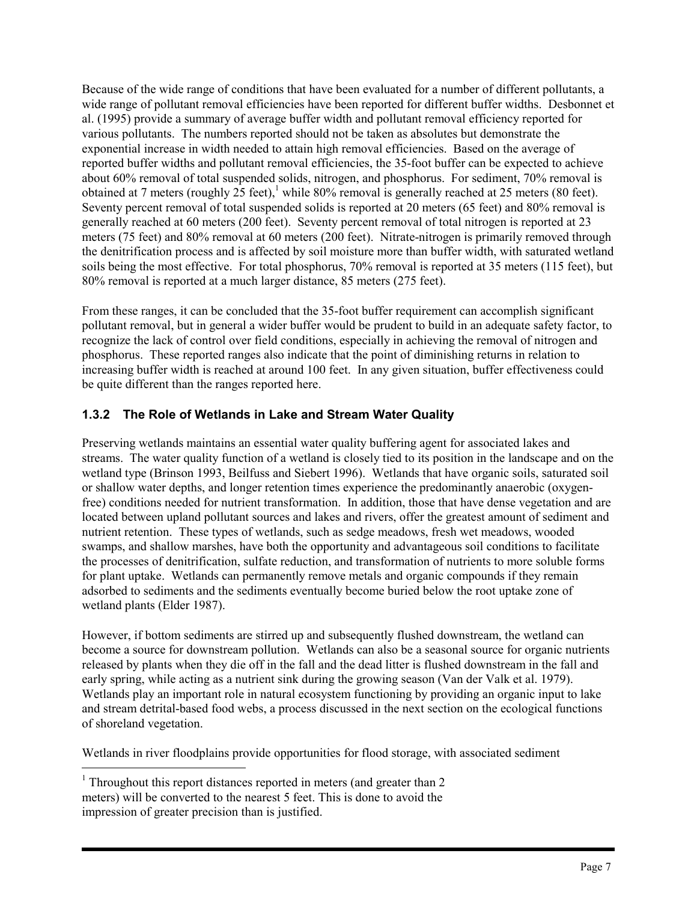Because of the wide range of conditions that have been evaluated for a number of different pollutants, a wide range of pollutant removal efficiencies have been reported for different buffer widths. Desbonnet et al. (1995) provide a summary of average buffer width and pollutant removal efficiency reported for various pollutants. The numbers reported should not be taken as absolutes but demonstrate the exponential increase in width needed to attain high removal efficiencies. Based on the average of reported buffer widths and pollutant removal efficiencies, the 35-foot buffer can be expected to achieve about 60% removal of total suspended solids, nitrogen, and phosphorus. For sediment, 70% removal is obtained at 7 meters (roughly 25 feet),[1] while 80% removal is generally reached at 25 meters (80 feet). Seventy percent removal of total suspended solids is reported at 20 meters (65 feet) and 80% removal is generally reached at 60 meters (200 feet). Seventy percent removal of total nitrogen is reported at 23 meters (75 feet) and 80% removal at 60 meters (200 feet). Nitrate-nitrogen is primarily removed through the denitrification process and is affected by soil moisture more than buffer width, with saturated wetland soils being the most effective. For total phosphorus, 70% removal is reported at 35 meters (115 feet), but 80% removal is reported at a much larger distance, 85 meters (275 feet).

From these ranges, it can be concluded that the 35-foot buffer requirement can accomplish significant pollutant removal, but in general a wider buffer would be prudent to build in an adequate safety factor, to recognize the lack of control over field conditions, especially in achieving the removal of nitrogen and phosphorus. These reported ranges also indicate that the point of diminishing returns in relation to increasing buffer width is reached at around 100 feet. In any given situation, buffer effectiveness could be quite different than the ranges reported here.

### 1.3.2 The Role of Wetlands in Lake and Stream Water Quality

Preserving wetlands maintains an essential water quality buffering agent for associated lakes and streams. The water quality function of a wetland is closely tied to its position in the landscape and on the wetland type (Brinson 1993, Beilfuss and Siebert 1996). Wetlands that have organic soils, saturated soil or shallow water depths, and longer retention times experience the predominantly anaerobic (oxygen-free) conditions needed for nutrient transformation. In addition, those that have dense vegetation and are located between upland pollutant sources and lakes and rivers, offer the greatest amount of sediment and nutrient retention. These types of wetlands, such as sedge meadows, fresh wet meadows, wooded swamps, and shallow marshes, have both the opportunity and advantageous soil conditions to facilitate the processes of denitrification, sulfate reduction, and transformation of nutrients to more soluble forms for plant uptake. Wetlands can permanently remove metals and organic compounds if they remain adsorbed to sediments and the sediments eventually become buried below the root uptake zone of wetland plants (Elder 1987).

However, if bottom sediments are stirred up and subsequently flushed downstream, the wetland can become a source for downstream pollution. Wetlands can also be a seasonal source for organic nutrients released by plants when they die off in the fall and the dead litter is flushed downstream in the fall and early spring, while acting as a nutrient sink during the growing season (Van der Valk et al. 1979). Wetlands play an important role in natural ecosystem functioning by providing an organic input to lake and stream detrital-based food webs, a process discussed in the next section on the ecological functions of shoreland vegetation.

Wetlands in river floodplains provide opportunities for flood storage, with associated sediment

[1] Throughout this report distances reported in meters (and greater than 2 meters) will be converted to the nearest 5 feet. This is done to avoid the impression of greater precision than is justified.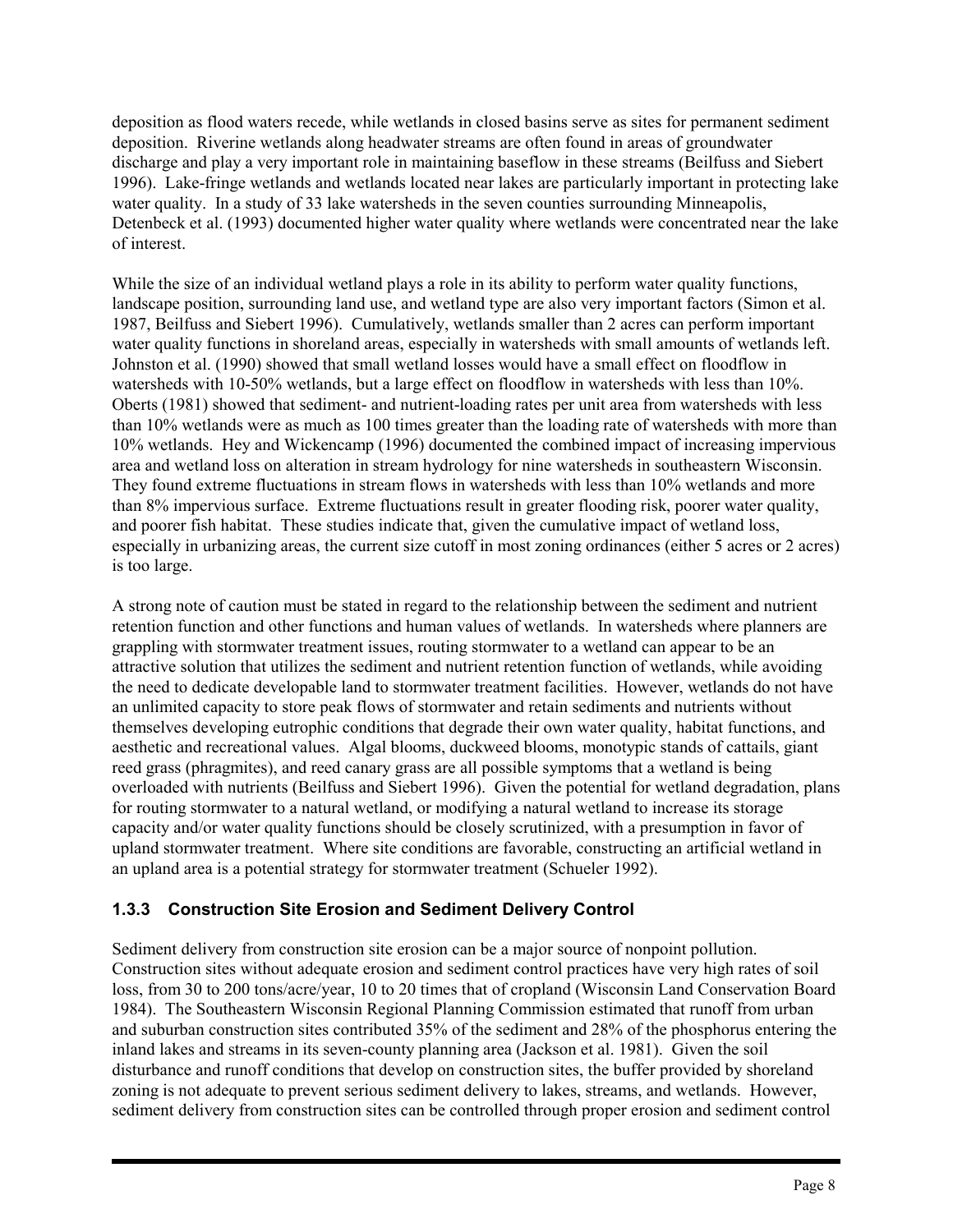deposition as flood waters recede, while wetlands in closed basins serve as sites for permanent sediment deposition. Riverine wetlands along headwater streams are often found in areas of groundwater discharge and play a very important role in maintaining baseflow in these streams (Beilfuss and Siebert 1996). Lake-fringe wetlands and wetlands located near lakes are particularly important in protecting lake water quality. In a study of 33 lake watersheds in the seven counties surrounding Minneapolis, Detenbeck et al. (1993) documented higher water quality where wetlands were concentrated near the lake of interest.

While the size of an individual wetland plays a role in its ability to perform water quality functions, landscape position, surrounding land use, and wetland type are also very important factors (Simon et al. 1987, Beilfuss and Siebert 1996). Cumulatively, wetlands smaller than 2 acres can perform important water quality functions in shoreland areas, especially in watersheds with small amounts of wetlands left. Johnston et al. (1990) showed that small wetland losses would have a small effect on floodflow in watersheds with 10-50% wetlands, but a large effect on floodflow in watersheds with less than 10%. Oberts (1981) showed that sediment- and nutrient-loading rates per unit area from watersheds with less than 10% wetlands were as much as 100 times greater than the loading rate of watersheds with more than 10% wetlands. Hey and Wickencamp (1996) documented the combined impact of increasing impervious area and wetland loss on alteration in stream hydrology for nine watersheds in southeastern Wisconsin. They found extreme fluctuations in stream flows in watersheds with less than 10% wetlands and more than 8% impervious surface. Extreme fluctuations result in greater flooding risk, poorer water quality, and poorer fish habitat. These studies indicate that, given the cumulative impact of wetland loss, especially in urbanizing areas, the current size cutoff in most zoning ordinances (either 5 acres or 2 acres) is too large.

A strong note of caution must be stated in regard to the relationship between the sediment and nutrient retention function and other functions and human values of wetlands. In watersheds where planners are grappling with stormwater treatment issues, routing stormwater to a wetland can appear to be an attractive solution that utilizes the sediment and nutrient retention function of wetlands, while avoiding the need to dedicate developable land to stormwater treatment facilities. However, wetlands do not have an unlimited capacity to store peak flows of stormwater and retain sediments and nutrients without themselves developing eutrophic conditions that degrade their own water quality, habitat functions, and aesthetic and recreational values. Algal blooms, duckweed blooms, monotypic stands of cattails, giant reed grass (phragmites), and reed canary grass are all possible symptoms that a wetland is being overloaded with nutrients (Beilfuss and Siebert 1996). Given the potential for wetland degradation, plans for routing stormwater to a natural wetland, or modifying a natural wetland to increase its storage capacity and/or water quality functions should be closely scrutinized, with a presumption in favor of upland stormwater treatment. Where site conditions are favorable, constructing an artificial wetland in an upland area is a potential strategy for stormwater treatment (Schueler 1992).

### 1.3.3 Construction Site Erosion and Sediment Delivery Control

Sediment delivery from construction site erosion can be a major source of nonpoint pollution. Construction sites without adequate erosion and sediment control practices have very high rates of soil loss, from 30 to 200 tons/acre/year, 10 to 20 times that of cropland (Wisconsin Land Conservation Board 1984). The Southeastern Wisconsin Regional Planning Commission estimated that runoff from urban and suburban construction sites contributed 35% of the sediment and 28% of the phosphorus entering the inland lakes and streams in its seven-county planning area (Jackson et al. 1981). Given the soil disturbance and runoff conditions that develop on construction sites, the buffer provided by shoreland zoning is not adequate to prevent serious sediment delivery to lakes, streams, and wetlands. However, sediment delivery from construction sites can be controlled through proper erosion and sediment control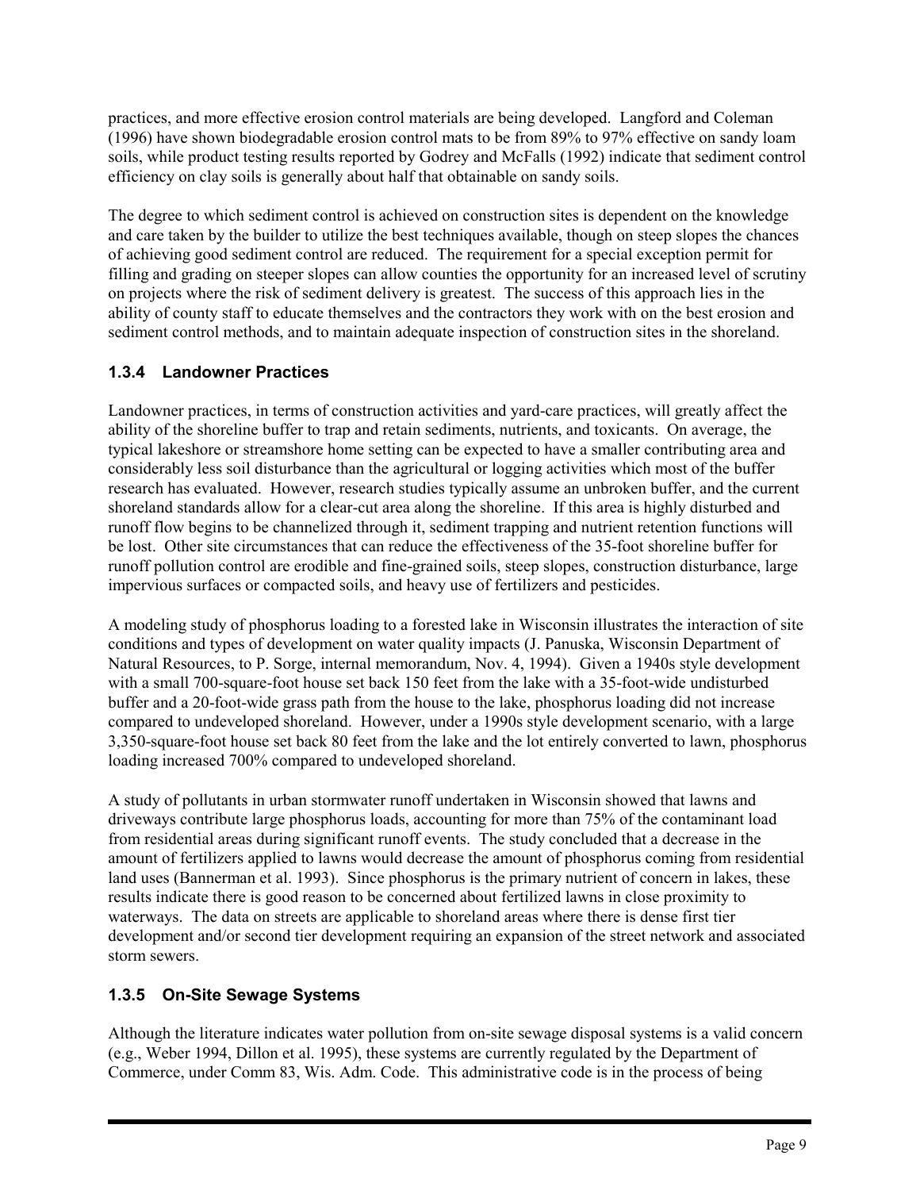practices, and more effective erosion control materials are being developed. Langford and Coleman (1996) have shown biodegradable erosion control mats to be from 89% to 97% effective on sandy loam soils, while product testing results reported by Godrey and McFalls (1992) indicate that sediment control efficiency on clay soils is generally about half that obtainable on sandy soils.

The degree to which sediment control is achieved on construction sites is dependent on the knowledge and care taken by the builder to utilize the best techniques available, though on steep slopes the chances of achieving good sediment control are reduced. The requirement for a special exception permit for filling and grading on steeper slopes can allow counties the opportunity for an increased level of scrutiny on projects where the risk of sediment delivery is greatest. The success of this approach lies in the ability of county staff to educate themselves and the contractors they work with on the best erosion and sediment control methods, and to maintain adequate inspection of construction sites in the shoreland.

### 1.3.4 Landowner Practices

Landowner practices, in terms of construction activities and yard-care practices, will greatly affect the ability of the shoreline buffer to trap and retain sediments, nutrients, and toxicants. On average, the typical lakeshore or streamshore home setting can be expected to have a smaller contributing area and considerably less soil disturbance than the agricultural or logging activities which most of the buffer research has evaluated. However, research studies typically assume an unbroken buffer, and the current shoreland standards allow for a clear-cut area along the shoreline. If this area is highly disturbed and runoff flow begins to be channelized through it, sediment trapping and nutrient retention functions will be lost. Other site circumstances that can reduce the effectiveness of the 35-foot shoreline buffer for runoff pollution control are erodible and fine-grained soils, steep slopes, construction disturbance, large impervious surfaces or compacted soils, and heavy use of fertilizers and pesticides.

A modeling study of phosphorus loading to a forested lake in Wisconsin illustrates the interaction of site conditions and types of development on water quality impacts (J. Panuska, Wisconsin Department of Natural Resources, to P. Sorge, internal memorandum, Nov. 4, 1994). Given a 1940s style development with a small 700-square-foot house set back 150 feet from the lake with a 35-foot-wide undisturbed buffer and a 20-foot-wide grass path from the house to the lake, phosphorus loading did not increase compared to undeveloped shoreland. However, under a 1990s style development scenario, with a large 3,350-square-foot house set back 80 feet from the lake and the lot entirely converted to lawn, phosphorus loading increased 700% compared to undeveloped shoreland.

A study of pollutants in urban stormwater runoff undertaken in Wisconsin showed that lawns and driveways contribute large phosphorus loads, accounting for more than 75% of the contaminant load from residential areas during significant runoff events. The study concluded that a decrease in the amount of fertilizers applied to lawns would decrease the amount of phosphorus coming from residential land uses (Bannerman et al. 1993). Since phosphorus is the primary nutrient of concern in lakes, these results indicate there is good reason to be concerned about fertilized lawns in close proximity to waterways. The data on streets are applicable to shoreland areas where there is dense first tier development and/or second tier development requiring an expansion of the street network and associated storm sewers.

### 1.3.5 On-Site Sewage Systems

Although the literature indicates water pollution from on-site sewage disposal systems is a valid concern (e.g., Weber 1994, Dillon et al. 1995), these systems are currently regulated by the Department of Commerce, under Comm 83, Wis. Adm. Code. This administrative code is in the process of being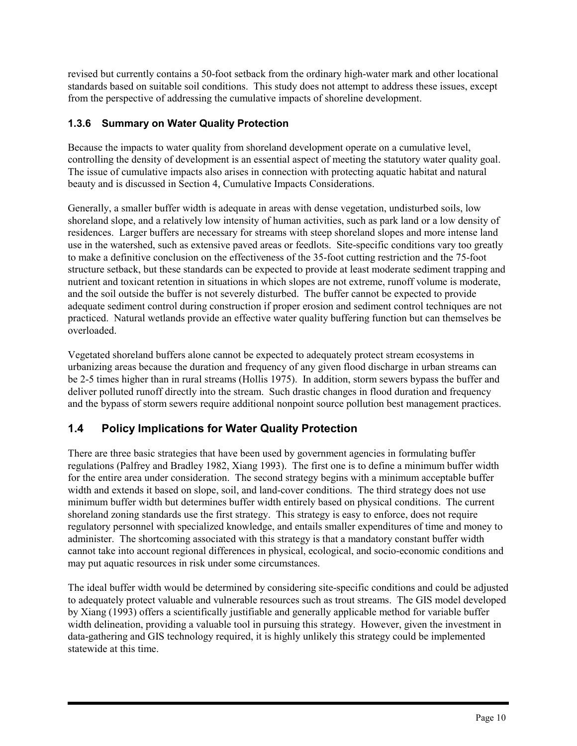revised but currently contains a 50-foot setback from the ordinary high-water mark and other locational standards based on suitable soil conditions. This study does not attempt to address these issues, except from the perspective of addressing the cumulative impacts of shoreline development.

### 1.3.6 Summary on Water Quality Protection

Because the impacts to water quality from shoreland development operate on a cumulative level, controlling the density of development is an essential aspect of meeting the statutory water quality goal. The issue of cumulative impacts also arises in connection with protecting aquatic habitat and natural beauty and is discussed in Section 4, Cumulative Impacts Considerations.

Generally, a smaller buffer width is adequate in areas with dense vegetation, undisturbed soils, low shoreland slope, and a relatively low intensity of human activities, such as park land or a low density of residences. Larger buffers are necessary for streams with steep shoreland slopes and more intense land use in the watershed, such as extensive paved areas or feedlots. Site-specific conditions vary too greatly to make a definitive conclusion on the effectiveness of the 35-foot cutting restriction and the 75-foot structure setback, but these standards can be expected to provide at least moderate sediment trapping and nutrient and toxicant retention in situations in which slopes are not extreme, runoff volume is moderate, and the soil outside the buffer is not severely disturbed. The buffer cannot be expected to provide adequate sediment control during construction if proper erosion and sediment control techniques are not practiced. Natural wetlands provide an effective water quality buffering function but can themselves be overloaded.

Vegetated shoreland buffers alone cannot be expected to adequately protect stream ecosystems in urbanizing areas because the duration and frequency of any given flood discharge in urban streams can be 2-5 times higher than in rural streams (Hollis 1975). In addition, storm sewers bypass the buffer and deliver polluted runoff directly into the stream. Such drastic changes in flood duration and frequency and the bypass of storm sewers require additional nonpoint source pollution best management practices.

## 1.4 Policy Implications for Water Quality Protection

There are three basic strategies that have been used by government agencies in formulating buffer regulations (Palfrey and Bradley 1982, Xiang 1993). The first one is to define a minimum buffer width for the entire area under consideration. The second strategy begins with a minimum acceptable buffer width and extends it based on slope, soil, and land-cover conditions. The third strategy does not use minimum buffer width but determines buffer width entirely based on physical conditions. The current shoreland zoning standards use the first strategy. This strategy is easy to enforce, does not require regulatory personnel with specialized knowledge, and entails smaller expenditures of time and money to administer. The shortcoming associated with this strategy is that a mandatory constant buffer width cannot take into account regional differences in physical, ecological, and socio-economic conditions and may put aquatic resources in risk under some circumstances.

The ideal buffer width would be determined by considering site-specific conditions and could be adjusted to adequately protect valuable and vulnerable resources such as trout streams. The GIS model developed by Xiang (1993) offers a scientifically justifiable and generally applicable method for variable buffer width delineation, providing a valuable tool in pursuing this strategy. However, given the investment in data-gathering and GIS technology required, it is highly unlikely this strategy could be implemented statewide at this time.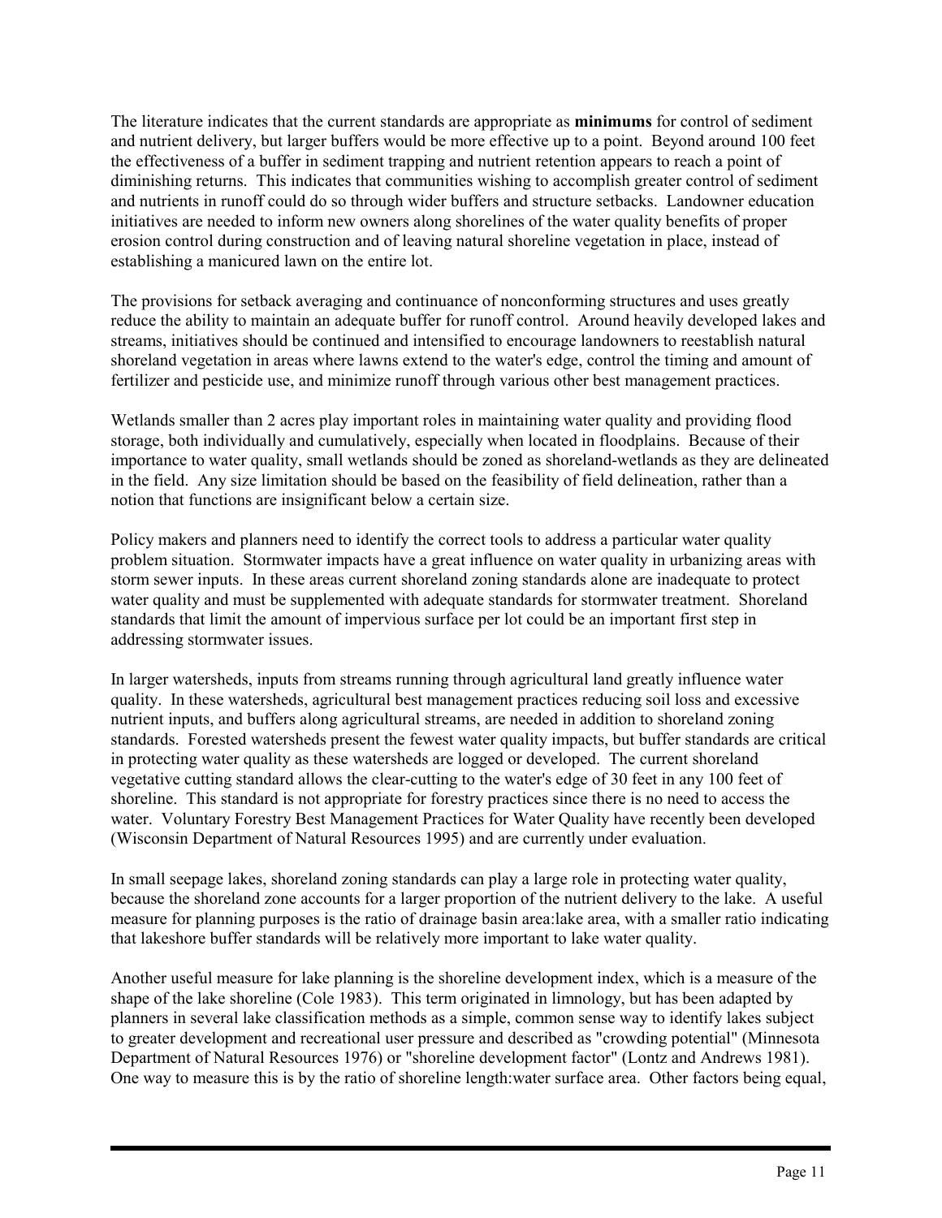The literature indicates that the current standards are appropriate as **minimums** for control of sediment and nutrient delivery, but larger buffers would be more effective up to a point. Beyond around 100 feet the effectiveness of a buffer in sediment trapping and nutrient retention appears to reach a point of diminishing returns. This indicates that communities wishing to accomplish greater control of sediment and nutrients in runoff could do so through wider buffers and structure setbacks. Landowner education initiatives are needed to inform new owners along shorelines of the water quality benefits of proper erosion control during construction and of leaving natural shoreline vegetation in place, instead of establishing a manicured lawn on the entire lot.

The provisions for setback averaging and continuance of nonconforming structures and uses greatly reduce the ability to maintain an adequate buffer for runoff control. Around heavily developed lakes and streams, initiatives should be continued and intensified to encourage landowners to reestablish natural shoreland vegetation in areas where lawns extend to the water's edge, control the timing and amount of fertilizer and pesticide use, and minimize runoff through various other best management practices.

Wetlands smaller than 2 acres play important roles in maintaining water quality and providing flood storage, both individually and cumulatively, especially when located in floodplains. Because of their importance to water quality, small wetlands should be zoned as shoreland-wetlands as they are delineated in the field. Any size limitation should be based on the feasibility of field delineation, rather than a notion that functions are insignificant below a certain size.

Policy makers and planners need to identify the correct tools to address a particular water quality problem situation. Stormwater impacts have a great influence on water quality in urbanizing areas with storm sewer inputs. In these areas current shoreland zoning standards alone are inadequate to protect water quality and must be supplemented with adequate standards for stormwater treatment. Shoreland standards that limit the amount of impervious surface per lot could be an important first step in addressing stormwater issues.

In larger watersheds, inputs from streams running through agricultural land greatly influence water quality. In these watersheds, agricultural best management practices reducing soil loss and excessive nutrient inputs, and buffers along agricultural streams, are needed in addition to shoreland zoning standards. Forested watersheds present the fewest water quality impacts, but buffer standards are critical in protecting water quality as these watersheds are logged or developed. The current shoreland vegetative cutting standard allows the clear-cutting to the water's edge of 30 feet in any 100 feet of shoreline. This standard is not appropriate for forestry practices since there is no need to access the water. Voluntary Forestry Best Management Practices for Water Quality have recently been developed (Wisconsin Department of Natural Resources 1995) and are currently under evaluation.

In small seepage lakes, shoreland zoning standards can play a large role in protecting water quality, because the shoreland zone accounts for a larger proportion of the nutrient delivery to the lake. A useful measure for planning purposes is the ratio of drainage basin area:lake area, with a smaller ratio indicating that lakeshore buffer standards will be relatively more important to lake water quality.

Another useful measure for lake planning is the shoreline development index, which is a measure of the shape of the lake shoreline (Cole 1983). This term originated in limnology, but has been adapted by planners in several lake classification methods as a simple, common sense way to identify lakes subject to greater development and recreational user pressure and described as "crowding potential" (Minnesota Department of Natural Resources 1976) or "shoreline development factor" (Lontz and Andrews 1981). One way to measure this is by the ratio of shoreline length:water surface area. Other factors being equal,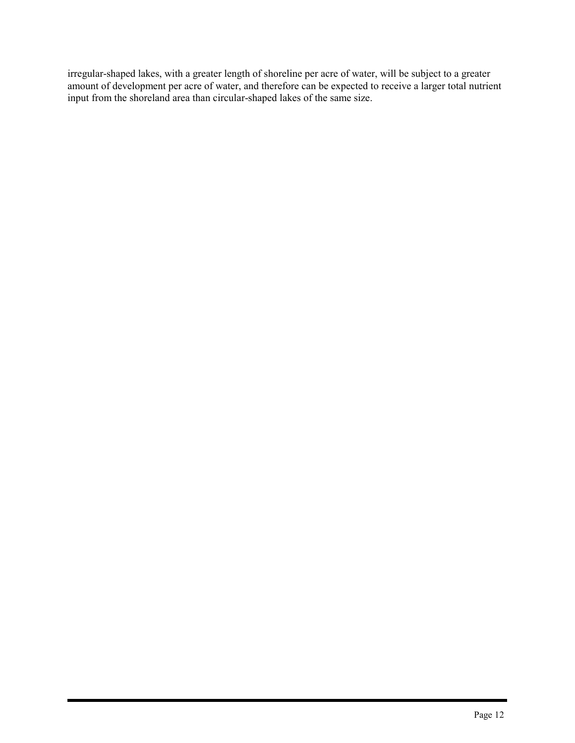irregular-shaped lakes, with a greater length of shoreline per acre of water, will be subject to a greater amount of development per acre of water, and therefore can be expected to receive a larger total nutrient input from the shoreland area than circular-shaped lakes of the same size.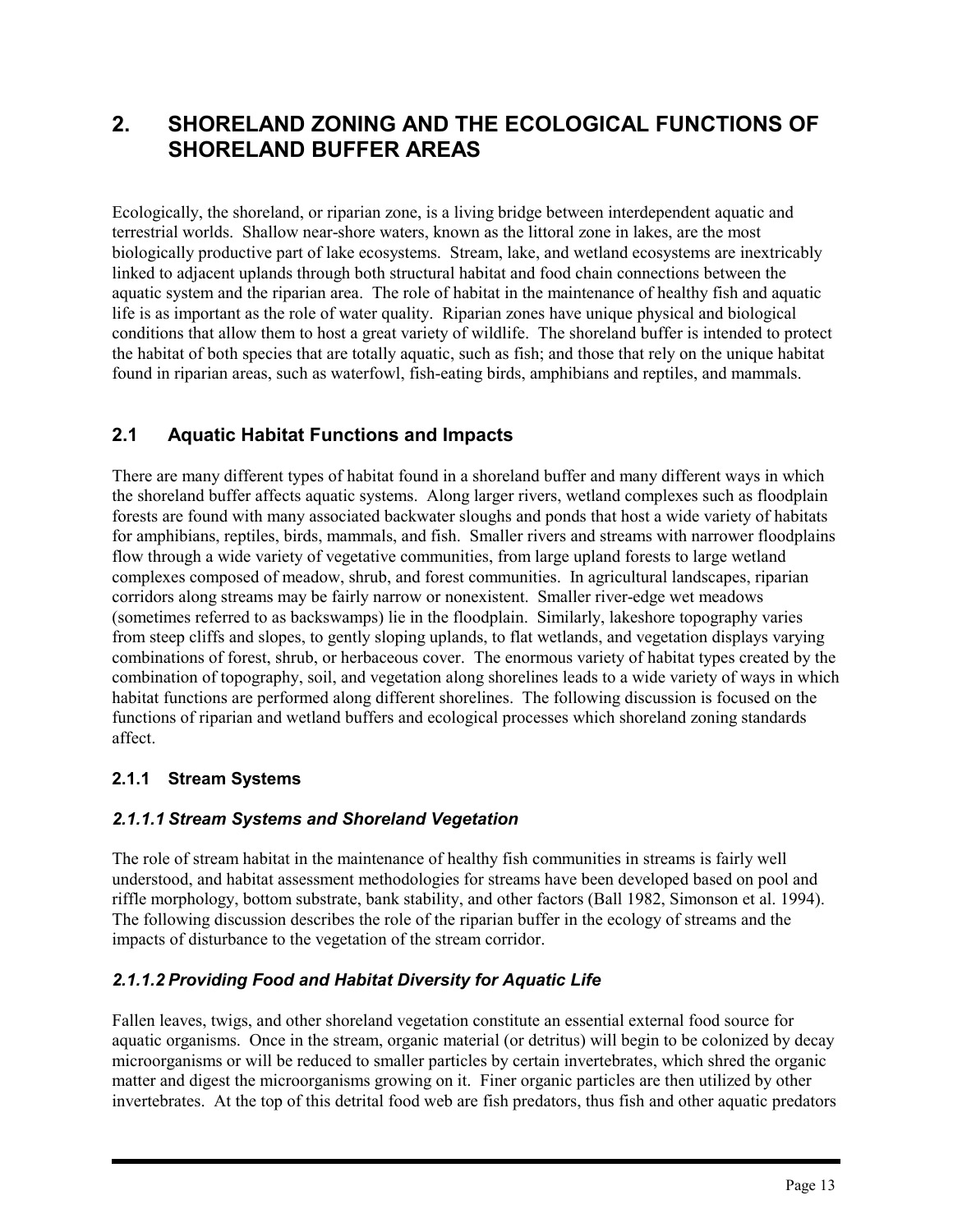# 2. SHORELAND ZONING AND THE ECOLOGICAL FUNCTIONS OF SHORELAND BUFFER AREAS

Ecologically, the shoreland, or riparian zone, is a living bridge between interdependent aquatic and terrestrial worlds. Shallow near-shore waters, known as the littoral zone in lakes, are the most biologically productive part of lake ecosystems. Stream, lake, and wetland ecosystems are inextricably linked to adjacent uplands through both structural habitat and food chain connections between the aquatic system and the riparian area. The role of habitat in the maintenance of healthy fish and aquatic life is as important as the role of water quality. Riparian zones have unique physical and biological conditions that allow them to host a great variety of wildlife. The shoreland buffer is intended to protect the habitat of both species that are totally aquatic, such as fish; and those that rely on the unique habitat found in riparian areas, such as waterfowl, fish-eating birds, amphibians and reptiles, and mammals.

## 2.1 Aquatic Habitat Functions and Impacts

There are many different types of habitat found in a shoreland buffer and many different ways in which the shoreland buffer affects aquatic systems. Along larger rivers, wetland complexes such as floodplain forests are found with many associated backwater sloughs and ponds that host a wide variety of habitats for amphibians, reptiles, birds, mammals, and fish. Smaller rivers and streams with narrower floodplains flow through a wide variety of vegetative communities, from large upland forests to large wetland complexes composed of meadow, shrub, and forest communities. In agricultural landscapes, riparian corridors along streams may be fairly narrow or nonexistent. Smaller river-edge wet meadows (sometimes referred to as backswamps) lie in the floodplain. Similarly, lakeshore topography varies from steep cliffs and slopes, to gently sloping uplands, to flat wetlands, and vegetation displays varying combinations of forest, shrub, or herbaceous cover. The enormous variety of habitat types created by the combination of topography, soil, and vegetation along shorelines leads to a wide variety of ways in which habitat functions are performed along different shorelines. The following discussion is focused on the functions of riparian and wetland buffers and ecological processes which shoreland zoning standards affect.

### 2.1.1 Stream Systems

#### *2.1.1.1 Stream Systems and Shoreland Vegetation*

The role of stream habitat in the maintenance of healthy fish communities in streams is fairly well understood, and habitat assessment methodologies for streams have been developed based on pool and riffle morphology, bottom substrate, bank stability, and other factors (Ball 1982, Simonson et al. 1994). The following discussion describes the role of the riparian buffer in the ecology of streams and the impacts of disturbance to the vegetation of the stream corridor.

#### *2.1.1.2 Providing Food and Habitat Diversity for Aquatic Life*

Fallen leaves, twigs, and other shoreland vegetation constitute an essential external food source for aquatic organisms. Once in the stream, organic material (or detritus) will begin to be colonized by decay microorganisms or will be reduced to smaller particles by certain invertebrates, which shred the organic matter and digest the microorganisms growing on it. Finer organic particles are then utilized by other invertebrates. At the top of this detrital food web are fish predators, thus fish and other aquatic predators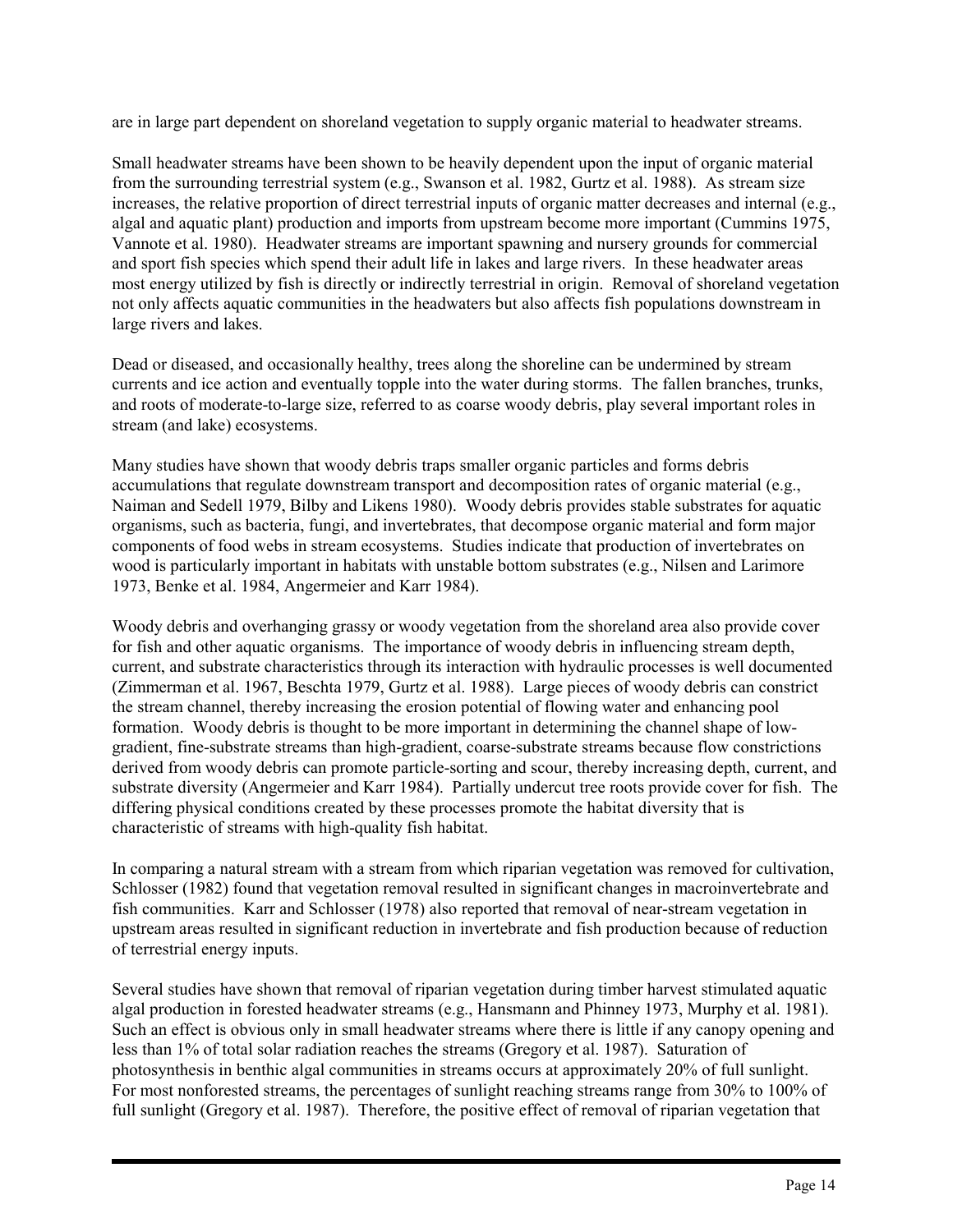are in large part dependent on shoreland vegetation to supply organic material to headwater streams.

Small headwater streams have been shown to be heavily dependent upon the input of organic material from the surrounding terrestrial system (e.g., Swanson et al. 1982, Gurtz et al. 1988). As stream size increases, the relative proportion of direct terrestrial inputs of organic matter decreases and internal (e.g., algal and aquatic plant) production and imports from upstream become more important (Cummins 1975, Vannote et al. 1980). Headwater streams are important spawning and nursery grounds for commercial and sport fish species which spend their adult life in lakes and large rivers. In these headwater areas most energy utilized by fish is directly or indirectly terrestrial in origin. Removal of shoreland vegetation not only affects aquatic communities in the headwaters but also affects fish populations downstream in large rivers and lakes.

Dead or diseased, and occasionally healthy, trees along the shoreline can be undermined by stream currents and ice action and eventually topple into the water during storms. The fallen branches, trunks, and roots of moderate-to-large size, referred to as coarse woody debris, play several important roles in stream (and lake) ecosystems.

Many studies have shown that woody debris traps smaller organic particles and forms debris accumulations that regulate downstream transport and decomposition rates of organic material (e.g., Naiman and Sedell 1979, Bilby and Likens 1980). Woody debris provides stable substrates for aquatic organisms, such as bacteria, fungi, and invertebrates, that decompose organic material and form major components of food webs in stream ecosystems. Studies indicate that production of invertebrates on wood is particularly important in habitats with unstable bottom substrates (e.g., Nilsen and Larimore 1973, Benke et al. 1984, Angermeier and Karr 1984).

Woody debris and overhanging grassy or woody vegetation from the shoreland area also provide cover for fish and other aquatic organisms. The importance of woody debris in influencing stream depth, current, and substrate characteristics through its interaction with hydraulic processes is well documented (Zimmerman et al. 1967, Beschta 1979, Gurtz et al. 1988). Large pieces of woody debris can constrict the stream channel, thereby increasing the erosion potential of flowing water and enhancing pool formation. Woody debris is thought to be more important in determining the channel shape of low-gradient, fine-substrate streams than high-gradient, coarse-substrate streams because flow constrictions derived from woody debris can promote particle-sorting and scour, thereby increasing depth, current, and substrate diversity (Angermeier and Karr 1984). Partially undercut tree roots provide cover for fish. The differing physical conditions created by these processes promote the habitat diversity that is characteristic of streams with high-quality fish habitat.

In comparing a natural stream with a stream from which riparian vegetation was removed for cultivation, Schlosser (1982) found that vegetation removal resulted in significant changes in macroinvertebrate and fish communities. Karr and Schlosser (1978) also reported that removal of near-stream vegetation in upstream areas resulted in significant reduction in invertebrate and fish production because of reduction of terrestrial energy inputs.

Several studies have shown that removal of riparian vegetation during timber harvest stimulated aquatic algal production in forested headwater streams (e.g., Hansmann and Phinney 1973, Murphy et al. 1981). Such an effect is obvious only in small headwater streams where there is little if any canopy opening and less than 1% of total solar radiation reaches the streams (Gregory et al. 1987). Saturation of photosynthesis in benthic algal communities in streams occurs at approximately 20% of full sunlight. For most nonforested streams, the percentages of sunlight reaching streams range from 30% to 100% of full sunlight (Gregory et al. 1987). Therefore, the positive effect of removal of riparian vegetation that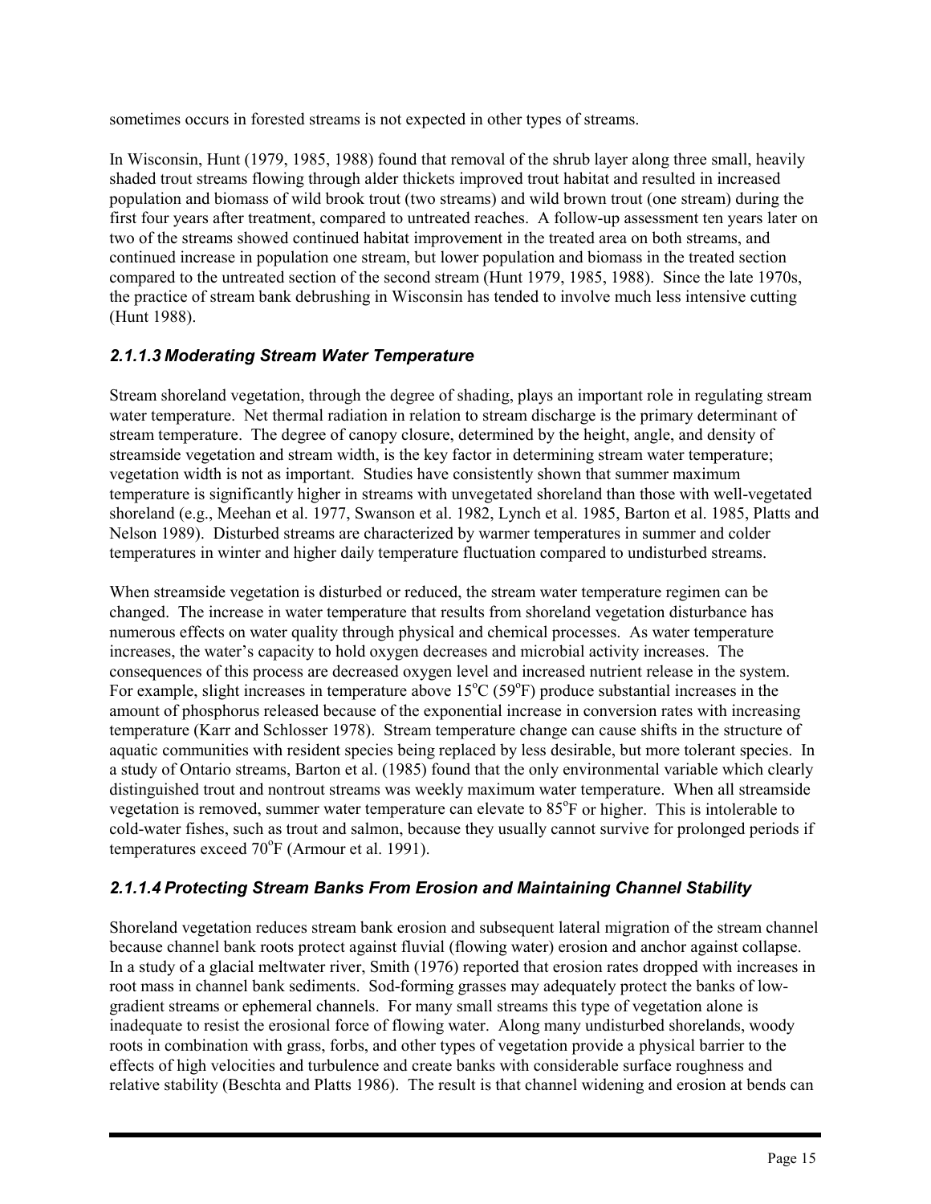sometimes occurs in forested streams is not expected in other types of streams.

In Wisconsin, Hunt (1979, 1985, 1988) found that removal of the shrub layer along three small, heavily shaded trout streams flowing through alder thickets improved trout habitat and resulted in increased population and biomass of wild brook trout (two streams) and wild brown trout (one stream) during the first four years after treatment, compared to untreated reaches. A follow-up assessment ten years later on two of the streams showed continued habitat improvement in the treated area on both streams, and continued increase in population one stream, but lower population and biomass in the treated section compared to the untreated section of the second stream (Hunt 1979, 1985, 1988). Since the late 1970s, the practice of stream bank debrushing in Wisconsin has tended to involve much less intensive cutting (Hunt 1988).

### *2.1.1.3 Moderating Stream Water Temperature*

Stream shoreland vegetation, through the degree of shading, plays an important role in regulating stream water temperature. Net thermal radiation in relation to stream discharge is the primary determinant of stream temperature. The degree of canopy closure, determined by the height, angle, and density of streamside vegetation and stream width, is the key factor in determining stream water temperature; vegetation width is not as important. Studies have consistently shown that summer maximum temperature is significantly higher in streams with unvegetated shoreland than those with well-vegetated shoreland (e.g., Meehan et al. 1977, Swanson et al. 1982, Lynch et al. 1985, Barton et al. 1985, Platts and Nelson 1989). Disturbed streams are characterized by warmer temperatures in summer and colder temperatures in winter and higher daily temperature fluctuation compared to undisturbed streams.

When streamside vegetation is disturbed or reduced, the stream water temperature regimen can be changed. The increase in water temperature that results from shoreland vegetation disturbance has numerous effects on water quality through physical and chemical processes. As water temperature increases, the water's capacity to hold oxygen decreases and microbial activity increases. The consequences of this process are decreased oxygen level and increased nutrient release in the system. For example, slight increases in temperature above 15°C (59°F) produce substantial increases in the amount of phosphorus released because of the exponential increase in conversion rates with increasing temperature (Karr and Schlosser 1978). Stream temperature change can cause shifts in the structure of aquatic communities with resident species being replaced by less desirable, but more tolerant species. In a study of Ontario streams, Barton et al. (1985) found that the only environmental variable which clearly distinguished trout and nontrout streams was weekly maximum water temperature. When all streamside vegetation is removed, summer water temperature can elevate to 85°F or higher. This is intolerable to cold-water fishes, such as trout and salmon, because they usually cannot survive for prolonged periods if temperatures exceed 70°F (Armour et al. 1991).

### *2.1.1.4 Protecting Stream Banks From Erosion and Maintaining Channel Stability*

Shoreland vegetation reduces stream bank erosion and subsequent lateral migration of the stream channel because channel bank roots protect against fluvial (flowing water) erosion and anchor against collapse. In a study of a glacial meltwater river, Smith (1976) reported that erosion rates dropped with increases in root mass in channel bank sediments. Sod-forming grasses may adequately protect the banks of low-gradient streams or ephemeral channels. For many small streams this type of vegetation alone is inadequate to resist the erosional force of flowing water. Along many undisturbed shorelands, woody roots in combination with grass, forbs, and other types of vegetation provide a physical barrier to the effects of high velocities and turbulence and create banks with considerable surface roughness and relative stability (Beschta and Platts 1986). The result is that channel widening and erosion at bends can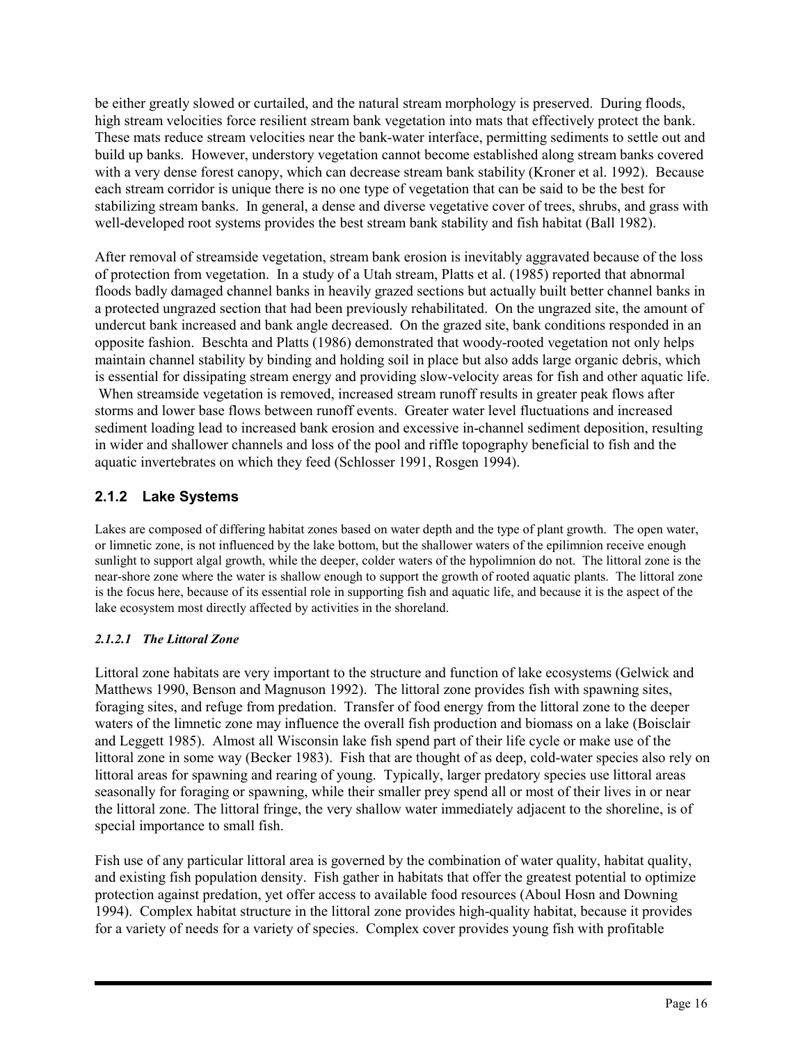be either greatly slowed or curtailed, and the natural stream morphology is preserved. During floods, high stream velocities force resilient stream bank vegetation into mats that effectively protect the bank. These mats reduce stream velocities near the bank-water interface, permitting sediments to settle out and build up banks. However, understory vegetation cannot become established along stream banks covered with a very dense forest canopy, which can decrease stream bank stability (Kroner et al. 1992). Because each stream corridor is unique there is no one type of vegetation that can be said to be the best for stabilizing stream banks. In general, a dense and diverse vegetative cover of trees, shrubs, and grass with well-developed root systems provides the best stream bank stability and fish habitat (Ball 1982).

After removal of streamside vegetation, stream bank erosion is inevitably aggravated because of the loss of protection from vegetation. In a study of a Utah stream, Platts et al. (1985) reported that abnormal floods badly damaged channel banks in heavily grazed sections but actually built better channel banks in a protected ungrazed section that had been previously rehabilitated. On the ungrazed site, the amount of undercut bank increased and bank angle decreased. On the grazed site, bank conditions responded in an opposite fashion. Beschta and Platts (1986) demonstrated that woody-rooted vegetation not only helps maintain channel stability by binding and holding soil in place but also adds large organic debris, which is essential for dissipating stream energy and providing slow-velocity areas for fish and other aquatic life. When streamside vegetation is removed, increased stream runoff results in greater peak flows after storms and lower base flows between runoff events. Greater water level fluctuations and increased sediment loading lead to increased bank erosion and excessive in-channel sediment deposition, resulting in wider and shallower channels and loss of the pool and riffle topography beneficial to fish and the aquatic invertebrates on which they feed (Schlosser 1991, Rosgen 1994).

## 2.1.2 Lake Systems

Lakes are composed of differing habitat zones based on water depth and the type of plant growth. The open water, or limnetic zone, is not influenced by the lake bottom, but the shallower waters of the epilimnion receive enough sunlight to support algal growth, while the deeper, colder waters of the hypolimnion do not. The littoral zone is the near-shore zone where the water is shallow enough to support the growth of rooted aquatic plants. The littoral zone is the focus here, because of its essential role in supporting fish and aquatic life, and because it is the aspect of the lake ecosystem most directly affected by activities in the shoreland.

#### *2.1.2.1 The Littoral Zone*

Littoral zone habitats are very important to the structure and function of lake ecosystems (Gelwick and Matthews 1990, Benson and Magnuson 1992). The littoral zone provides fish with spawning sites, foraging sites, and refuge from predation. Transfer of food energy from the littoral zone to the deeper waters of the limnetic zone may influence the overall fish production and biomass on a lake (Boisclair and Leggett 1985). Almost all Wisconsin lake fish spend part of their life cycle or make use of the littoral zone in some way (Becker 1983). Fish that are thought of as deep, cold-water species also rely on littoral areas for spawning and rearing of young. Typically, larger predatory species use littoral areas seasonally for foraging or spawning, while their smaller prey spend all or most of their lives in or near the littoral zone. The littoral fringe, the very shallow water immediately adjacent to the shoreline, is of special importance to small fish.

Fish use of any particular littoral area is governed by the combination of water quality, habitat quality, and existing fish population density. Fish gather in habitats that offer the greatest potential to optimize protection against predation, yet offer access to available food resources (Aboul Hosn and Downing 1994). Complex habitat structure in the littoral zone provides high-quality habitat, because it provides for a variety of needs for a variety of species. Complex cover provides young fish with profitable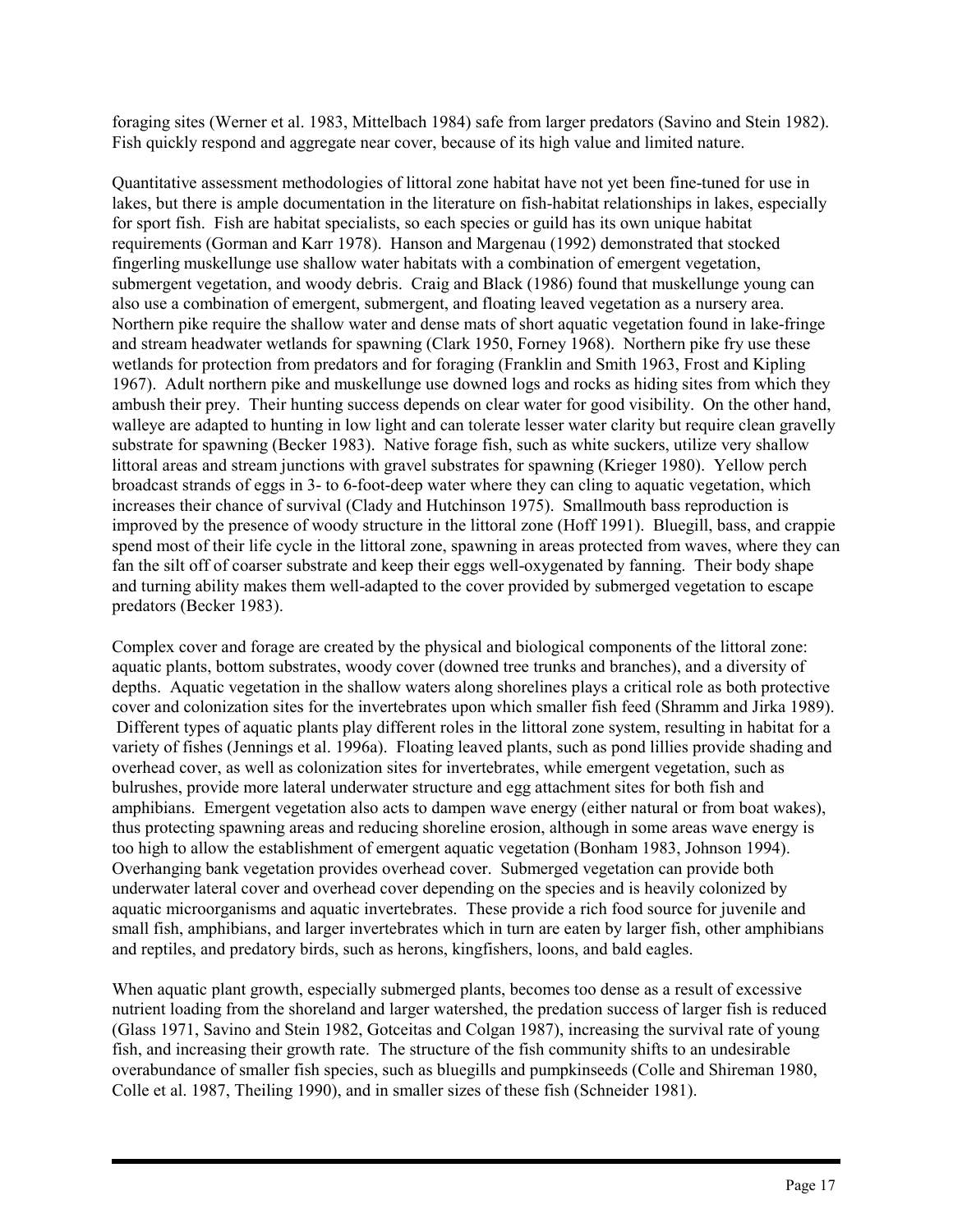foraging sites (Werner et al. 1983, Mittelbach 1984) safe from larger predators (Savino and Stein 1982). Fish quickly respond and aggregate near cover, because of its high value and limited nature.

Quantitative assessment methodologies of littoral zone habitat have not yet been fine-tuned for use in lakes, but there is ample documentation in the literature on fish-habitat relationships in lakes, especially for sport fish. Fish are habitat specialists, so each species or guild has its own unique habitat requirements (Gorman and Karr 1978). Hanson and Margenau (1992) demonstrated that stocked fingerling muskellunge use shallow water habitats with a combination of emergent vegetation, submergent vegetation, and woody debris. Craig and Black (1986) found that muskellunge young can also use a combination of emergent, submergent, and floating leaved vegetation as a nursery area. Northern pike require the shallow water and dense mats of short aquatic vegetation found in lake-fringe and stream headwater wetlands for spawning (Clark 1950, Forney 1968). Northern pike fry use these wetlands for protection from predators and for foraging (Franklin and Smith 1963, Frost and Kipling 1967). Adult northern pike and muskellunge use downed logs and rocks as hiding sites from which they ambush their prey. Their hunting success depends on clear water for good visibility. On the other hand, walleye are adapted to hunting in low light and can tolerate lesser water clarity but require clean gravelly substrate for spawning (Becker 1983). Native forage fish, such as white suckers, utilize very shallow littoral areas and stream junctions with gravel substrates for spawning (Krieger 1980). Yellow perch broadcast strands of eggs in 3- to 6-foot-deep water where they can cling to aquatic vegetation, which increases their chance of survival (Clady and Hutchinson 1975). Smallmouth bass reproduction is improved by the presence of woody structure in the littoral zone (Hoff 1991). Bluegill, bass, and crappie spend most of their life cycle in the littoral zone, spawning in areas protected from waves, where they can fan the silt off of coarser substrate and keep their eggs well-oxygenated by fanning. Their body shape and turning ability makes them well-adapted to the cover provided by submerged vegetation to escape predators (Becker 1983).

Complex cover and forage are created by the physical and biological components of the littoral zone: aquatic plants, bottom substrates, woody cover (downed tree trunks and branches), and a diversity of depths. Aquatic vegetation in the shallow waters along shorelines plays a critical role as both protective cover and colonization sites for the invertebrates upon which smaller fish feed (Shramm and Jirka 1989). Different types of aquatic plants play different roles in the littoral zone system, resulting in habitat for a variety of fishes (Jennings et al. 1996a). Floating leaved plants, such as pond lillies provide shading and overhead cover, as well as colonization sites for invertebrates, while emergent vegetation, such as bulrushes, provide more lateral underwater structure and egg attachment sites for both fish and amphibians. Emergent vegetation also acts to dampen wave energy (either natural or from boat wakes), thus protecting spawning areas and reducing shoreline erosion, although in some areas wave energy is too high to allow the establishment of emergent aquatic vegetation (Bonham 1983, Johnson 1994). Overhanging bank vegetation provides overhead cover. Submerged vegetation can provide both underwater lateral cover and overhead cover depending on the species and is heavily colonized by aquatic microorganisms and aquatic invertebrates. These provide a rich food source for juvenile and small fish, amphibians, and larger invertebrates which in turn are eaten by larger fish, other amphibians and reptiles, and predatory birds, such as herons, kingfishers, loons, and bald eagles.

When aquatic plant growth, especially submerged plants, becomes too dense as a result of excessive nutrient loading from the shoreland and larger watershed, the predation success of larger fish is reduced (Glass 1971, Savino and Stein 1982, Gotceitas and Colgan 1987), increasing the survival rate of young fish, and increasing their growth rate. The structure of the fish community shifts to an undesirable overabundance of smaller fish species, such as bluegills and pumpkinseeds (Colle and Shireman 1980, Colle et al. 1987, Theiling 1990), and in smaller sizes of these fish (Schneider 1981).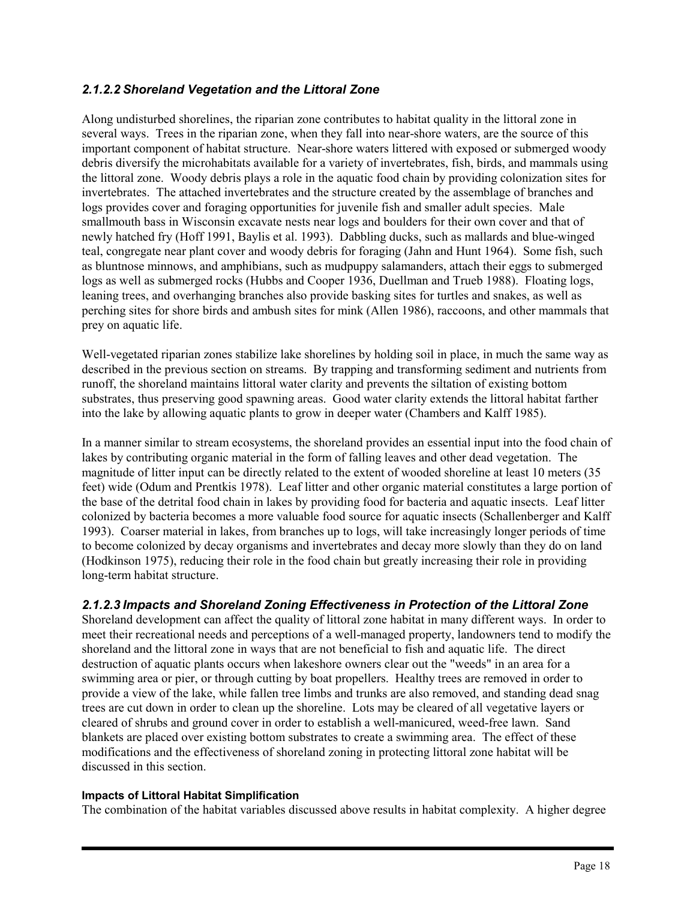### *2.1.2.2 Shoreland Vegetation and the Littoral Zone*

Along undisturbed shorelines, the riparian zone contributes to habitat quality in the littoral zone in several ways. Trees in the riparian zone, when they fall into near-shore waters, are the source of this important component of habitat structure. Near-shore waters littered with exposed or submerged woody debris diversify the microhabitats available for a variety of invertebrates, fish, birds, and mammals using the littoral zone. Woody debris plays a role in the aquatic food chain by providing colonization sites for invertebrates. The attached invertebrates and the structure created by the assemblage of branches and logs provides cover and foraging opportunities for juvenile fish and smaller adult species. Male smallmouth bass in Wisconsin excavate nests near logs and boulders for their own cover and that of newly hatched fry (Hoff 1991, Baylis et al. 1993). Dabbling ducks, such as mallards and blue-winged teal, congregate near plant cover and woody debris for foraging (Jahn and Hunt 1964). Some fish, such as bluntnose minnows, and amphibians, such as mudpuppy salamanders, attach their eggs to submerged logs as well as submerged rocks (Hubbs and Cooper 1936, Duellman and Trueb 1988). Floating logs, leaning trees, and overhanging branches also provide basking sites for turtles and snakes, as well as perching sites for shore birds and ambush sites for mink (Allen 1986), raccoons, and other mammals that prey on aquatic life.

Well-vegetated riparian zones stabilize lake shorelines by holding soil in place, in much the same way as described in the previous section on streams. By trapping and transforming sediment and nutrients from runoff, the shoreland maintains littoral water clarity and prevents the siltation of existing bottom substrates, thus preserving good spawning areas. Good water clarity extends the littoral habitat farther into the lake by allowing aquatic plants to grow in deeper water (Chambers and Kalff 1985).

In a manner similar to stream ecosystems, the shoreland provides an essential input into the food chain of lakes by contributing organic material in the form of falling leaves and other dead vegetation. The magnitude of litter input can be directly related to the extent of wooded shoreline at least 10 meters (35 feet) wide (Odum and Prentkis 1978). Leaf litter and other organic material constitutes a large portion of the base of the detrital food chain in lakes by providing food for bacteria and aquatic insects. Leaf litter colonized by bacteria becomes a more valuable food source for aquatic insects (Schallenberger and Kalff 1993). Coarser material in lakes, from branches up to logs, will take increasingly longer periods of time to become colonized by decay organisms and invertebrates and decay more slowly than they do on land (Hodkinson 1975), reducing their role in the food chain but greatly increasing their role in providing long-term habitat structure.

### *2.1.2.3 Impacts and Shoreland Zoning Effectiveness in Protection of the Littoral Zone*

Shoreland development can affect the quality of littoral zone habitat in many different ways. In order to meet their recreational needs and perceptions of a well-managed property, landowners tend to modify the shoreland and the littoral zone in ways that are not beneficial to fish and aquatic life. The direct destruction of aquatic plants occurs when lakeshore owners clear out the "weeds" in an area for a swimming area or pier, or through cutting by boat propellers. Healthy trees are removed in order to provide a view of the lake, while fallen tree limbs and trunks are also removed, and standing dead snag trees are cut down in order to clean up the shoreline. Lots may be cleared of all vegetative layers or cleared of shrubs and ground cover in order to establish a well-manicured, weed-free lawn. Sand blankets are placed over existing bottom substrates to create a swimming area. The effect of these modifications and the effectiveness of shoreland zoning in protecting littoral zone habitat will be discussed in this section.

#### Impacts of Littoral Habitat Simplification

The combination of the habitat variables discussed above results in habitat complexity. A higher degree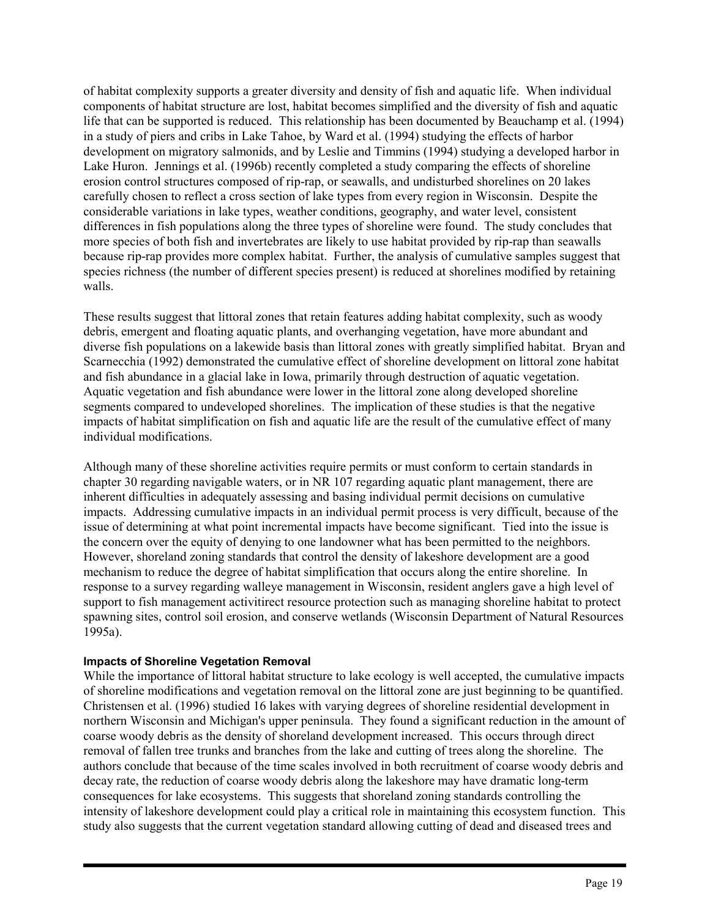of habitat complexity supports a greater diversity and density of fish and aquatic life. When individual components of habitat structure are lost, habitat becomes simplified and the diversity of fish and aquatic life that can be supported is reduced. This relationship has been documented by Beauchamp et al. (1994) in a study of piers and cribs in Lake Tahoe, by Ward et al. (1994) studying the effects of harbor development on migratory salmonids, and by Leslie and Timmins (1994) studying a developed harbor in Lake Huron. Jennings et al. (1996b) recently completed a study comparing the effects of shoreline erosion control structures composed of rip-rap, or seawalls, and undisturbed shorelines on 20 lakes carefully chosen to reflect a cross section of lake types from every region in Wisconsin. Despite the considerable variations in lake types, weather conditions, geography, and water level, consistent differences in fish populations along the three types of shoreline were found. The study concludes that more species of both fish and invertebrates are likely to use habitat provided by rip-rap than seawalls because rip-rap provides more complex habitat. Further, the analysis of cumulative samples suggest that species richness (the number of different species present) is reduced at shorelines modified by retaining walls.

These results suggest that littoral zones that retain features adding habitat complexity, such as woody debris, emergent and floating aquatic plants, and overhanging vegetation, have more abundant and diverse fish populations on a lakewide basis than littoral zones with greatly simplified habitat. Bryan and Scarnecchia (1992) demonstrated the cumulative effect of shoreline development on littoral zone habitat and fish abundance in a glacial lake in Iowa, primarily through destruction of aquatic vegetation. Aquatic vegetation and fish abundance were lower in the littoral zone along developed shoreline segments compared to undeveloped shorelines. The implication of these studies is that the negative impacts of habitat simplification on fish and aquatic life are the result of the cumulative effect of many individual modifications.

Although many of these shoreline activities require permits or must conform to certain standards in chapter 30 regarding navigable waters, or in NR 107 regarding aquatic plant management, there are inherent difficulties in adequately assessing and basing individual permit decisions on cumulative impacts. Addressing cumulative impacts in an individual permit process is very difficult, because of the issue of determining at what point incremental impacts have become significant. Tied into the issue is the concern over the equity of denying to one landowner what has been permitted to the neighbors. However, shoreland zoning standards that control the density of lakeshore development are a good mechanism to reduce the degree of habitat simplification that occurs along the entire shoreline. In response to a survey regarding walleye management in Wisconsin, resident anglers gave a high level of support to fish management activitirect resource protection such as managing shoreline habitat to protect spawning sites, control soil erosion, and conserve wetlands (Wisconsin Department of Natural Resources 1995a).

#### Impacts of Shoreline Vegetation Removal

While the importance of littoral habitat structure to lake ecology is well accepted, the cumulative impacts of shoreline modifications and vegetation removal on the littoral zone are just beginning to be quantified. Christensen et al. (1996) studied 16 lakes with varying degrees of shoreline residential development in northern Wisconsin and Michigan's upper peninsula. They found a significant reduction in the amount of coarse woody debris as the density of shoreland development increased. This occurs through direct removal of fallen tree trunks and branches from the lake and cutting of trees along the shoreline. The authors conclude that because of the time scales involved in both recruitment of coarse woody debris and decay rate, the reduction of coarse woody debris along the lakeshore may have dramatic long-term consequences for lake ecosystems. This suggests that shoreland zoning standards controlling the intensity of lakeshore development could play a critical role in maintaining this ecosystem function. This study also suggests that the current vegetation standard allowing cutting of dead and diseased trees and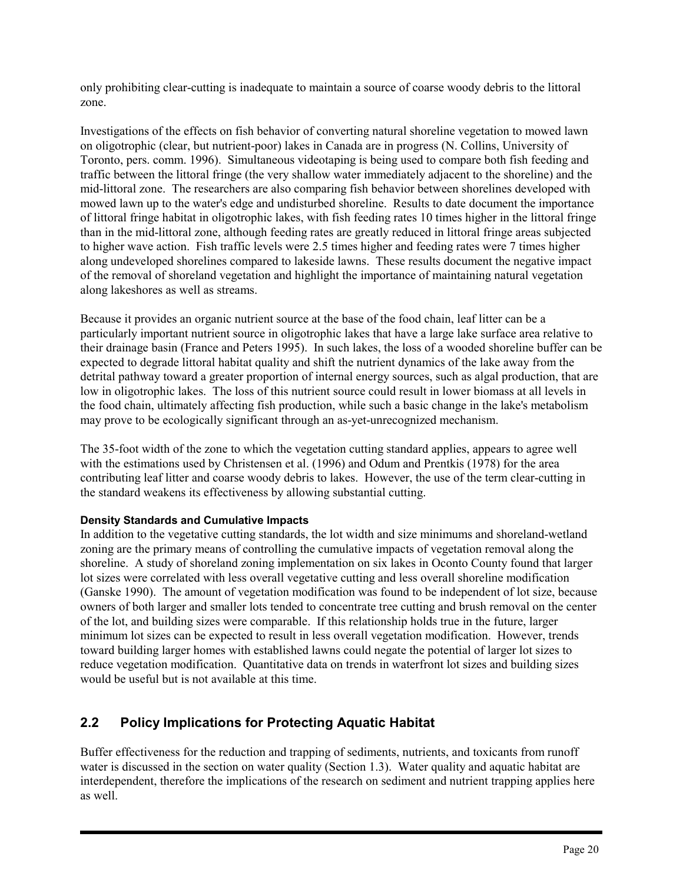only prohibiting clear-cutting is inadequate to maintain a source of coarse woody debris to the littoral zone.

Investigations of the effects on fish behavior of converting natural shoreline vegetation to mowed lawn on oligotrophic (clear, but nutrient-poor) lakes in Canada are in progress (N. Collins, University of Toronto, pers. comm. 1996). Simultaneous videotaping is being used to compare both fish feeding and traffic between the littoral fringe (the very shallow water immediately adjacent to the shoreline) and the mid-littoral zone. The researchers are also comparing fish behavior between shorelines developed with mowed lawn up to the water's edge and undisturbed shoreline. Results to date document the importance of littoral fringe habitat in oligotrophic lakes, with fish feeding rates 10 times higher in the littoral fringe than in the mid-littoral zone, although feeding rates are greatly reduced in littoral fringe areas subjected to higher wave action. Fish traffic levels were 2.5 times higher and feeding rates were 7 times higher along undeveloped shorelines compared to lakeside lawns. These results document the negative impact of the removal of shoreland vegetation and highlight the importance of maintaining natural vegetation along lakeshores as well as streams.

Because it provides an organic nutrient source at the base of the food chain, leaf litter can be a particularly important nutrient source in oligotrophic lakes that have a large lake surface area relative to their drainage basin (France and Peters 1995). In such lakes, the loss of a wooded shoreline buffer can be expected to degrade littoral habitat quality and shift the nutrient dynamics of the lake away from the detrital pathway toward a greater proportion of internal energy sources, such as algal production, that are low in oligotrophic lakes. The loss of this nutrient source could result in lower biomass at all levels in the food chain, ultimately affecting fish production, while such a basic change in the lake's metabolism may prove to be ecologically significant through an as-yet-unrecognized mechanism.

The 35-foot width of the zone to which the vegetation cutting standard applies, appears to agree well with the estimations used by Christensen et al. (1996) and Odum and Prentkis (1978) for the area contributing leaf litter and coarse woody debris to lakes. However, the use of the term clear-cutting in the standard weakens its effectiveness by allowing substantial cutting.

#### Density Standards and Cumulative Impacts

In addition to the vegetative cutting standards, the lot width and size minimums and shoreland-wetland zoning are the primary means of controlling the cumulative impacts of vegetation removal along the shoreline. A study of shoreland zoning implementation on six lakes in Oconto County found that larger lot sizes were correlated with less overall vegetative cutting and less overall shoreline modification (Ganske 1990). The amount of vegetation modification was found to be independent of lot size, because owners of both larger and smaller lots tended to concentrate tree cutting and brush removal on the center of the lot, and building sizes were comparable. If this relationship holds true in the future, larger minimum lot sizes can be expected to result in less overall vegetation modification. However, trends toward building larger homes with established lawns could negate the potential of larger lot sizes to reduce vegetation modification. Quantitative data on trends in waterfront lot sizes and building sizes would be useful but is not available at this time.

## 2.2 Policy Implications for Protecting Aquatic Habitat

Buffer effectiveness for the reduction and trapping of sediments, nutrients, and toxicants from runoff water is discussed in the section on water quality (Section 1.3). Water quality and aquatic habitat are interdependent, therefore the implications of the research on sediment and nutrient trapping applies here as well.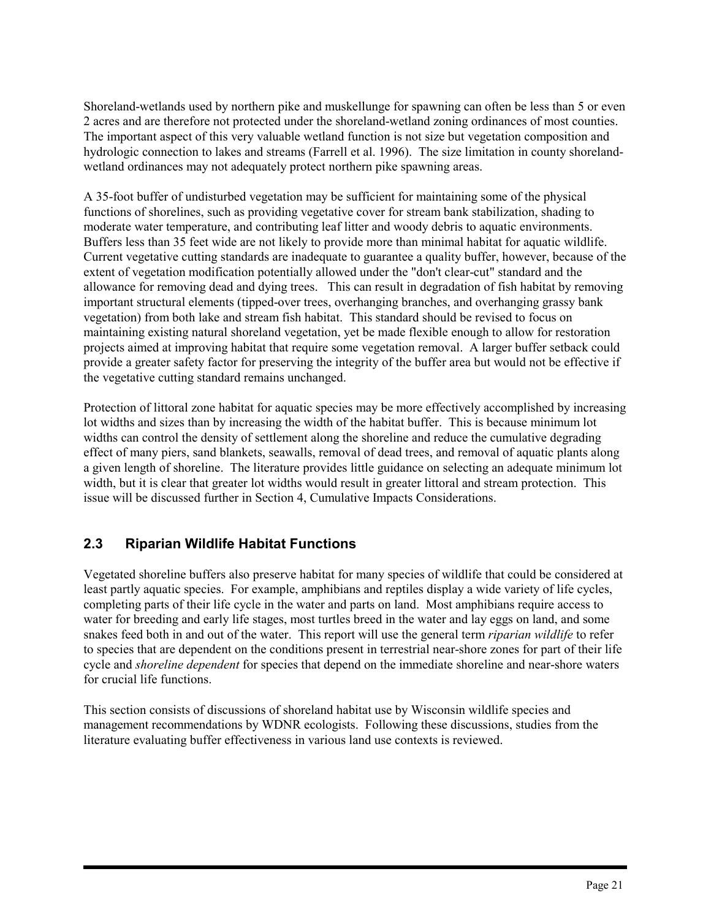Shoreland-wetlands used by northern pike and muskellunge for spawning can often be less than 5 or even 2 acres and are therefore not protected under the shoreland-wetland zoning ordinances of most counties. The important aspect of this very valuable wetland function is not size but vegetation composition and hydrologic connection to lakes and streams (Farrell et al. 1996). The size limitation in county shoreland-wetland ordinances may not adequately protect northern pike spawning areas.

A 35-foot buffer of undisturbed vegetation may be sufficient for maintaining some of the physical functions of shorelines, such as providing vegetative cover for stream bank stabilization, shading to moderate water temperature, and contributing leaf litter and woody debris to aquatic environments. Buffers less than 35 feet wide are not likely to provide more than minimal habitat for aquatic wildlife. Current vegetative cutting standards are inadequate to guarantee a quality buffer, however, because of the extent of vegetation modification potentially allowed under the "don't clear-cut" standard and the allowance for removing dead and dying trees. This can result in degradation of fish habitat by removing important structural elements (tipped-over trees, overhanging branches, and overhanging grassy bank vegetation) from both lake and stream fish habitat. This standard should be revised to focus on maintaining existing natural shoreland vegetation, yet be made flexible enough to allow for restoration projects aimed at improving habitat that require some vegetation removal. A larger buffer setback could provide a greater safety factor for preserving the integrity of the buffer area but would not be effective if the vegetative cutting standard remains unchanged.

Protection of littoral zone habitat for aquatic species may be more effectively accomplished by increasing lot widths and sizes than by increasing the width of the habitat buffer. This is because minimum lot widths can control the density of settlement along the shoreline and reduce the cumulative degrading effect of many piers, sand blankets, seawalls, removal of dead trees, and removal of aquatic plants along a given length of shoreline. The literature provides little guidance on selecting an adequate minimum lot width, but it is clear that greater lot widths would result in greater littoral and stream protection. This issue will be discussed further in Section 4, Cumulative Impacts Considerations.

## 2.3 Riparian Wildlife Habitat Functions

Vegetated shoreline buffers also preserve habitat for many species of wildlife that could be considered at least partly aquatic species. For example, amphibians and reptiles display a wide variety of life cycles, completing parts of their life cycle in the water and parts on land. Most amphibians require access to water for breeding and early life stages, most turtles breed in the water and lay eggs on land, and some snakes feed both in and out of the water. This report will use the general term *riparian wildlife* to refer to species that are dependent on the conditions present in terrestrial near-shore zones for part of their life cycle and *shoreline dependent* for species that depend on the immediate shoreline and near-shore waters for crucial life functions.

This section consists of discussions of shoreland habitat use by Wisconsin wildlife species and management recommendations by WDNR ecologists. Following these discussions, studies from the literature evaluating buffer effectiveness in various land use contexts is reviewed.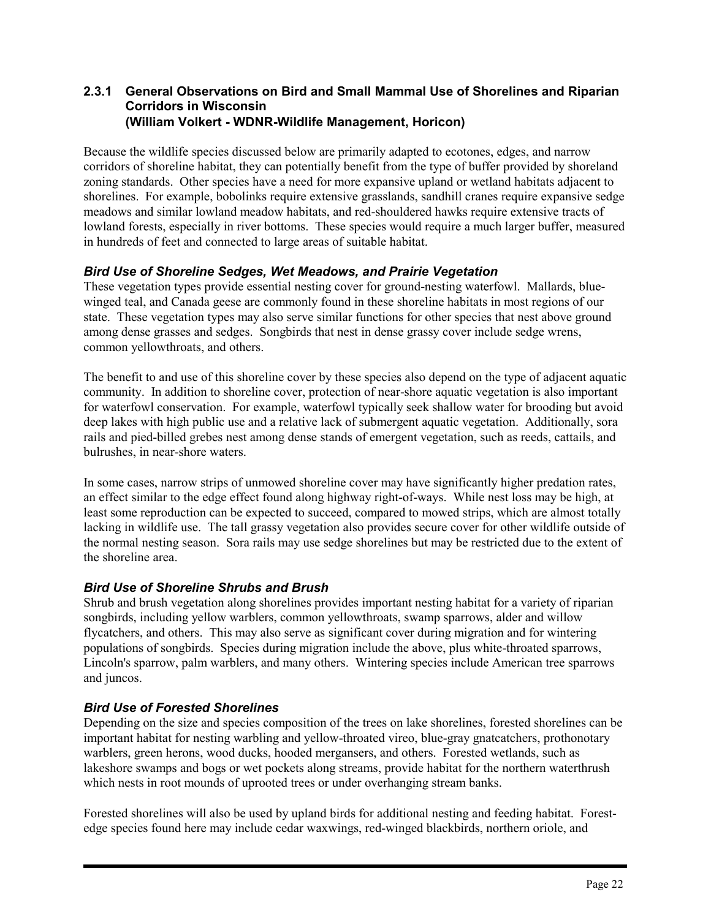### 2.3.1 General Observations on Bird and Small Mammal Use of Shorelines and Riparian Corridors in Wisconsin (William Volkert - WDNR-Wildlife Management, Horicon)

Because the wildlife species discussed below are primarily adapted to ecotones, edges, and narrow corridors of shoreline habitat, they can potentially benefit from the type of buffer provided by shoreland zoning standards. Other species have a need for more expansive upland or wetland habitats adjacent to shorelines. For example, bobolinks require extensive grasslands, sandhill cranes require expansive sedge meadows and similar lowland meadow habitats, and red-shouldered hawks require extensive tracts of lowland forests, especially in river bottoms. These species would require a much larger buffer, measured in hundreds of feet and connected to large areas of suitable habitat.

#### *Bird Use of Shoreline Sedges, Wet Meadows, and Prairie Vegetation*

These vegetation types provide essential nesting cover for ground-nesting waterfowl. Mallards, blue-winged teal, and Canada geese are commonly found in these shoreline habitats in most regions of our state. These vegetation types may also serve similar functions for other species that nest above ground among dense grasses and sedges. Songbirds that nest in dense grassy cover include sedge wrens, common yellowthroats, and others.

The benefit to and use of this shoreline cover by these species also depend on the type of adjacent aquatic community. In addition to shoreline cover, protection of near-shore aquatic vegetation is also important for waterfowl conservation. For example, waterfowl typically seek shallow water for brooding but avoid deep lakes with high public use and a relative lack of submergent aquatic vegetation. Additionally, sora rails and pied-billed grebes nest among dense stands of emergent vegetation, such as reeds, cattails, and bulrushes, in near-shore waters.

In some cases, narrow strips of unmowed shoreline cover may have significantly higher predation rates, an effect similar to the edge effect found along highway right-of-ways. While nest loss may be high, at least some reproduction can be expected to succeed, compared to mowed strips, which are almost totally lacking in wildlife use. The tall grassy vegetation also provides secure cover for other wildlife outside of the normal nesting season. Sora rails may use sedge shorelines but may be restricted due to the extent of the shoreline area.

#### *Bird Use of Shoreline Shrubs and Brush*

Shrub and brush vegetation along shorelines provides important nesting habitat for a variety of riparian songbirds, including yellow warblers, common yellowthroats, swamp sparrows, alder and willow flycatchers, and others. This may also serve as significant cover during migration and for wintering populations of songbirds. Species during migration include the above, plus white-throated sparrows, Lincoln's sparrow, palm warblers, and many others. Wintering species include American tree sparrows and juncos.

#### *Bird Use of Forested Shorelines*

Depending on the size and species composition of the trees on lake shorelines, forested shorelines can be important habitat for nesting warbling and yellow-throated vireo, blue-gray gnatcatchers, prothonotary warblers, green herons, wood ducks, hooded mergansers, and others. Forested wetlands, such as lakeshore swamps and bogs or wet pockets along streams, provide habitat for the northern waterthrush which nests in root mounds of uprooted trees or under overhanging stream banks.

Forested shorelines will also be used by upland birds for additional nesting and feeding habitat. Forest-edge species found here may include cedar waxwings, red-winged blackbirds, northern oriole, and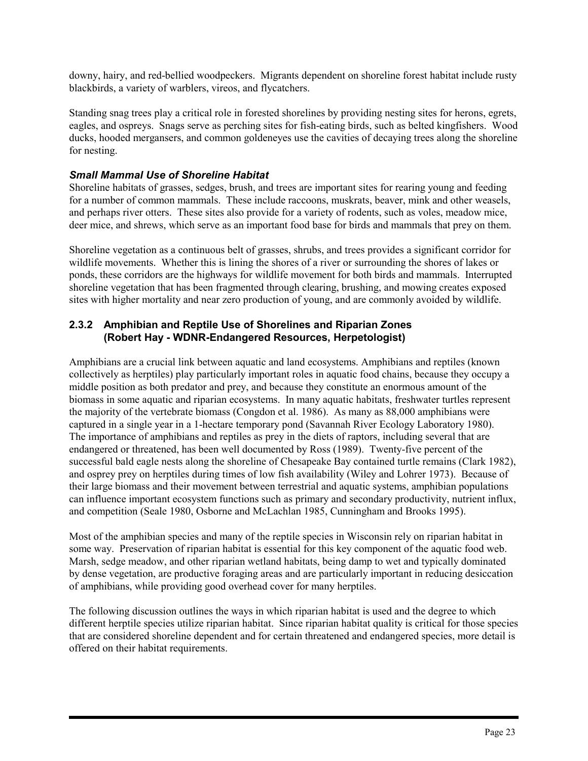downy, hairy, and red-bellied woodpeckers. Migrants dependent on shoreline forest habitat include rusty blackbirds, a variety of warblers, vireos, and flycatchers.

Standing snag trees play a critical role in forested shorelines by providing nesting sites for herons, egrets, eagles, and ospreys. Snags serve as perching sites for fish-eating birds, such as belted kingfishers. Wood ducks, hooded mergansers, and common goldeneyes use the cavities of decaying trees along the shoreline for nesting.

#### *Small Mammal Use of Shoreline Habitat*

Shoreline habitats of grasses, sedges, brush, and trees are important sites for rearing young and feeding for a number of common mammals. These include raccoons, muskrats, beaver, mink and other weasels, and perhaps river otters. These sites also provide for a variety of rodents, such as voles, meadow mice, deer mice, and shrews, which serve as an important food base for birds and mammals that prey on them.

Shoreline vegetation as a continuous belt of grasses, shrubs, and trees provides a significant corridor for wildlife movements. Whether this is lining the shores of a river or surrounding the shores of lakes or ponds, these corridors are the highways for wildlife movement for both birds and mammals. Interrupted shoreline vegetation that has been fragmented through clearing, brushing, and mowing creates exposed sites with higher mortality and near zero production of young, and are commonly avoided by wildlife.

### 2.3.2 Amphibian and Reptile Use of Shorelines and Riparian Zones (Robert Hay - WDNR-Endangered Resources, Herpetologist)

Amphibians are a crucial link between aquatic and land ecosystems. Amphibians and reptiles (known collectively as herptiles) play particularly important roles in aquatic food chains, because they occupy a middle position as both predator and prey, and because they constitute an enormous amount of the biomass in some aquatic and riparian ecosystems. In many aquatic habitats, freshwater turtles represent the majority of the vertebrate biomass (Congdon et al. 1986). As many as 88,000 amphibians were captured in a single year in a 1-hectare temporary pond (Savannah River Ecology Laboratory 1980). The importance of amphibians and reptiles as prey in the diets of raptors, including several that are endangered or threatened, has been well documented by Ross (1989). Twenty-five percent of the successful bald eagle nests along the shoreline of Chesapeake Bay contained turtle remains (Clark 1982), and osprey prey on herptiles during times of low fish availability (Wiley and Lohrer 1973). Because of their large biomass and their movement between terrestrial and aquatic systems, amphibian populations can influence important ecosystem functions such as primary and secondary productivity, nutrient influx, and competition (Seale 1980, Osborne and McLachlan 1985, Cunningham and Brooks 1995).

Most of the amphibian species and many of the reptile species in Wisconsin rely on riparian habitat in some way. Preservation of riparian habitat is essential for this key component of the aquatic food web. Marsh, sedge meadow, and other riparian wetland habitats, being damp to wet and typically dominated by dense vegetation, are productive foraging areas and are particularly important in reducing desiccation of amphibians, while providing good overhead cover for many herptiles.

The following discussion outlines the ways in which riparian habitat is used and the degree to which different herptile species utilize riparian habitat. Since riparian habitat quality is critical for those species that are considered shoreline dependent and for certain threatened and endangered species, more detail is offered on their habitat requirements.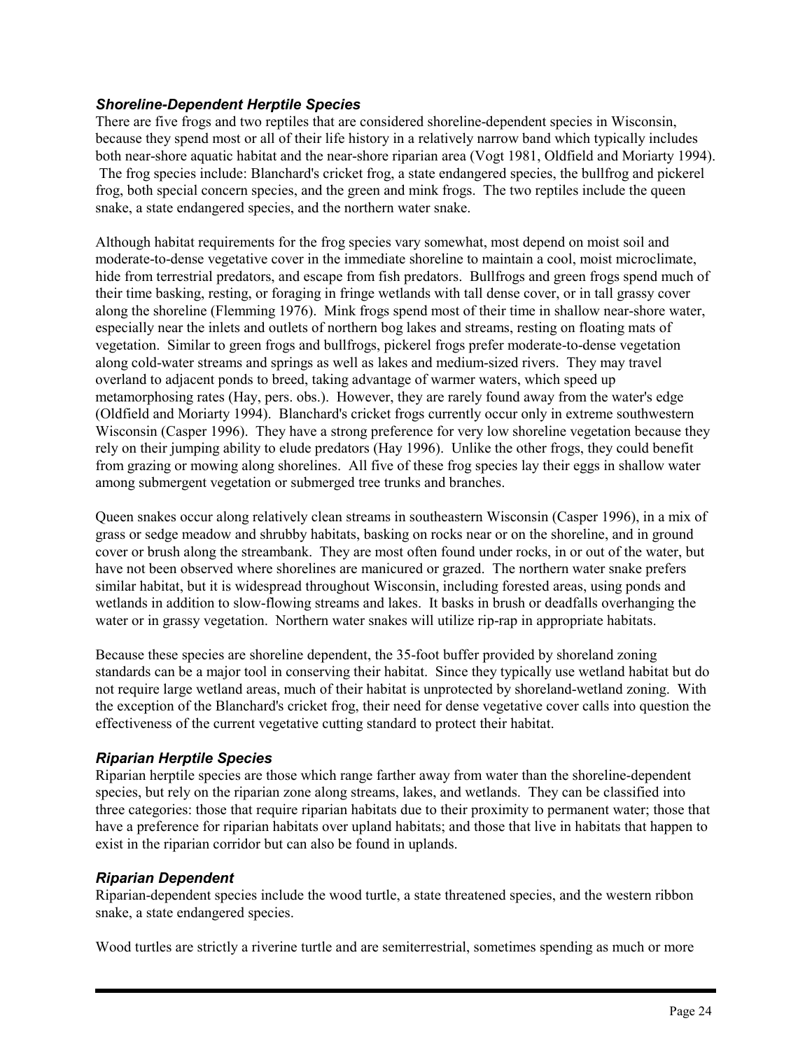### *Shoreline-Dependent Herptile Species*

There are five frogs and two reptiles that are considered shoreline-dependent species in Wisconsin, because they spend most or all of their life history in a relatively narrow band which typically includes both near-shore aquatic habitat and the near-shore riparian area (Vogt 1981, Oldfield and Moriarty 1994). The frog species include: Blanchard's cricket frog, a state endangered species, the bullfrog and pickerel frog, both special concern species, and the green and mink frogs. The two reptiles include the queen snake, a state endangered species, and the northern water snake.

Although habitat requirements for the frog species vary somewhat, most depend on moist soil and moderate-to-dense vegetative cover in the immediate shoreline to maintain a cool, moist microclimate, hide from terrestrial predators, and escape from fish predators. Bullfrogs and green frogs spend much of their time basking, resting, or foraging in fringe wetlands with tall dense cover, or in tall grassy cover along the shoreline (Flemming 1976). Mink frogs spend most of their time in shallow near-shore water, especially near the inlets and outlets of northern bog lakes and streams, resting on floating mats of vegetation. Similar to green frogs and bullfrogs, pickerel frogs prefer moderate-to-dense vegetation along cold-water streams and springs as well as lakes and medium-sized rivers. They may travel overland to adjacent ponds to breed, taking advantage of warmer waters, which speed up metamorphosing rates (Hay, pers. obs.). However, they are rarely found away from the water's edge (Oldfield and Moriarty 1994). Blanchard's cricket frogs currently occur only in extreme southwestern Wisconsin (Casper 1996). They have a strong preference for very low shoreline vegetation because they rely on their jumping ability to elude predators (Hay 1996). Unlike the other frogs, they could benefit from grazing or mowing along shorelines. All five of these frog species lay their eggs in shallow water among submergent vegetation or submerged tree trunks and branches.

Queen snakes occur along relatively clean streams in southeastern Wisconsin (Casper 1996), in a mix of grass or sedge meadow and shrubby habitats, basking on rocks near or on the shoreline, and in ground cover or brush along the streambank. They are most often found under rocks, in or out of the water, but have not been observed where shorelines are manicured or grazed. The northern water snake prefers similar habitat, but it is widespread throughout Wisconsin, including forested areas, using ponds and wetlands in addition to slow-flowing streams and lakes. It basks in brush or deadfalls overhanging the water or in grassy vegetation. Northern water snakes will utilize rip-rap in appropriate habitats.

Because these species are shoreline dependent, the 35-foot buffer provided by shoreland zoning standards can be a major tool in conserving their habitat. Since they typically use wetland habitat but do not require large wetland areas, much of their habitat is unprotected by shoreland-wetland zoning. With the exception of the Blanchard's cricket frog, their need for dense vegetative cover calls into question the effectiveness of the current vegetative cutting standard to protect their habitat.

### *Riparian Herptile Species*

Riparian herptile species are those which range farther away from water than the shoreline-dependent species, but rely on the riparian zone along streams, lakes, and wetlands. They can be classified into three categories: those that require riparian habitats due to their proximity to permanent water; those that have a preference for riparian habitats over upland habitats; and those that live in habitats that happen to exist in the riparian corridor but can also be found in uplands.

### *Riparian Dependent*

Riparian-dependent species include the wood turtle, a state threatened species, and the western ribbon snake, a state endangered species.

Wood turtles are strictly a riverine turtle and are semiterrestrial, sometimes spending as much or more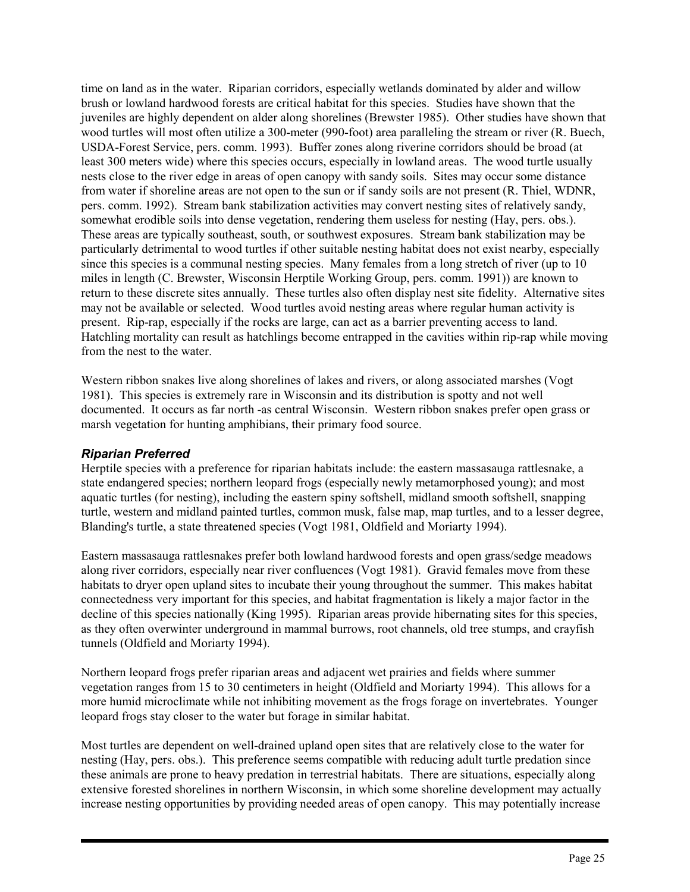time on land as in the water. Riparian corridors, especially wetlands dominated by alder and willow brush or lowland hardwood forests are critical habitat for this species. Studies have shown that the juveniles are highly dependent on alder along shorelines (Brewster 1985). Other studies have shown that wood turtles will most often utilize a 300-meter (990-foot) area paralleling the stream or river (R. Buech, USDA-Forest Service, pers. comm. 1993). Buffer zones along riverine corridors should be broad (at least 300 meters wide) where this species occurs, especially in lowland areas. The wood turtle usually nests close to the river edge in areas of open canopy with sandy soils. Sites may occur some distance from water if shoreline areas are not open to the sun or if sandy soils are not present (R. Thiel, WDNR, pers. comm. 1992). Stream bank stabilization activities may convert nesting sites of relatively sandy, somewhat erodible soils into dense vegetation, rendering them useless for nesting (Hay, pers. obs.). These areas are typically southeast, south, or southwest exposures. Stream bank stabilization may be particularly detrimental to wood turtles if other suitable nesting habitat does not exist nearby, especially since this species is a communal nesting species. Many females from a long stretch of river (up to 10 miles in length (C. Brewster, Wisconsin Herptile Working Group, pers. comm. 1991)) are known to return to these discrete sites annually. These turtles also often display nest site fidelity. Alternative sites may not be available or selected. Wood turtles avoid nesting areas where regular human activity is present. Rip-rap, especially if the rocks are large, can act as a barrier preventing access to land. Hatchling mortality can result as hatchlings become entrapped in the cavities within rip-rap while moving from the nest to the water.

Western ribbon snakes live along shorelines of lakes and rivers, or along associated marshes (Vogt 1981). This species is extremely rare in Wisconsin and its distribution is spotty and not well documented. It occurs as far north -as central Wisconsin. Western ribbon snakes prefer open grass or marsh vegetation for hunting amphibians, their primary food source.

### *Riparian Preferred*

Herptile species with a preference for riparian habitats include: the eastern massasauga rattlesnake, a state endangered species; northern leopard frogs (especially newly metamorphosed young); and most aquatic turtles (for nesting), including the eastern spiny softshell, midland smooth softshell, snapping turtle, western and midland painted turtles, common musk, false map, map turtles, and to a lesser degree, Blanding's turtle, a state threatened species (Vogt 1981, Oldfield and Moriarty 1994).

Eastern massasauga rattlesnakes prefer both lowland hardwood forests and open grass/sedge meadows along river corridors, especially near river confluences (Vogt 1981). Gravid females move from these habitats to dryer open upland sites to incubate their young throughout the summer. This makes habitat connectedness very important for this species, and habitat fragmentation is likely a major factor in the decline of this species nationally (King 1995). Riparian areas provide hibernating sites for this species, as they often overwinter underground in mammal burrows, root channels, old tree stumps, and crayfish tunnels (Oldfield and Moriarty 1994).

Northern leopard frogs prefer riparian areas and adjacent wet prairies and fields where summer vegetation ranges from 15 to 30 centimeters in height (Oldfield and Moriarty 1994). This allows for a more humid microclimate while not inhibiting movement as the frogs forage on invertebrates. Younger leopard frogs stay closer to the water but forage in similar habitat.

Most turtles are dependent on well-drained upland open sites that are relatively close to the water for nesting (Hay, pers. obs.). This preference seems compatible with reducing adult turtle predation since these animals are prone to heavy predation in terrestrial habitats. There are situations, especially along extensive forested shorelines in northern Wisconsin, in which some shoreline development may actually increase nesting opportunities by providing needed areas of open canopy. This may potentially increase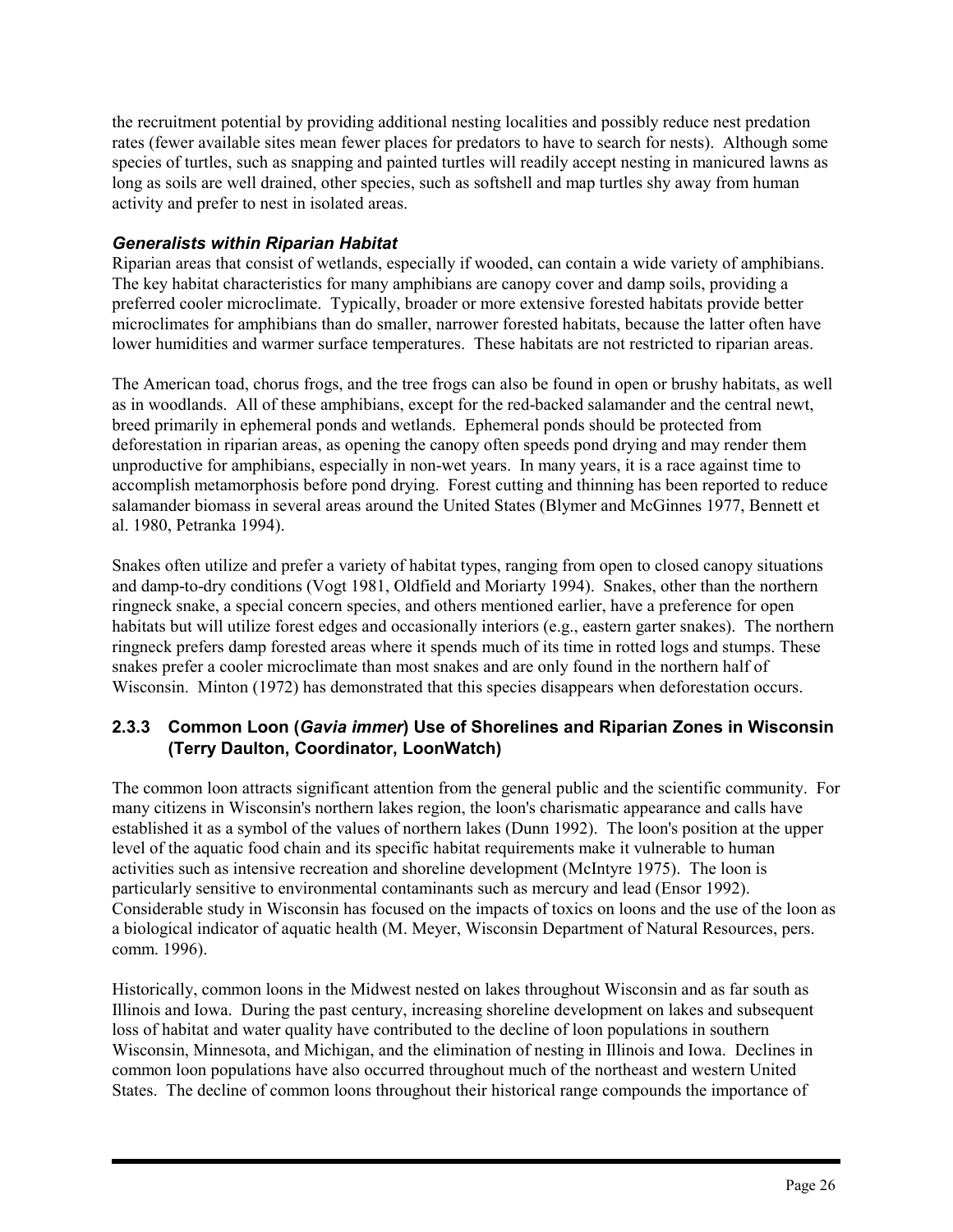the recruitment potential by providing additional nesting localities and possibly reduce nest predation rates (fewer available sites mean fewer places for predators to have to search for nests). Although some species of turtles, such as snapping and painted turtles will readily accept nesting in manicured lawns as long as soils are well drained, other species, such as softshell and map turtles shy away from human activity and prefer to nest in isolated areas.

### *Generalists within Riparian Habitat*

Riparian areas that consist of wetlands, especially if wooded, can contain a wide variety of amphibians. The key habitat characteristics for many amphibians are canopy cover and damp soils, providing a preferred cooler microclimate. Typically, broader or more extensive forested habitats provide better microclimates for amphibians than do smaller, narrower forested habitats, because the latter often have lower humidities and warmer surface temperatures. These habitats are not restricted to riparian areas.

The American toad, chorus frogs, and the tree frogs can also be found in open or brushy habitats, as well as in woodlands. All of these amphibians, except for the red-backed salamander and the central newt, breed primarily in ephemeral ponds and wetlands. Ephemeral ponds should be protected from deforestation in riparian areas, as opening the canopy often speeds pond drying and may render them unproductive for amphibians, especially in non-wet years. In many years, it is a race against time to accomplish metamorphosis before pond drying. Forest cutting and thinning has been reported to reduce salamander biomass in several areas around the United States (Blymer and McGinnes 1977, Bennett et al. 1980, Petranka 1994).

Snakes often utilize and prefer a variety of habitat types, ranging from open to closed canopy situations and damp-to-dry conditions (Vogt 1981, Oldfield and Moriarty 1994). Snakes, other than the northern ringneck snake, a special concern species, and others mentioned earlier, have a preference for open habitats but will utilize forest edges and occasionally interiors (e.g., eastern garter snakes). The northern ringneck prefers damp forested areas where it spends much of its time in rotted logs and stumps. These snakes prefer a cooler microclimate than most snakes and are only found in the northern half of Wisconsin. Minton (1972) has demonstrated that this species disappears when deforestation occurs.

## 2.3.3 Common Loon (*Gavia immer*) Use of Shorelines and Riparian Zones in Wisconsin (Terry Daulton, Coordinator, LoonWatch)

The common loon attracts significant attention from the general public and the scientific community. For many citizens in Wisconsin's northern lakes region, the loon's charismatic appearance and calls have established it as a symbol of the values of northern lakes (Dunn 1992). The loon's position at the upper level of the aquatic food chain and its specific habitat requirements make it vulnerable to human activities such as intensive recreation and shoreline development (McIntyre 1975). The loon is particularly sensitive to environmental contaminants such as mercury and lead (Ensor 1992). Considerable study in Wisconsin has focused on the impacts of toxics on loons and the use of the loon as a biological indicator of aquatic health (M. Meyer, Wisconsin Department of Natural Resources, pers. comm. 1996).

Historically, common loons in the Midwest nested on lakes throughout Wisconsin and as far south as Illinois and Iowa. During the past century, increasing shoreline development on lakes and subsequent loss of habitat and water quality have contributed to the decline of loon populations in southern Wisconsin, Minnesota, and Michigan, and the elimination of nesting in Illinois and Iowa. Declines in common loon populations have also occurred throughout much of the northeast and western United States. The decline of common loons throughout their historical range compounds the importance of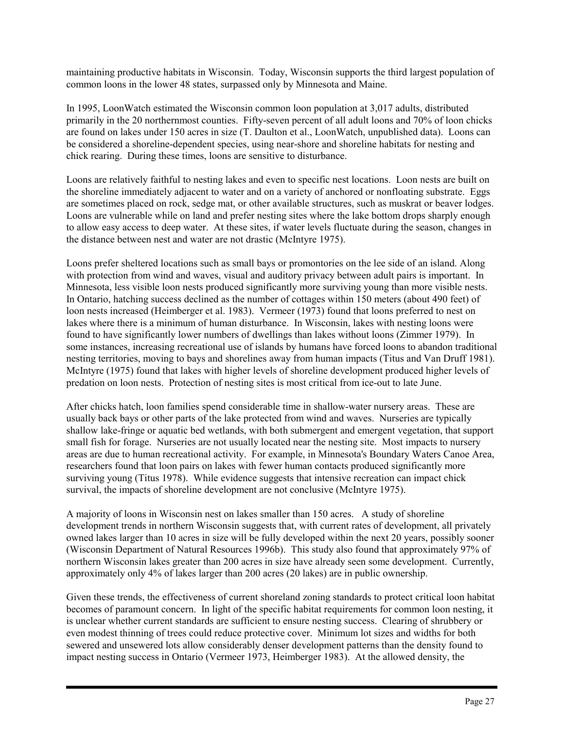maintaining productive habitats in Wisconsin. Today, Wisconsin supports the third largest population of common loons in the lower 48 states, surpassed only by Minnesota and Maine.

In 1995, LoonWatch estimated the Wisconsin common loon population at 3,017 adults, distributed primarily in the 20 northernmost counties. Fifty-seven percent of all adult loons and 70% of loon chicks are found on lakes under 150 acres in size (T. Daulton et al., LoonWatch, unpublished data). Loons can be considered a shoreline-dependent species, using near-shore and shoreline habitats for nesting and chick rearing. During these times, loons are sensitive to disturbance.

Loons are relatively faithful to nesting lakes and even to specific nest locations. Loon nests are built on the shoreline immediately adjacent to water and on a variety of anchored or nonfloating substrate. Eggs are sometimes placed on rock, sedge mat, or other available structures, such as muskrat or beaver lodges. Loons are vulnerable while on land and prefer nesting sites where the lake bottom drops sharply enough to allow easy access to deep water. At these sites, if water levels fluctuate during the season, changes in the distance between nest and water are not drastic (McIntyre 1975).

Loons prefer sheltered locations such as small bays or promontories on the lee side of an island. Along with protection from wind and waves, visual and auditory privacy between adult pairs is important. In Minnesota, less visible loon nests produced significantly more surviving young than more visible nests. In Ontario, hatching success declined as the number of cottages within 150 meters (about 490 feet) of loon nests increased (Heimberger et al. 1983). Vermeer (1973) found that loons preferred to nest on lakes where there is a minimum of human disturbance. In Wisconsin, lakes with nesting loons were found to have significantly lower numbers of dwellings than lakes without loons (Zimmer 1979). In some instances, increasing recreational use of islands by humans have forced loons to abandon traditional nesting territories, moving to bays and shorelines away from human impacts (Titus and Van Druff 1981). McIntyre (1975) found that lakes with higher levels of shoreline development produced higher levels of predation on loon nests. Protection of nesting sites is most critical from ice-out to late June.

After chicks hatch, loon families spend considerable time in shallow-water nursery areas. These are usually back bays or other parts of the lake protected from wind and waves. Nurseries are typically shallow lake-fringe or aquatic bed wetlands, with both submergent and emergent vegetation, that support small fish for forage. Nurseries are not usually located near the nesting site. Most impacts to nursery areas are due to human recreational activity. For example, in Minnesota's Boundary Waters Canoe Area, researchers found that loon pairs on lakes with fewer human contacts produced significantly more surviving young (Titus 1978). While evidence suggests that intensive recreation can impact chick survival, the impacts of shoreline development are not conclusive (McIntyre 1975).

A majority of loons in Wisconsin nest on lakes smaller than 150 acres. A study of shoreline development trends in northern Wisconsin suggests that, with current rates of development, all privately owned lakes larger than 10 acres in size will be fully developed within the next 20 years, possibly sooner (Wisconsin Department of Natural Resources 1996b). This study also found that approximately 97% of northern Wisconsin lakes greater than 200 acres in size have already seen some development. Currently, approximately only 4% of lakes larger than 200 acres (20 lakes) are in public ownership.

Given these trends, the effectiveness of current shoreland zoning standards to protect critical loon habitat becomes of paramount concern. In light of the specific habitat requirements for common loon nesting, it is unclear whether current standards are sufficient to ensure nesting success. Clearing of shrubbery or even modest thinning of trees could reduce protective cover. Minimum lot sizes and widths for both sewered and unsewered lots allow considerably denser development patterns than the density found to impact nesting success in Ontario (Vermeer 1973, Heimberger 1983). At the allowed density, the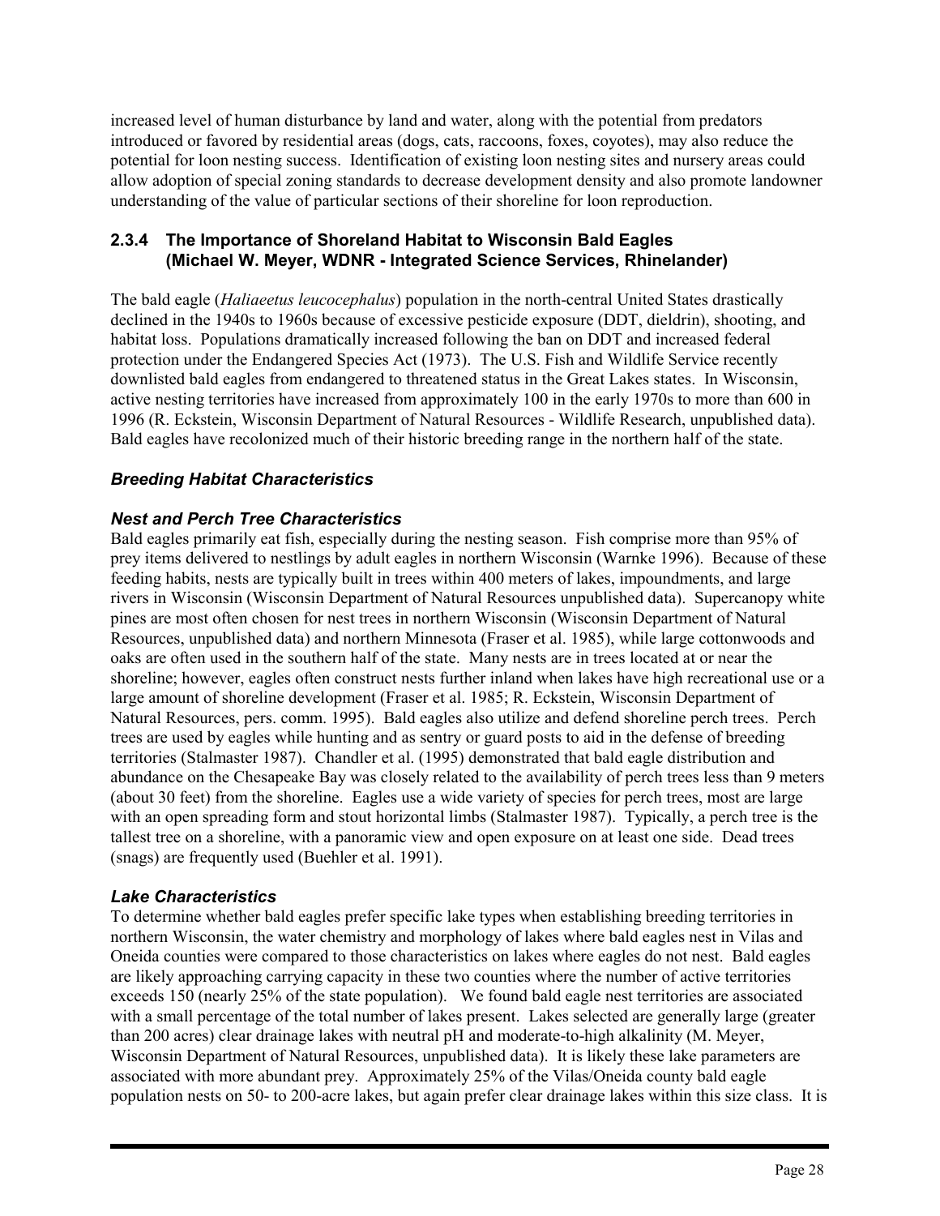increased level of human disturbance by land and water, along with the potential from predators introduced or favored by residential areas (dogs, cats, raccoons, foxes, coyotes), may also reduce the potential for loon nesting success. Identification of existing loon nesting sites and nursery areas could allow adoption of special zoning standards to decrease development density and also promote landowner understanding of the value of particular sections of their shoreline for loon reproduction.

### 2.3.4 The Importance of Shoreland Habitat to Wisconsin Bald Eagles (Michael W. Meyer, WDNR - Integrated Science Services, Rhinelander)

The bald eagle (*Haliaeetus leucocephalus*) population in the north-central United States drastically declined in the 1940s to 1960s because of excessive pesticide exposure (DDT, dieldrin), shooting, and habitat loss. Populations dramatically increased following the ban on DDT and increased federal protection under the Endangered Species Act (1973). The U.S. Fish and Wildlife Service recently downlisted bald eagles from endangered to threatened status in the Great Lakes states. In Wisconsin, active nesting territories have increased from approximately 100 in the early 1970s to more than 600 in 1996 (R. Eckstein, Wisconsin Department of Natural Resources - Wildlife Research, unpublished data). Bald eagles have recolonized much of their historic breeding range in the northern half of the state.

#### *Breeding Habitat Characteristics*

#### *Nest and Perch Tree Characteristics*

Bald eagles primarily eat fish, especially during the nesting season. Fish comprise more than 95% of prey items delivered to nestlings by adult eagles in northern Wisconsin (Warnke 1996). Because of these feeding habits, nests are typically built in trees within 400 meters of lakes, impoundments, and large rivers in Wisconsin (Wisconsin Department of Natural Resources unpublished data). Supercanopy white pines are most often chosen for nest trees in northern Wisconsin (Wisconsin Department of Natural Resources, unpublished data) and northern Minnesota (Fraser et al. 1985), while large cottonwoods and oaks are often used in the southern half of the state. Many nests are in trees located at or near the shoreline; however, eagles often construct nests further inland when lakes have high recreational use or a large amount of shoreline development (Fraser et al. 1985; R. Eckstein, Wisconsin Department of Natural Resources, pers. comm. 1995). Bald eagles also utilize and defend shoreline perch trees. Perch trees are used by eagles while hunting and as sentry or guard posts to aid in the defense of breeding territories (Stalmaster 1987). Chandler et al. (1995) demonstrated that bald eagle distribution and abundance on the Chesapeake Bay was closely related to the availability of perch trees less than 9 meters (about 30 feet) from the shoreline. Eagles use a wide variety of species for perch trees, most are large with an open spreading form and stout horizontal limbs (Stalmaster 1987). Typically, a perch tree is the tallest tree on a shoreline, with a panoramic view and open exposure on at least one side. Dead trees (snags) are frequently used (Buehler et al. 1991).

#### *Lake Characteristics*

To determine whether bald eagles prefer specific lake types when establishing breeding territories in northern Wisconsin, the water chemistry and morphology of lakes where bald eagles nest in Vilas and Oneida counties were compared to those characteristics on lakes where eagles do not nest. Bald eagles are likely approaching carrying capacity in these two counties where the number of active territories exceeds 150 (nearly 25% of the state population). We found bald eagle nest territories are associated with a small percentage of the total number of lakes present. Lakes selected are generally large (greater than 200 acres) clear drainage lakes with neutral pH and moderate-to-high alkalinity (M. Meyer, Wisconsin Department of Natural Resources, unpublished data). It is likely these lake parameters are associated with more abundant prey. Approximately 25% of the Vilas/Oneida county bald eagle population nests on 50- to 200-acre lakes, but again prefer clear drainage lakes within this size class. It is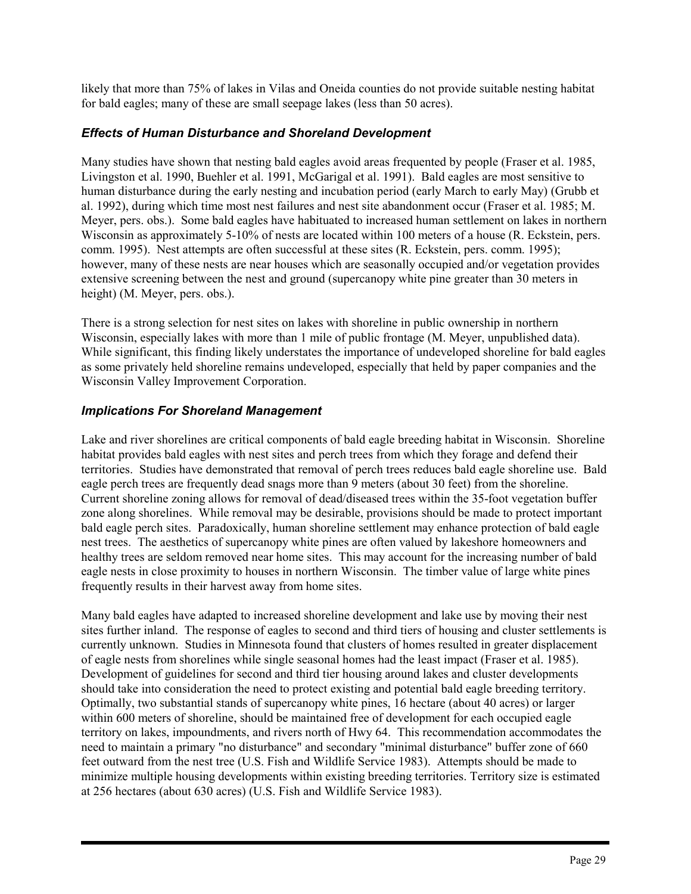likely that more than 75% of lakes in Vilas and Oneida counties do not provide suitable nesting habitat for bald eagles; many of these are small seepage lakes (less than 50 acres).

### *Effects of Human Disturbance and Shoreland Development*

Many studies have shown that nesting bald eagles avoid areas frequented by people (Fraser et al. 1985, Livingston et al. 1990, Buehler et al. 1991, McGarigal et al. 1991). Bald eagles are most sensitive to human disturbance during the early nesting and incubation period (early March to early May) (Grubb et al. 1992), during which time most nest failures and nest site abandonment occur (Fraser et al. 1985; M. Meyer, pers. obs.). Some bald eagles have habituated to increased human settlement on lakes in northern Wisconsin as approximately 5-10% of nests are located within 100 meters of a house (R. Eckstein, pers. comm. 1995). Nest attempts are often successful at these sites (R. Eckstein, pers. comm. 1995); however, many of these nests are near houses which are seasonally occupied and/or vegetation provides extensive screening between the nest and ground (supercanopy white pine greater than 30 meters in height) (M. Meyer, pers. obs.).

There is a strong selection for nest sites on lakes with shoreline in public ownership in northern Wisconsin, especially lakes with more than 1 mile of public frontage (M. Meyer, unpublished data). While significant, this finding likely understates the importance of undeveloped shoreline for bald eagles as some privately held shoreline remains undeveloped, especially that held by paper companies and the Wisconsin Valley Improvement Corporation.

### *Implications For Shoreland Management*

Lake and river shorelines are critical components of bald eagle breeding habitat in Wisconsin. Shoreline habitat provides bald eagles with nest sites and perch trees from which they forage and defend their territories. Studies have demonstrated that removal of perch trees reduces bald eagle shoreline use. Bald eagle perch trees are frequently dead snags more than 9 meters (about 30 feet) from the shoreline. Current shoreline zoning allows for removal of dead/diseased trees within the 35-foot vegetation buffer zone along shorelines. While removal may be desirable, provisions should be made to protect important bald eagle perch sites. Paradoxically, human shoreline settlement may enhance protection of bald eagle nest trees. The aesthetics of supercanopy white pines are often valued by lakeshore homeowners and healthy trees are seldom removed near home sites. This may account for the increasing number of bald eagle nests in close proximity to houses in northern Wisconsin. The timber value of large white pines frequently results in their harvest away from home sites.

Many bald eagles have adapted to increased shoreline development and lake use by moving their nest sites further inland. The response of eagles to second and third tiers of housing and cluster settlements is currently unknown. Studies in Minnesota found that clusters of homes resulted in greater displacement of eagle nests from shorelines while single seasonal homes had the least impact (Fraser et al. 1985). Development of guidelines for second and third tier housing around lakes and cluster developments should take into consideration the need to protect existing and potential bald eagle breeding territory. Optimally, two substantial stands of supercanopy white pines, 16 hectare (about 40 acres) or larger within 600 meters of shoreline, should be maintained free of development for each occupied eagle territory on lakes, impoundments, and rivers north of Hwy 64. This recommendation accommodates the need to maintain a primary "no disturbance" and secondary "minimal disturbance" buffer zone of 660 feet outward from the nest tree (U.S. Fish and Wildlife Service 1983). Attempts should be made to minimize multiple housing developments within existing breeding territories. Territory size is estimated at 256 hectares (about 630 acres) (U.S. Fish and Wildlife Service 1983).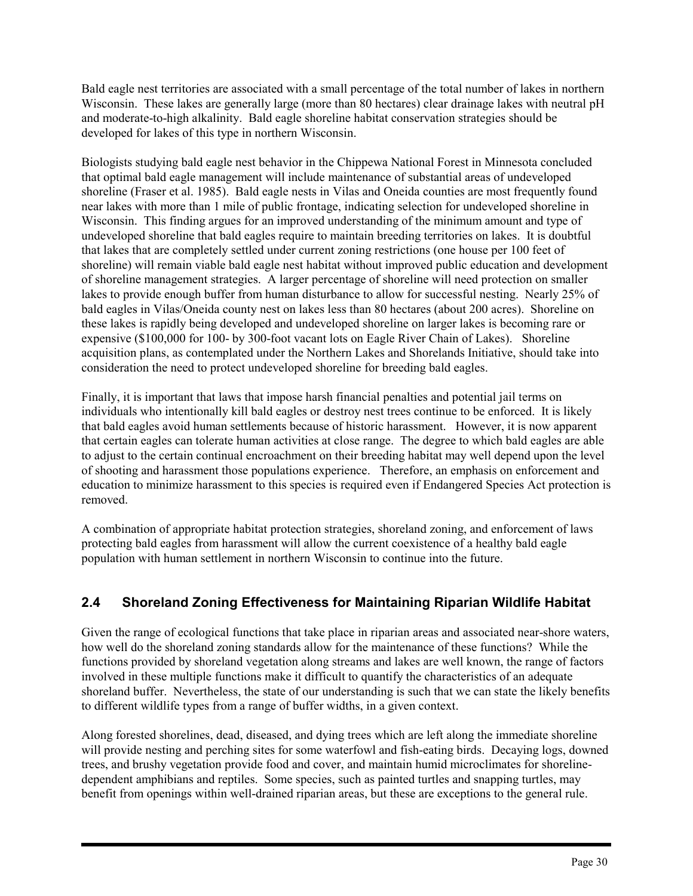Bald eagle nest territories are associated with a small percentage of the total number of lakes in northern Wisconsin. These lakes are generally large (more than 80 hectares) clear drainage lakes with neutral pH and moderate-to-high alkalinity. Bald eagle shoreline habitat conservation strategies should be developed for lakes of this type in northern Wisconsin.

Biologists studying bald eagle nest behavior in the Chippewa National Forest in Minnesota concluded that optimal bald eagle management will include maintenance of substantial areas of undeveloped shoreline (Fraser et al. 1985). Bald eagle nests in Vilas and Oneida counties are most frequently found near lakes with more than 1 mile of public frontage, indicating selection for undeveloped shoreline in Wisconsin. This finding argues for an improved understanding of the minimum amount and type of undeveloped shoreline that bald eagles require to maintain breeding territories on lakes. It is doubtful that lakes that are completely settled under current zoning restrictions (one house per 100 feet of shoreline) will remain viable bald eagle nest habitat without improved public education and development of shoreline management strategies. A larger percentage of shoreline will need protection on smaller lakes to provide enough buffer from human disturbance to allow for successful nesting. Nearly 25% of bald eagles in Vilas/Oneida county nest on lakes less than 80 hectares (about 200 acres). Shoreline on these lakes is rapidly being developed and undeveloped shoreline on larger lakes is becoming rare or expensive ($100,000 for 100- by 300-foot vacant lots on Eagle River Chain of Lakes). Shoreline acquisition plans, as contemplated under the Northern Lakes and Shorelands Initiative, should take into consideration the need to protect undeveloped shoreline for breeding bald eagles.

Finally, it is important that laws that impose harsh financial penalties and potential jail terms on individuals who intentionally kill bald eagles or destroy nest trees continue to be enforced. It is likely that bald eagles avoid human settlements because of historic harassment. However, it is now apparent that certain eagles can tolerate human activities at close range. The degree to which bald eagles are able to adjust to the certain continual encroachment on their breeding habitat may well depend upon the level of shooting and harassment those populations experience. Therefore, an emphasis on enforcement and education to minimize harassment to this species is required even if Endangered Species Act protection is removed.

A combination of appropriate habitat protection strategies, shoreland zoning, and enforcement of laws protecting bald eagles from harassment will allow the current coexistence of a healthy bald eagle population with human settlement in northern Wisconsin to continue into the future.

## 2.4 Shoreland Zoning Effectiveness for Maintaining Riparian Wildlife Habitat

Given the range of ecological functions that take place in riparian areas and associated near-shore waters, how well do the shoreland zoning standards allow for the maintenance of these functions? While the functions provided by shoreland vegetation along streams and lakes are well known, the range of factors involved in these multiple functions make it difficult to quantify the characteristics of an adequate shoreland buffer. Nevertheless, the state of our understanding is such that we can state the likely benefits to different wildlife types from a range of buffer widths, in a given context.

Along forested shorelines, dead, diseased, and dying trees which are left along the immediate shoreline will provide nesting and perching sites for some waterfowl and fish-eating birds. Decaying logs, downed trees, and brushy vegetation provide food and cover, and maintain humid microclimates for shoreline-dependent amphibians and reptiles. Some species, such as painted turtles and snapping turtles, may benefit from openings within well-drained riparian areas, but these are exceptions to the general rule.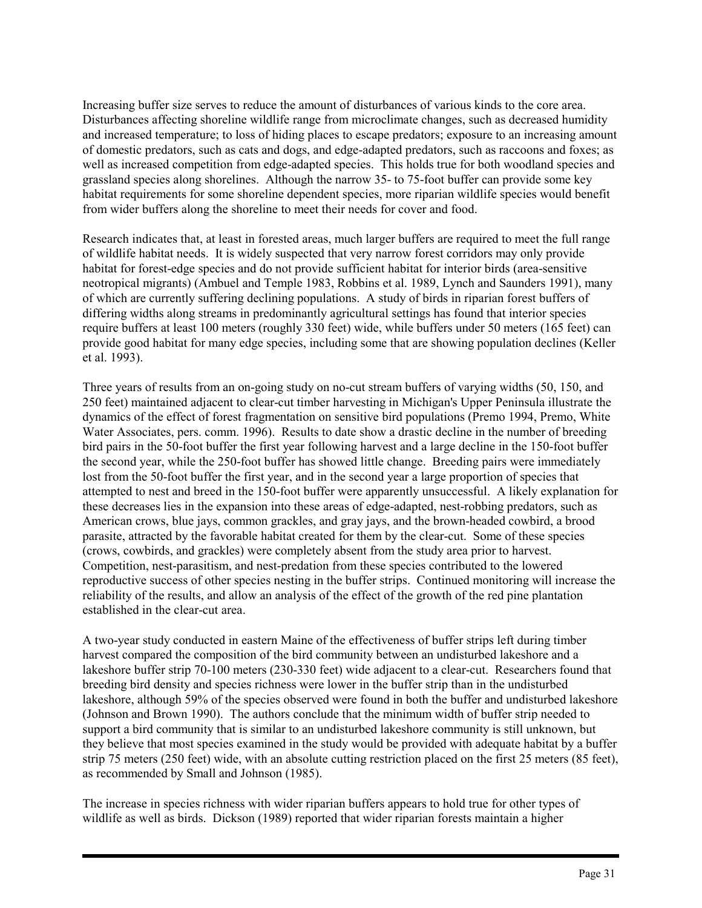Increasing buffer size serves to reduce the amount of disturbances of various kinds to the core area. Disturbances affecting shoreline wildlife range from microclimate changes, such as decreased humidity and increased temperature; to loss of hiding places to escape predators; exposure to an increasing amount of domestic predators, such as cats and dogs, and edge-adapted predators, such as raccoons and foxes; as well as increased competition from edge-adapted species. This holds true for both woodland species and grassland species along shorelines. Although the narrow 35- to 75-foot buffer can provide some key habitat requirements for some shoreline dependent species, more riparian wildlife species would benefit from wider buffers along the shoreline to meet their needs for cover and food.

Research indicates that, at least in forested areas, much larger buffers are required to meet the full range of wildlife habitat needs. It is widely suspected that very narrow forest corridors may only provide habitat for forest-edge species and do not provide sufficient habitat for interior birds (area-sensitive neotropical migrants) (Ambuel and Temple 1983, Robbins et al. 1989, Lynch and Saunders 1991), many of which are currently suffering declining populations. A study of birds in riparian forest buffers of differing widths along streams in predominantly agricultural settings has found that interior species require buffers at least 100 meters (roughly 330 feet) wide, while buffers under 50 meters (165 feet) can provide good habitat for many edge species, including some that are showing population declines (Keller et al. 1993).

Three years of results from an on-going study on no-cut stream buffers of varying widths (50, 150, and 250 feet) maintained adjacent to clear-cut timber harvesting in Michigan's Upper Peninsula illustrate the dynamics of the effect of forest fragmentation on sensitive bird populations (Premo 1994, Premo, White Water Associates, pers. comm. 1996). Results to date show a drastic decline in the number of breeding bird pairs in the 50-foot buffer the first year following harvest and a large decline in the 150-foot buffer the second year, while the 250-foot buffer has showed little change. Breeding pairs were immediately lost from the 50-foot buffer the first year, and in the second year a large proportion of species that attempted to nest and breed in the 150-foot buffer were apparently unsuccessful. A likely explanation for these decreases lies in the expansion into these areas of edge-adapted, nest-robbing predators, such as American crows, blue jays, common grackles, and gray jays, and the brown-headed cowbird, a brood parasite, attracted by the favorable habitat created for them by the clear-cut. Some of these species (crows, cowbirds, and grackles) were completely absent from the study area prior to harvest. Competition, nest-parasitism, and nest-predation from these species contributed to the lowered reproductive success of other species nesting in the buffer strips. Continued monitoring will increase the reliability of the results, and allow an analysis of the effect of the growth of the red pine plantation established in the clear-cut area.

A two-year study conducted in eastern Maine of the effectiveness of buffer strips left during timber harvest compared the composition of the bird community between an undisturbed lakeshore and a lakeshore buffer strip 70-100 meters (230-330 feet) wide adjacent to a clear-cut. Researchers found that breeding bird density and species richness were lower in the buffer strip than in the undisturbed lakeshore, although 59% of the species observed were found in both the buffer and undisturbed lakeshore (Johnson and Brown 1990). The authors conclude that the minimum width of buffer strip needed to support a bird community that is similar to an undisturbed lakeshore community is still unknown, but they believe that most species examined in the study would be provided with adequate habitat by a buffer strip 75 meters (250 feet) wide, with an absolute cutting restriction placed on the first 25 meters (85 feet), as recommended by Small and Johnson (1985).

The increase in species richness with wider riparian buffers appears to hold true for other types of wildlife as well as birds. Dickson (1989) reported that wider riparian forests maintain a higher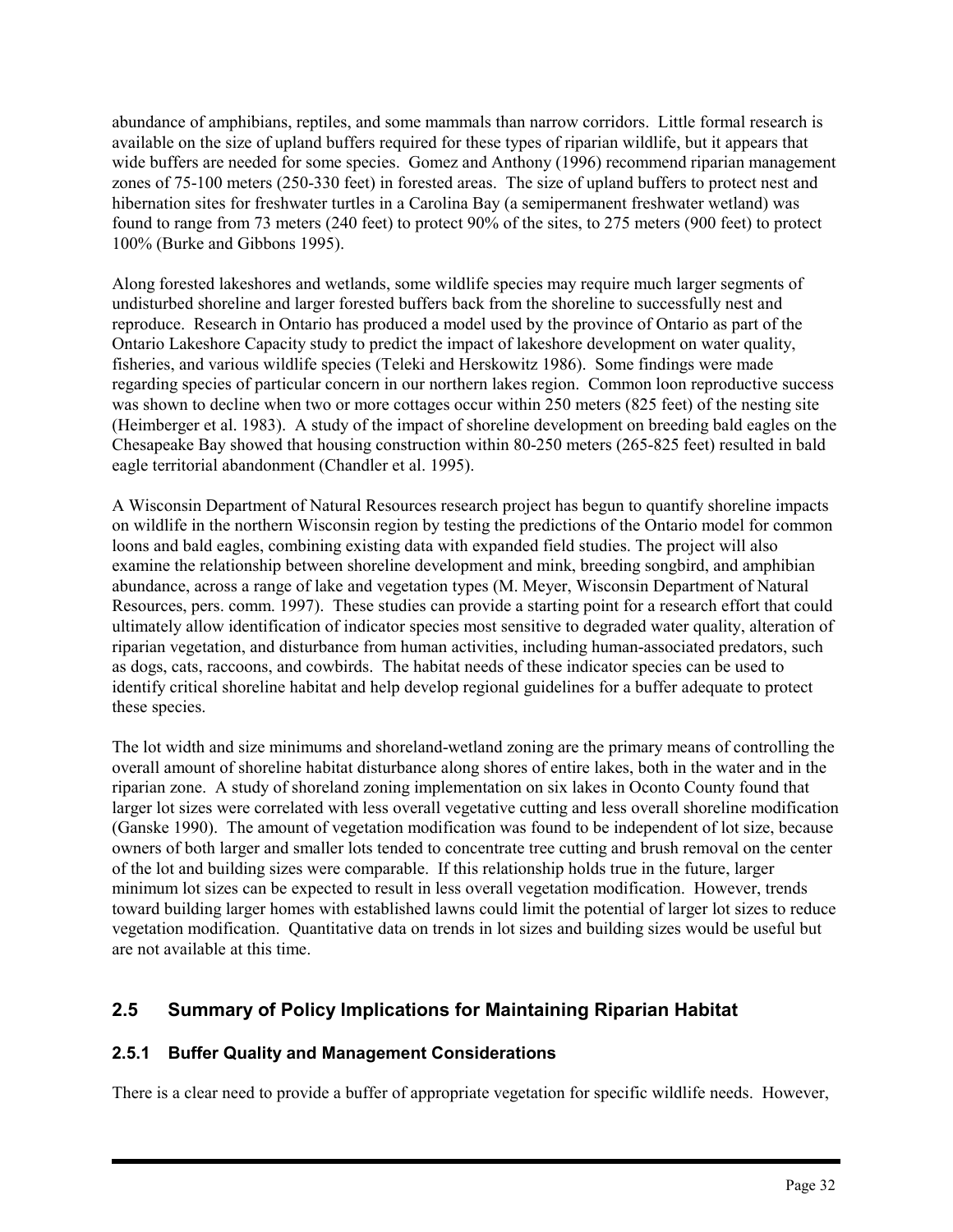abundance of amphibians, reptiles, and some mammals than narrow corridors. Little formal research is available on the size of upland buffers required for these types of riparian wildlife, but it appears that wide buffers are needed for some species. Gomez and Anthony (1996) recommend riparian management zones of 75-100 meters (250-330 feet) in forested areas. The size of upland buffers to protect nest and hibernation sites for freshwater turtles in a Carolina Bay (a semipermanent freshwater wetland) was found to range from 73 meters (240 feet) to protect 90% of the sites, to 275 meters (900 feet) to protect 100% (Burke and Gibbons 1995).

Along forested lakeshores and wetlands, some wildlife species may require much larger segments of undisturbed shoreline and larger forested buffers back from the shoreline to successfully nest and reproduce. Research in Ontario has produced a model used by the province of Ontario as part of the Ontario Lakeshore Capacity study to predict the impact of lakeshore development on water quality, fisheries, and various wildlife species (Teleki and Herskowitz 1986). Some findings were made regarding species of particular concern in our northern lakes region. Common loon reproductive success was shown to decline when two or more cottages occur within 250 meters (825 feet) of the nesting site (Heimberger et al. 1983). A study of the impact of shoreline development on breeding bald eagles on the Chesapeake Bay showed that housing construction within 80-250 meters (265-825 feet) resulted in bald eagle territorial abandonment (Chandler et al. 1995).

A Wisconsin Department of Natural Resources research project has begun to quantify shoreline impacts on wildlife in the northern Wisconsin region by testing the predictions of the Ontario model for common loons and bald eagles, combining existing data with expanded field studies. The project will also examine the relationship between shoreline development and mink, breeding songbird, and amphibian abundance, across a range of lake and vegetation types (M. Meyer, Wisconsin Department of Natural Resources, pers. comm. 1997). These studies can provide a starting point for a research effort that could ultimately allow identification of indicator species most sensitive to degraded water quality, alteration of riparian vegetation, and disturbance from human activities, including human-associated predators, such as dogs, cats, raccoons, and cowbirds. The habitat needs of these indicator species can be used to identify critical shoreline habitat and help develop regional guidelines for a buffer adequate to protect these species.

The lot width and size minimums and shoreland-wetland zoning are the primary means of controlling the overall amount of shoreline habitat disturbance along shores of entire lakes, both in the water and in the riparian zone. A study of shoreland zoning implementation on six lakes in Oconto County found that larger lot sizes were correlated with less overall vegetative cutting and less overall shoreline modification (Ganske 1990). The amount of vegetation modification was found to be independent of lot size, because owners of both larger and smaller lots tended to concentrate tree cutting and brush removal on the center of the lot and building sizes were comparable. If this relationship holds true in the future, larger minimum lot sizes can be expected to result in less overall vegetation modification. However, trends toward building larger homes with established lawns could limit the potential of larger lot sizes to reduce vegetation modification. Quantitative data on trends in lot sizes and building sizes would be useful but are not available at this time.

## 2.5 Summary of Policy Implications for Maintaining Riparian Habitat

### 2.5.1 Buffer Quality and Management Considerations

There is a clear need to provide a buffer of appropriate vegetation for specific wildlife needs. However,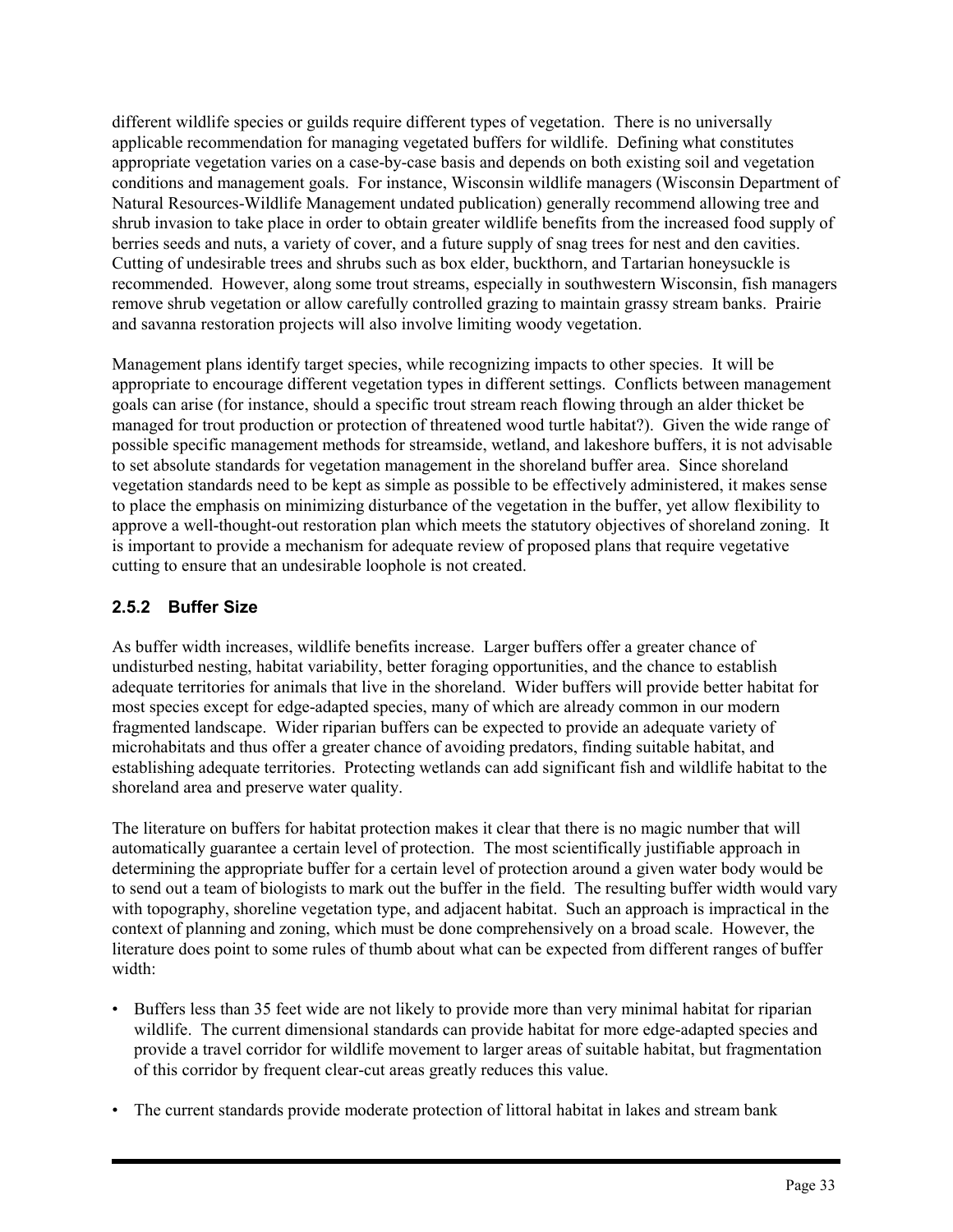different wildlife species or guilds require different types of vegetation. There is no universally applicable recommendation for managing vegetated buffers for wildlife. Defining what constitutes appropriate vegetation varies on a case-by-case basis and depends on both existing soil and vegetation conditions and management goals. For instance, Wisconsin wildlife managers (Wisconsin Department of Natural Resources-Wildlife Management undated publication) generally recommend allowing tree and shrub invasion to take place in order to obtain greater wildlife benefits from the increased food supply of berries seeds and nuts, a variety of cover, and a future supply of snag trees for nest and den cavities. Cutting of undesirable trees and shrubs such as box elder, buckthorn, and Tartarian honeysuckle is recommended. However, along some trout streams, especially in southwestern Wisconsin, fish managers remove shrub vegetation or allow carefully controlled grazing to maintain grassy stream banks. Prairie and savanna restoration projects will also involve limiting woody vegetation.

Management plans identify target species, while recognizing impacts to other species. It will be appropriate to encourage different vegetation types in different settings. Conflicts between management goals can arise (for instance, should a specific trout stream reach flowing through an alder thicket be managed for trout production or protection of threatened wood turtle habitat?). Given the wide range of possible specific management methods for streamside, wetland, and lakeshore buffers, it is not advisable to set absolute standards for vegetation management in the shoreland buffer area. Since shoreland vegetation standards need to be kept as simple as possible to be effectively administered, it makes sense to place the emphasis on minimizing disturbance of the vegetation in the buffer, yet allow flexibility to approve a well-thought-out restoration plan which meets the statutory objectives of shoreland zoning. It is important to provide a mechanism for adequate review of proposed plans that require vegetative cutting to ensure that an undesirable loophole is not created.

### 2.5.2 Buffer Size

As buffer width increases, wildlife benefits increase. Larger buffers offer a greater chance of undisturbed nesting, habitat variability, better foraging opportunities, and the chance to establish adequate territories for animals that live in the shoreland. Wider buffers will provide better habitat for most species except for edge-adapted species, many of which are already common in our modern fragmented landscape. Wider riparian buffers can be expected to provide an adequate variety of microhabitats and thus offer a greater chance of avoiding predators, finding suitable habitat, and establishing adequate territories. Protecting wetlands can add significant fish and wildlife habitat to the shoreland area and preserve water quality.

The literature on buffers for habitat protection makes it clear that there is no magic number that will automatically guarantee a certain level of protection. The most scientifically justifiable approach in determining the appropriate buffer for a certain level of protection around a given water body would be to send out a team of biologists to mark out the buffer in the field. The resulting buffer width would vary with topography, shoreline vegetation type, and adjacent habitat. Such an approach is impractical in the context of planning and zoning, which must be done comprehensively on a broad scale. However, the literature does point to some rules of thumb about what can be expected from different ranges of buffer width:

- Buffers less than 35 feet wide are not likely to provide more than very minimal habitat for riparian wildlife. The current dimensional standards can provide habitat for more edge-adapted species and provide a travel corridor for wildlife movement to larger areas of suitable habitat, but fragmentation of this corridor by frequent clear-cut areas greatly reduces this value.

- The current standards provide moderate protection of littoral habitat in lakes and stream bank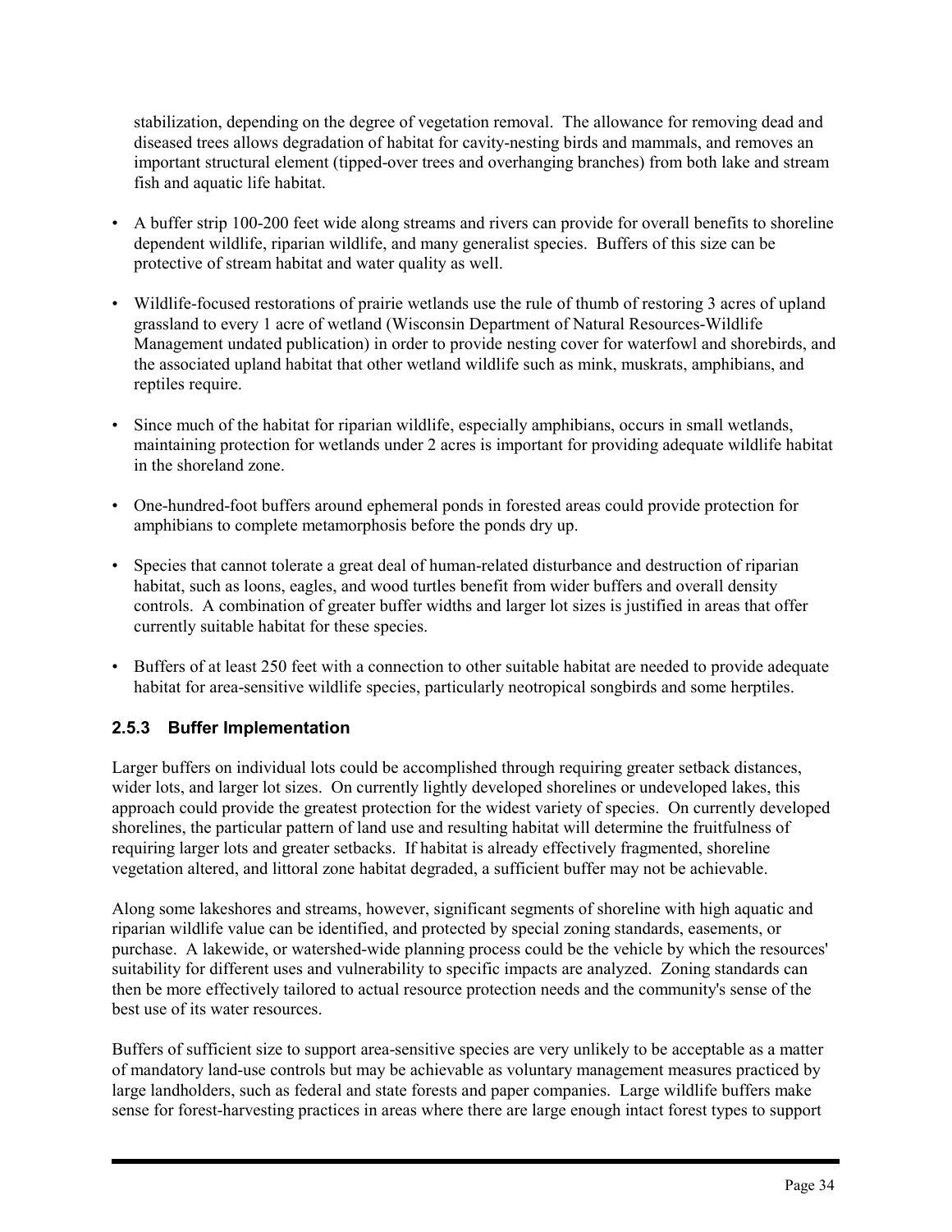stabilization, depending on the degree of vegetation removal. The allowance for removing dead and diseased trees allows degradation of habitat for cavity-nesting birds and mammals, and removes an important structural element (tipped-over trees and overhanging branches) from both lake and stream fish and aquatic life habitat.

- A buffer strip 100-200 feet wide along streams and rivers can provide for overall benefits to shoreline dependent wildlife, riparian wildlife, and many generalist species. Buffers of this size can be protective of stream habitat and water quality as well.
- Wildlife-focused restorations of prairie wetlands use the rule of thumb of restoring 3 acres of upland grassland to every 1 acre of wetland (Wisconsin Department of Natural Resources-Wildlife Management undated publication) in order to provide nesting cover for waterfowl and shorebirds, and the associated upland habitat that other wetland wildlife such as mink, muskrats, amphibians, and reptiles require.
- Since much of the habitat for riparian wildlife, especially amphibians, occurs in small wetlands, maintaining protection for wetlands under 2 acres is important for providing adequate wildlife habitat in the shoreland zone.
- One-hundred-foot buffers around ephemeral ponds in forested areas could provide protection for amphibians to complete metamorphosis before the ponds dry up.
- Species that cannot tolerate a great deal of human-related disturbance and destruction of riparian habitat, such as loons, eagles, and wood turtles benefit from wider buffers and overall density controls. A combination of greater buffer widths and larger lot sizes is justified in areas that offer currently suitable habitat for these species.
- Buffers of at least 250 feet with a connection to other suitable habitat are needed to provide adequate habitat for area-sensitive wildlife species, particularly neotropical songbirds and some herptiles.

### 2.5.3 Buffer Implementation

Larger buffers on individual lots could be accomplished through requiring greater setback distances, wider lots, and larger lot sizes. On currently lightly developed shorelines or undeveloped lakes, this approach could provide the greatest protection for the widest variety of species. On currently developed shorelines, the particular pattern of land use and resulting habitat will determine the fruitfulness of requiring larger lots and greater setbacks. If habitat is already effectively fragmented, shoreline vegetation altered, and littoral zone habitat degraded, a sufficient buffer may not be achievable.

Along some lakeshores and streams, however, significant segments of shoreline with high aquatic and riparian wildlife value can be identified, and protected by special zoning standards, easements, or purchase. A lakewide, or watershed-wide planning process could be the vehicle by which the resources' suitability for different uses and vulnerability to specific impacts are analyzed. Zoning standards can then be more effectively tailored to actual resource protection needs and the community's sense of the best use of its water resources.

Buffers of sufficient size to support area-sensitive species are very unlikely to be acceptable as a matter of mandatory land-use controls but may be achievable as voluntary management measures practiced by large landholders, such as federal and state forests and paper companies. Large wildlife buffers make sense for forest-harvesting practices in areas where there are large enough intact forest types to support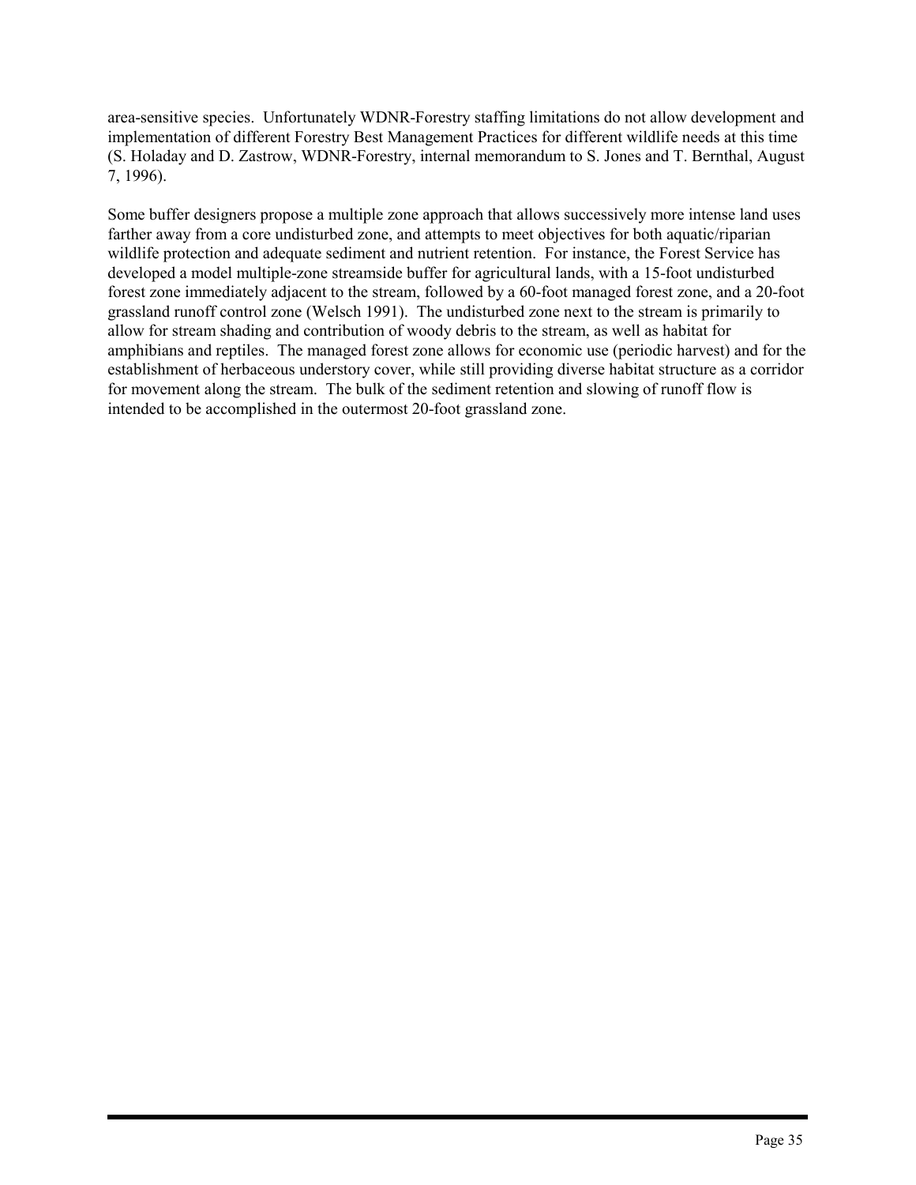area-sensitive species. Unfortunately WDNR-Forestry staffing limitations do not allow development and implementation of different Forestry Best Management Practices for different wildlife needs at this time (S. Holaday and D. Zastrow, WDNR-Forestry, internal memorandum to S. Jones and T. Bernthal, August 7, 1996).

Some buffer designers propose a multiple zone approach that allows successively more intense land uses farther away from a core undisturbed zone, and attempts to meet objectives for both aquatic/riparian wildlife protection and adequate sediment and nutrient retention. For instance, the Forest Service has developed a model multiple-zone streamside buffer for agricultural lands, with a 15-foot undisturbed forest zone immediately adjacent to the stream, followed by a 60-foot managed forest zone, and a 20-foot grassland runoff control zone (Welsch 1991). The undisturbed zone next to the stream is primarily to allow for stream shading and contribution of woody debris to the stream, as well as habitat for amphibians and reptiles. The managed forest zone allows for economic use (periodic harvest) and for the establishment of herbaceous understory cover, while still providing diverse habitat structure as a corridor for movement along the stream. The bulk of the sediment retention and slowing of runoff flow is intended to be accomplished in the outermost 20-foot grassland zone.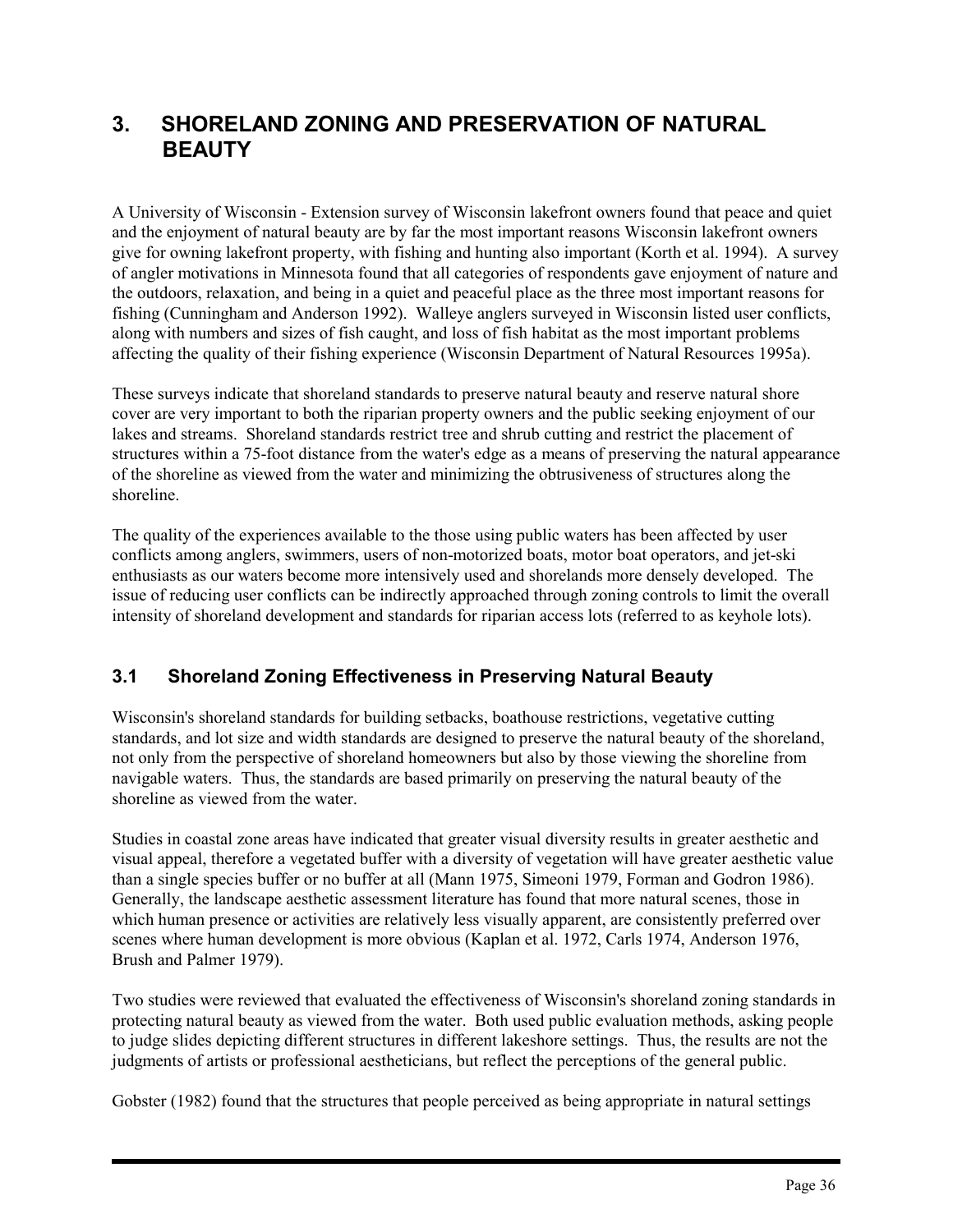# 3. SHORELAND ZONING AND PRESERVATION OF NATURAL BEAUTY

A University of Wisconsin - Extension survey of Wisconsin lakefront owners found that peace and quiet and the enjoyment of natural beauty are by far the most important reasons Wisconsin lakefront owners give for owning lakefront property, with fishing and hunting also important (Korth et al. 1994). A survey of angler motivations in Minnesota found that all categories of respondents gave enjoyment of nature and the outdoors, relaxation, and being in a quiet and peaceful place as the three most important reasons for fishing (Cunningham and Anderson 1992). Walleye anglers surveyed in Wisconsin listed user conflicts, along with numbers and sizes of fish caught, and loss of fish habitat as the most important problems affecting the quality of their fishing experience (Wisconsin Department of Natural Resources 1995a).

These surveys indicate that shoreland standards to preserve natural beauty and reserve natural shore cover are very important to both the riparian property owners and the public seeking enjoyment of our lakes and streams. Shoreland standards restrict tree and shrub cutting and restrict the placement of structures within a 75-foot distance from the water's edge as a means of preserving the natural appearance of the shoreline as viewed from the water and minimizing the obtrusiveness of structures along the shoreline.

The quality of the experiences available to the those using public waters has been affected by user conflicts among anglers, swimmers, users of non-motorized boats, motor boat operators, and jet-ski enthusiasts as our waters become more intensively used and shorelands more densely developed. The issue of reducing user conflicts can be indirectly approached through zoning controls to limit the overall intensity of shoreland development and standards for riparian access lots (referred to as keyhole lots).

## 3.1 Shoreland Zoning Effectiveness in Preserving Natural Beauty

Wisconsin's shoreland standards for building setbacks, boathouse restrictions, vegetative cutting standards, and lot size and width standards are designed to preserve the natural beauty of the shoreland, not only from the perspective of shoreland homeowners but also by those viewing the shoreline from navigable waters. Thus, the standards are based primarily on preserving the natural beauty of the shoreline as viewed from the water.

Studies in coastal zone areas have indicated that greater visual diversity results in greater aesthetic and visual appeal, therefore a vegetated buffer with a diversity of vegetation will have greater aesthetic value than a single species buffer or no buffer at all (Mann 1975, Simeoni 1979, Forman and Godron 1986). Generally, the landscape aesthetic assessment literature has found that more natural scenes, those in which human presence or activities are relatively less visually apparent, are consistently preferred over scenes where human development is more obvious (Kaplan et al. 1972, Carls 1974, Anderson 1976, Brush and Palmer 1979).

Two studies were reviewed that evaluated the effectiveness of Wisconsin's shoreland zoning standards in protecting natural beauty as viewed from the water. Both used public evaluation methods, asking people to judge slides depicting different structures in different lakeshore settings. Thus, the results are not the judgments of artists or professional aestheticians, but reflect the perceptions of the general public.

Gobster (1982) found that the structures that people perceived as being appropriate in natural settings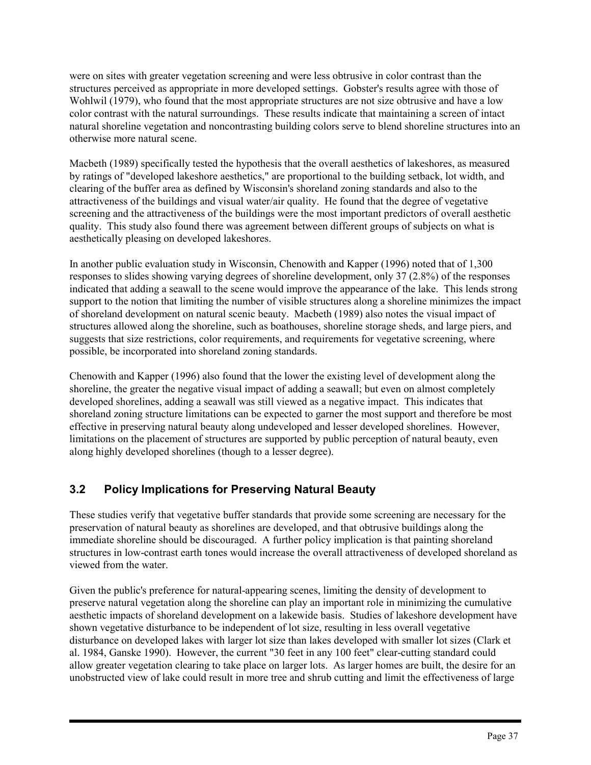were on sites with greater vegetation screening and were less obtrusive in color contrast than the structures perceived as appropriate in more developed settings. Gobster's results agree with those of Wohlwil (1979), who found that the most appropriate structures are not size obtrusive and have a low color contrast with the natural surroundings. These results indicate that maintaining a screen of intact natural shoreline vegetation and noncontrasting building colors serve to blend shoreline structures into an otherwise more natural scene.

Macbeth (1989) specifically tested the hypothesis that the overall aesthetics of lakeshores, as measured by ratings of "developed lakeshore aesthetics," are proportional to the building setback, lot width, and clearing of the buffer area as defined by Wisconsin's shoreland zoning standards and also to the attractiveness of the buildings and visual water/air quality. He found that the degree of vegetative screening and the attractiveness of the buildings were the most important predictors of overall aesthetic quality. This study also found there was agreement between different groups of subjects on what is aesthetically pleasing on developed lakeshores.

In another public evaluation study in Wisconsin, Chenowith and Kapper (1996) noted that of 1,300 responses to slides showing varying degrees of shoreline development, only 37 (2.8%) of the responses indicated that adding a seawall to the scene would improve the appearance of the lake. This lends strong support to the notion that limiting the number of visible structures along a shoreline minimizes the impact of shoreland development on natural scenic beauty. Macbeth (1989) also notes the visual impact of structures allowed along the shoreline, such as boathouses, shoreline storage sheds, and large piers, and suggests that size restrictions, color requirements, and requirements for vegetative screening, where possible, be incorporated into shoreland zoning standards.

Chenowith and Kapper (1996) also found that the lower the existing level of development along the shoreline, the greater the negative visual impact of adding a seawall; but even on almost completely developed shorelines, adding a seawall was still viewed as a negative impact. This indicates that shoreland zoning structure limitations can be expected to garner the most support and therefore be most effective in preserving natural beauty along undeveloped and lesser developed shorelines. However, limitations on the placement of structures are supported by public perception of natural beauty, even along highly developed shorelines (though to a lesser degree).

## 3.2 Policy Implications for Preserving Natural Beauty

These studies verify that vegetative buffer standards that provide some screening are necessary for the preservation of natural beauty as shorelines are developed, and that obtrusive buildings along the immediate shoreline should be discouraged. A further policy implication is that painting shoreland structures in low-contrast earth tones would increase the overall attractiveness of developed shoreland as viewed from the water.

Given the public's preference for natural-appearing scenes, limiting the density of development to preserve natural vegetation along the shoreline can play an important role in minimizing the cumulative aesthetic impacts of shoreland development on a lakewide basis. Studies of lakeshore development have shown vegetative disturbance to be independent of lot size, resulting in less overall vegetative disturbance on developed lakes with larger lot size than lakes developed with smaller lot sizes (Clark et al. 1984, Ganske 1990). However, the current "30 feet in any 100 feet" clear-cutting standard could allow greater vegetation clearing to take place on larger lots. As larger homes are built, the desire for an unobstructed view of lake could result in more tree and shrub cutting and limit the effectiveness of large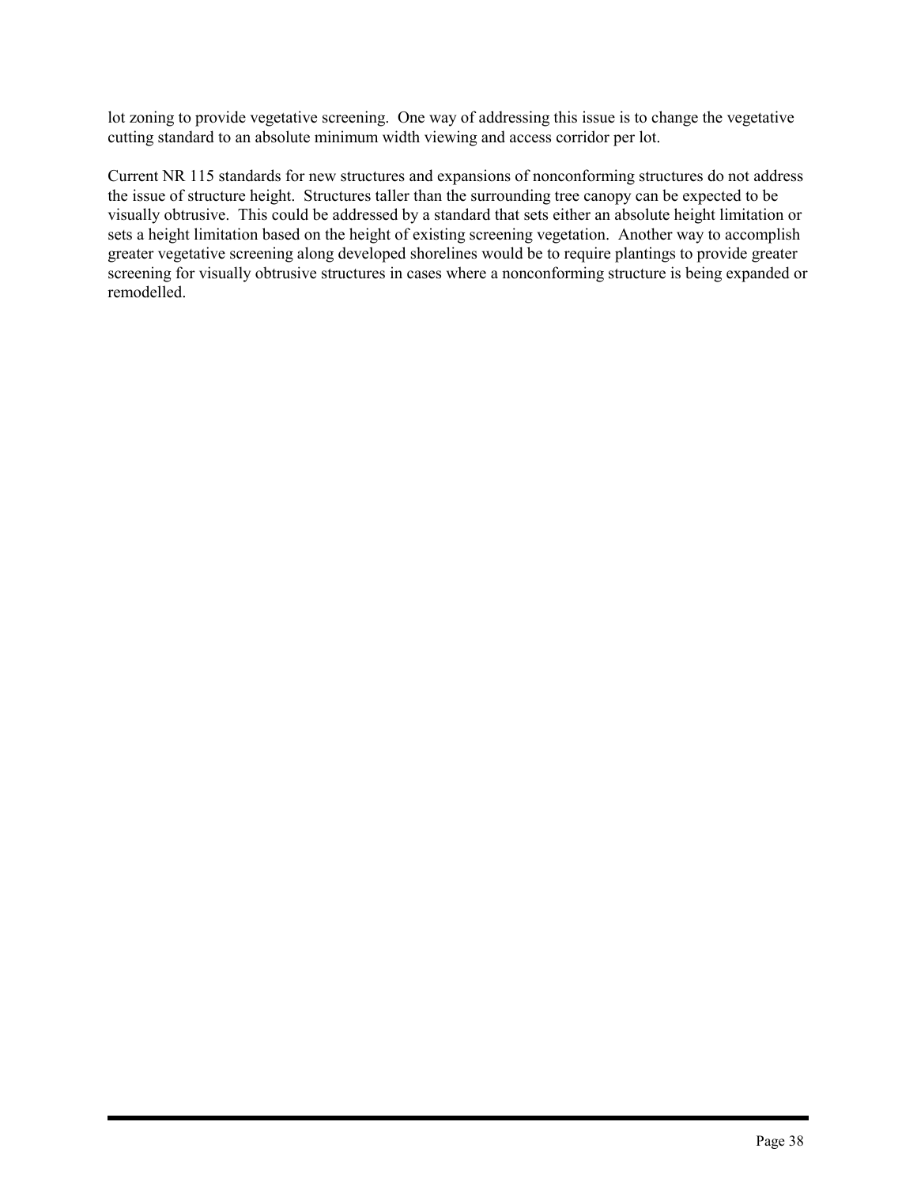lot zoning to provide vegetative screening. One way of addressing this issue is to change the vegetative cutting standard to an absolute minimum width viewing and access corridor per lot.

Current NR 115 standards for new structures and expansions of nonconforming structures do not address the issue of structure height. Structures taller than the surrounding tree canopy can be expected to be visually obtrusive. This could be addressed by a standard that sets either an absolute height limitation or sets a height limitation based on the height of existing screening vegetation. Another way to accomplish greater vegetative screening along developed shorelines would be to require plantings to provide greater screening for visually obtrusive structures in cases where a nonconforming structure is being expanded or remodelled.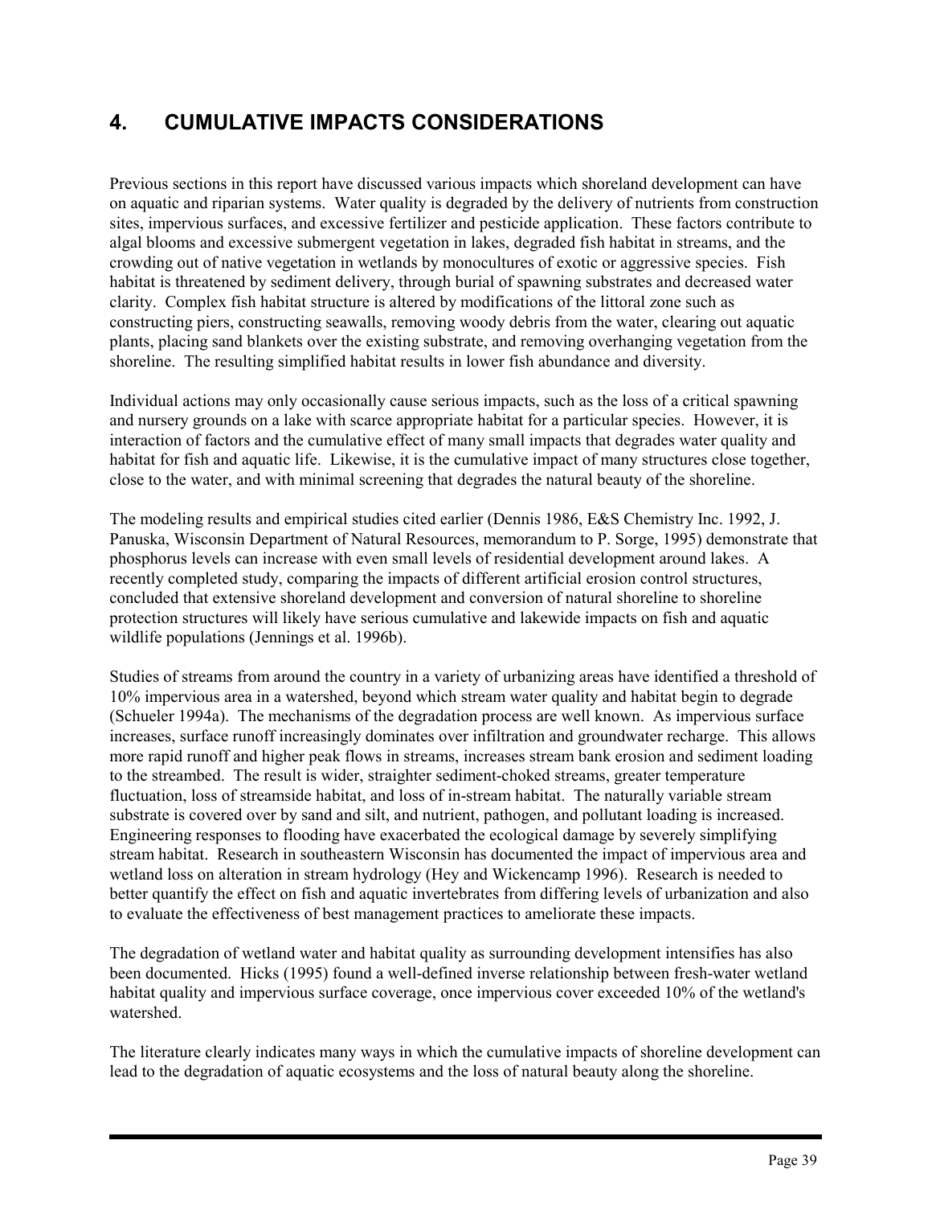# 4. CUMULATIVE IMPACTS CONSIDERATIONS

Previous sections in this report have discussed various impacts which shoreland development can have on aquatic and riparian systems. Water quality is degraded by the delivery of nutrients from construction sites, impervious surfaces, and excessive fertilizer and pesticide application. These factors contribute to algal blooms and excessive submergent vegetation in lakes, degraded fish habitat in streams, and the crowding out of native vegetation in wetlands by monocultures of exotic or aggressive species. Fish habitat is threatened by sediment delivery, through burial of spawning substrates and decreased water clarity. Complex fish habitat structure is altered by modifications of the littoral zone such as constructing piers, constructing seawalls, removing woody debris from the water, clearing out aquatic plants, placing sand blankets over the existing substrate, and removing overhanging vegetation from the shoreline. The resulting simplified habitat results in lower fish abundance and diversity.

Individual actions may only occasionally cause serious impacts, such as the loss of a critical spawning and nursery grounds on a lake with scarce appropriate habitat for a particular species. However, it is interaction of factors and the cumulative effect of many small impacts that degrades water quality and habitat for fish and aquatic life. Likewise, it is the cumulative impact of many structures close together, close to the water, and with minimal screening that degrades the natural beauty of the shoreline.

The modeling results and empirical studies cited earlier (Dennis 1986, E&S Chemistry Inc. 1992, J. Panuska, Wisconsin Department of Natural Resources, memorandum to P. Sorge, 1995) demonstrate that phosphorus levels can increase with even small levels of residential development around lakes. A recently completed study, comparing the impacts of different artificial erosion control structures, concluded that extensive shoreland development and conversion of natural shoreline to shoreline protection structures will likely have serious cumulative and lakewide impacts on fish and aquatic wildlife populations (Jennings et al. 1996b).

Studies of streams from around the country in a variety of urbanizing areas have identified a threshold of 10% impervious area in a watershed, beyond which stream water quality and habitat begin to degrade (Schueler 1994a). The mechanisms of the degradation process are well known. As impervious surface increases, surface runoff increasingly dominates over infiltration and groundwater recharge. This allows more rapid runoff and higher peak flows in streams, increases stream bank erosion and sediment loading to the streambed. The result is wider, straighter sediment-choked streams, greater temperature fluctuation, loss of streamside habitat, and loss of in-stream habitat. The naturally variable stream substrate is covered over by sand and silt, and nutrient, pathogen, and pollutant loading is increased. Engineering responses to flooding have exacerbated the ecological damage by severely simplifying stream habitat. Research in southeastern Wisconsin has documented the impact of impervious area and wetland loss on alteration in stream hydrology (Hey and Wickencamp 1996). Research is needed to better quantify the effect on fish and aquatic invertebrates from differing levels of urbanization and also to evaluate the effectiveness of best management practices to ameliorate these impacts.

The degradation of wetland water and habitat quality as surrounding development intensifies has also been documented. Hicks (1995) found a well-defined inverse relationship between fresh-water wetland habitat quality and impervious surface coverage, once impervious cover exceeded 10% of the wetland's watershed.

The literature clearly indicates many ways in which the cumulative impacts of shoreline development can lead to the degradation of aquatic ecosystems and the loss of natural beauty along the shoreline.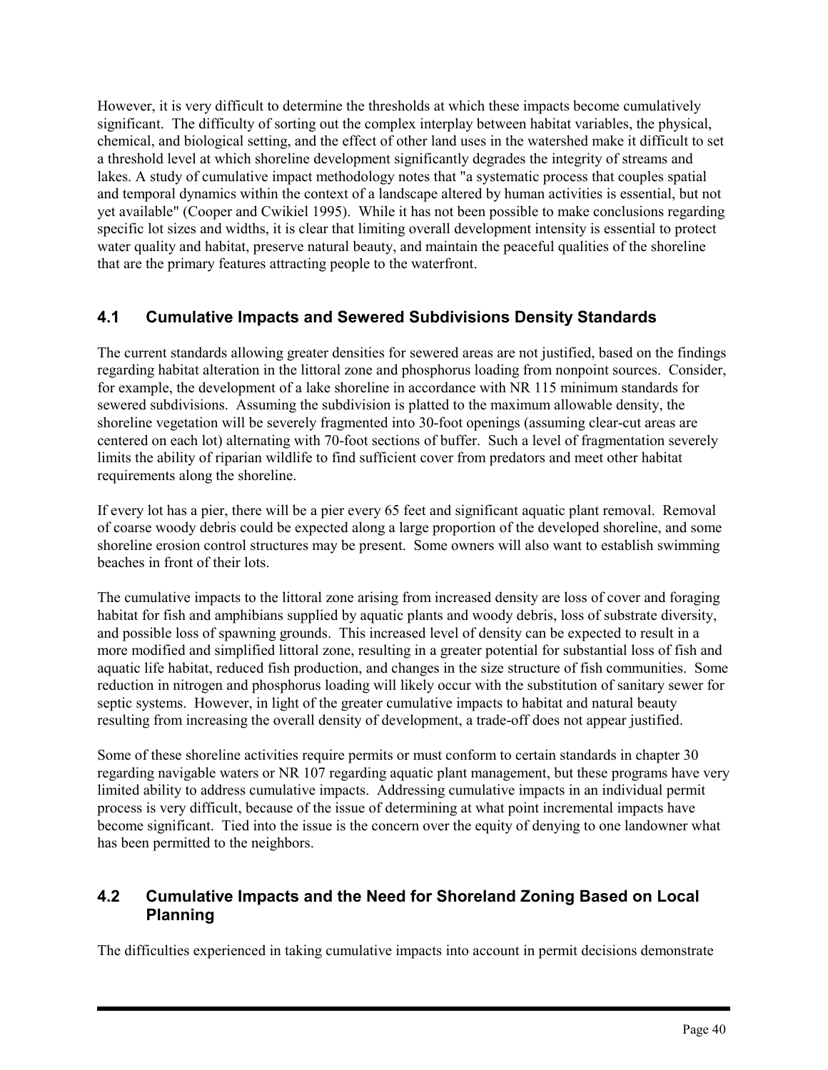However, it is very difficult to determine the thresholds at which these impacts become cumulatively significant. The difficulty of sorting out the complex interplay between habitat variables, the physical, chemical, and biological setting, and the effect of other land uses in the watershed make it difficult to set a threshold level at which shoreline development significantly degrades the integrity of streams and lakes. A study of cumulative impact methodology notes that "a systematic process that couples spatial and temporal dynamics within the context of a landscape altered by human activities is essential, but not yet available" (Cooper and Cwikiel 1995). While it has not been possible to make conclusions regarding specific lot sizes and widths, it is clear that limiting overall development intensity is essential to protect water quality and habitat, preserve natural beauty, and maintain the peaceful qualities of the shoreline that are the primary features attracting people to the waterfront.

## 4.1 Cumulative Impacts and Sewered Subdivisions Density Standards

The current standards allowing greater densities for sewered areas are not justified, based on the findings regarding habitat alteration in the littoral zone and phosphorus loading from nonpoint sources. Consider, for example, the development of a lake shoreline in accordance with NR 115 minimum standards for sewered subdivisions. Assuming the subdivision is platted to the maximum allowable density, the shoreline vegetation will be severely fragmented into 30-foot openings (assuming clear-cut areas are centered on each lot) alternating with 70-foot sections of buffer. Such a level of fragmentation severely limits the ability of riparian wildlife to find sufficient cover from predators and meet other habitat requirements along the shoreline.

If every lot has a pier, there will be a pier every 65 feet and significant aquatic plant removal. Removal of coarse woody debris could be expected along a large proportion of the developed shoreline, and some shoreline erosion control structures may be present. Some owners will also want to establish swimming beaches in front of their lots.

The cumulative impacts to the littoral zone arising from increased density are loss of cover and foraging habitat for fish and amphibians supplied by aquatic plants and woody debris, loss of substrate diversity, and possible loss of spawning grounds. This increased level of density can be expected to result in a more modified and simplified littoral zone, resulting in a greater potential for substantial loss of fish and aquatic life habitat, reduced fish production, and changes in the size structure of fish communities. Some reduction in nitrogen and phosphorus loading will likely occur with the substitution of sanitary sewer for septic systems. However, in light of the greater cumulative impacts to habitat and natural beauty resulting from increasing the overall density of development, a trade-off does not appear justified.

Some of these shoreline activities require permits or must conform to certain standards in chapter 30 regarding navigable waters or NR 107 regarding aquatic plant management, but these programs have very limited ability to address cumulative impacts. Addressing cumulative impacts in an individual permit process is very difficult, because of the issue of determining at what point incremental impacts have become significant. Tied into the issue is the concern over the equity of denying to one landowner what has been permitted to the neighbors.

## 4.2 Cumulative Impacts and the Need for Shoreland Zoning Based on Local Planning

The difficulties experienced in taking cumulative impacts into account in permit decisions demonstrate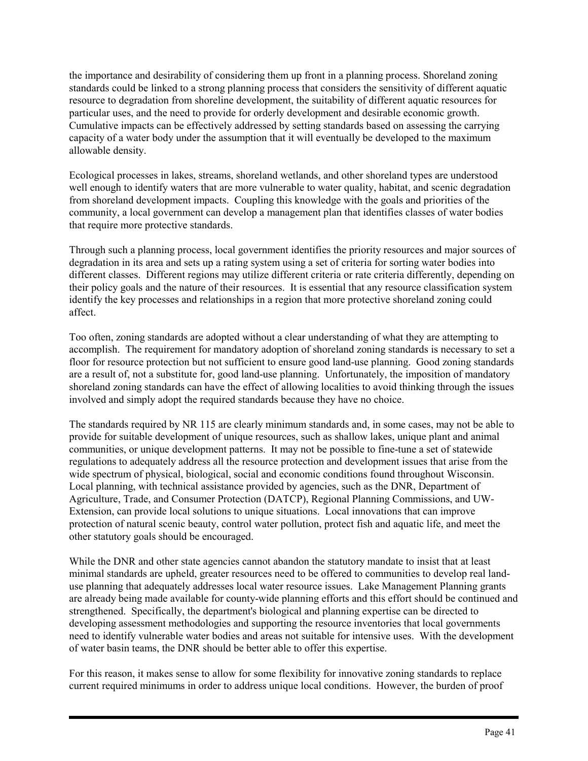the importance and desirability of considering them up front in a planning process. Shoreland zoning standards could be linked to a strong planning process that considers the sensitivity of different aquatic resource to degradation from shoreline development, the suitability of different aquatic resources for particular uses, and the need to provide for orderly development and desirable economic growth. Cumulative impacts can be effectively addressed by setting standards based on assessing the carrying capacity of a water body under the assumption that it will eventually be developed to the maximum allowable density.

Ecological processes in lakes, streams, shoreland wetlands, and other shoreland types are understood well enough to identify waters that are more vulnerable to water quality, habitat, and scenic degradation from shoreland development impacts. Coupling this knowledge with the goals and priorities of the community, a local government can develop a management plan that identifies classes of water bodies that require more protective standards.

Through such a planning process, local government identifies the priority resources and major sources of degradation in its area and sets up a rating system using a set of criteria for sorting water bodies into different classes. Different regions may utilize different criteria or rate criteria differently, depending on their policy goals and the nature of their resources. It is essential that any resource classification system identify the key processes and relationships in a region that more protective shoreland zoning could affect.

Too often, zoning standards are adopted without a clear understanding of what they are attempting to accomplish. The requirement for mandatory adoption of shoreland zoning standards is necessary to set a floor for resource protection but not sufficient to ensure good land-use planning. Good zoning standards are a result of, not a substitute for, good land-use planning. Unfortunately, the imposition of mandatory shoreland zoning standards can have the effect of allowing localities to avoid thinking through the issues involved and simply adopt the required standards because they have no choice.

The standards required by NR 115 are clearly minimum standards and, in some cases, may not be able to provide for suitable development of unique resources, such as shallow lakes, unique plant and animal communities, or unique development patterns. It may not be possible to fine-tune a set of statewide regulations to adequately address all the resource protection and development issues that arise from the wide spectrum of physical, biological, social and economic conditions found throughout Wisconsin. Local planning, with technical assistance provided by agencies, such as the DNR, Department of Agriculture, Trade, and Consumer Protection (DATCP), Regional Planning Commissions, and UW-Extension, can provide local solutions to unique situations. Local innovations that can improve protection of natural scenic beauty, control water pollution, protect fish and aquatic life, and meet the other statutory goals should be encouraged.

While the DNR and other state agencies cannot abandon the statutory mandate to insist that at least minimal standards are upheld, greater resources need to be offered to communities to develop real land-use planning that adequately addresses local water resource issues. Lake Management Planning grants are already being made available for county-wide planning efforts and this effort should be continued and strengthened. Specifically, the department's biological and planning expertise can be directed to developing assessment methodologies and supporting the resource inventories that local governments need to identify vulnerable water bodies and areas not suitable for intensive uses. With the development of water basin teams, the DNR should be better able to offer this expertise.

For this reason, it makes sense to allow for some flexibility for innovative zoning standards to replace current required minimums in order to address unique local conditions. However, the burden of proof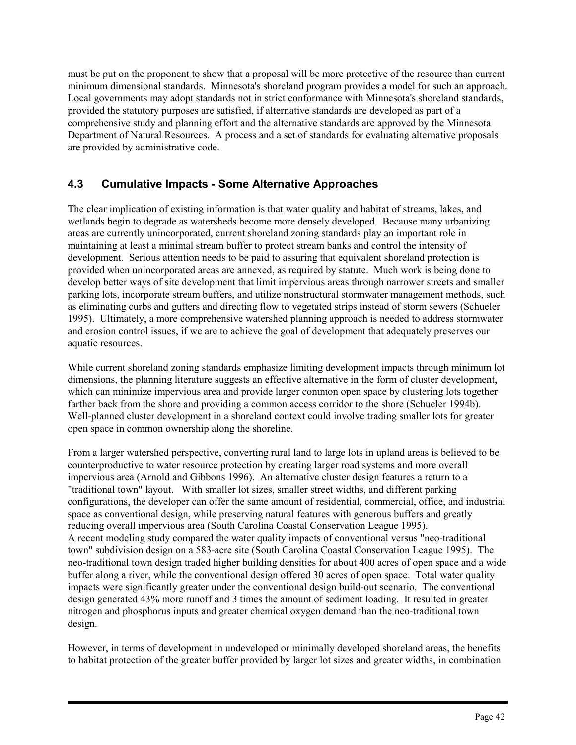must be put on the proponent to show that a proposal will be more protective of the resource than current minimum dimensional standards. Minnesota's shoreland program provides a model for such an approach. Local governments may adopt standards not in strict conformance with Minnesota's shoreland standards, provided the statutory purposes are satisfied, if alternative standards are developed as part of a comprehensive study and planning effort and the alternative standards are approved by the Minnesota Department of Natural Resources. A process and a set of standards for evaluating alternative proposals are provided by administrative code.

## 4.3 Cumulative Impacts - Some Alternative Approaches

The clear implication of existing information is that water quality and habitat of streams, lakes, and wetlands begin to degrade as watersheds become more densely developed. Because many urbanizing areas are currently unincorporated, current shoreland zoning standards play an important role in maintaining at least a minimal stream buffer to protect stream banks and control the intensity of development. Serious attention needs to be paid to assuring that equivalent shoreland protection is provided when unincorporated areas are annexed, as required by statute. Much work is being done to develop better ways of site development that limit impervious areas through narrower streets and smaller parking lots, incorporate stream buffers, and utilize nonstructural stormwater management methods, such as eliminating curbs and gutters and directing flow to vegetated strips instead of storm sewers (Schueler 1995). Ultimately, a more comprehensive watershed planning approach is needed to address stormwater and erosion control issues, if we are to achieve the goal of development that adequately preserves our aquatic resources.

While current shoreland zoning standards emphasize limiting development impacts through minimum lot dimensions, the planning literature suggests an effective alternative in the form of cluster development, which can minimize impervious area and provide larger common open space by clustering lots together farther back from the shore and providing a common access corridor to the shore (Schueler 1994b). Well-planned cluster development in a shoreland context could involve trading smaller lots for greater open space in common ownership along the shoreline.

From a larger watershed perspective, converting rural land to large lots in upland areas is believed to be counterproductive to water resource protection by creating larger road systems and more overall impervious area (Arnold and Gibbons 1996). An alternative cluster design features a return to a "traditional town" layout. With smaller lot sizes, smaller street widths, and different parking configurations, the developer can offer the same amount of residential, commercial, office, and industrial space as conventional design, while preserving natural features with generous buffers and greatly reducing overall impervious area (South Carolina Coastal Conservation League 1995).
A recent modeling study compared the water quality impacts of conventional versus "neo-traditional town" subdivision design on a 583-acre site (South Carolina Coastal Conservation League 1995). The neo-traditional town design traded higher building densities for about 400 acres of open space and a wide buffer along a river, while the conventional design offered 30 acres of open space. Total water quality impacts were significantly greater under the conventional design build-out scenario. The conventional design generated 43% more runoff and 3 times the amount of sediment loading. It resulted in greater nitrogen and phosphorus inputs and greater chemical oxygen demand than the neo-traditional town design.

However, in terms of development in undeveloped or minimally developed shoreland areas, the benefits to habitat protection of the greater buffer provided by larger lot sizes and greater widths, in combination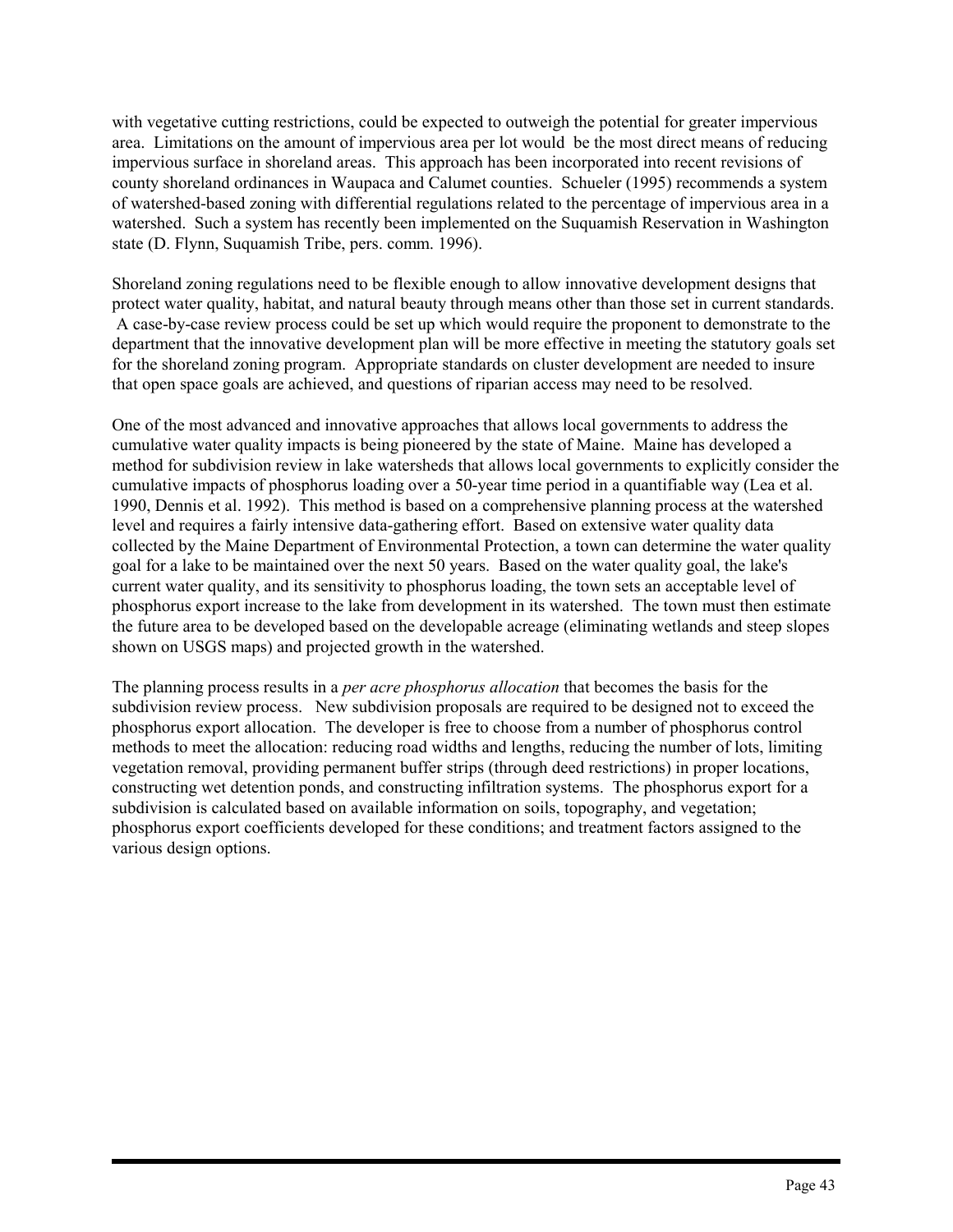with vegetative cutting restrictions, could be expected to outweigh the potential for greater impervious area. Limitations on the amount of impervious area per lot would be the most direct means of reducing impervious surface in shoreland areas. This approach has been incorporated into recent revisions of county shoreland ordinances in Waupaca and Calumet counties. Schueler (1995) recommends a system of watershed-based zoning with differential regulations related to the percentage of impervious area in a watershed. Such a system has recently been implemented on the Suquamish Reservation in Washington state (D. Flynn, Suquamish Tribe, pers. comm. 1996).

Shoreland zoning regulations need to be flexible enough to allow innovative development designs that protect water quality, habitat, and natural beauty through means other than those set in current standards. A case-by-case review process could be set up which would require the proponent to demonstrate to the department that the innovative development plan will be more effective in meeting the statutory goals set for the shoreland zoning program. Appropriate standards on cluster development are needed to insure that open space goals are achieved, and questions of riparian access may need to be resolved.

One of the most advanced and innovative approaches that allows local governments to address the cumulative water quality impacts is being pioneered by the state of Maine. Maine has developed a method for subdivision review in lake watersheds that allows local governments to explicitly consider the cumulative impacts of phosphorus loading over a 50-year time period in a quantifiable way (Lea et al. 1990, Dennis et al. 1992). This method is based on a comprehensive planning process at the watershed level and requires a fairly intensive data-gathering effort. Based on extensive water quality data collected by the Maine Department of Environmental Protection, a town can determine the water quality goal for a lake to be maintained over the next 50 years. Based on the water quality goal, the lake's current water quality, and its sensitivity to phosphorus loading, the town sets an acceptable level of phosphorus export increase to the lake from development in its watershed. The town must then estimate the future area to be developed based on the developable acreage (eliminating wetlands and steep slopes shown on USGS maps) and projected growth in the watershed.

The planning process results in a *per acre phosphorus allocation* that becomes the basis for the subdivision review process. New subdivision proposals are required to be designed not to exceed the phosphorus export allocation. The developer is free to choose from a number of phosphorus control methods to meet the allocation: reducing road widths and lengths, reducing the number of lots, limiting vegetation removal, providing permanent buffer strips (through deed restrictions) in proper locations, constructing wet detention ponds, and constructing infiltration systems. The phosphorus export for a subdivision is calculated based on available information on soils, topography, and vegetation; phosphorus export coefficients developed for these conditions; and treatment factors assigned to the various design options.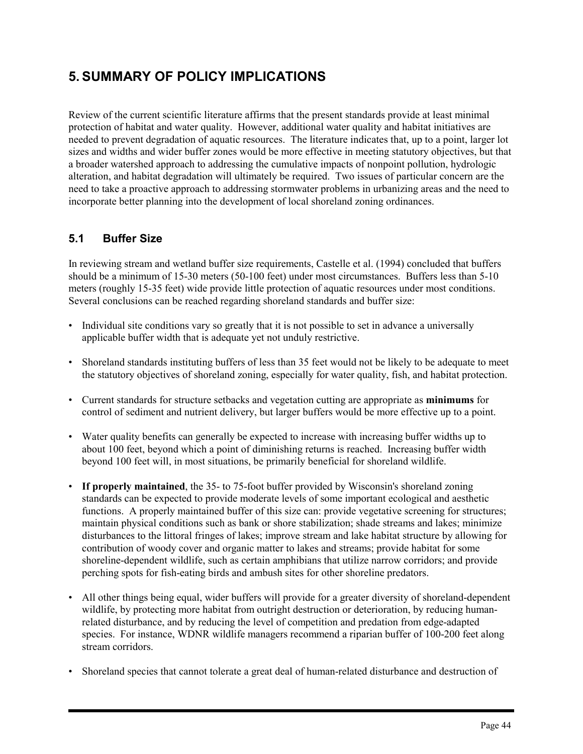# 5. SUMMARY OF POLICY IMPLICATIONS

Review of the current scientific literature affirms that the present standards provide at least minimal protection of habitat and water quality. However, additional water quality and habitat initiatives are needed to prevent degradation of aquatic resources. The literature indicates that, up to a point, larger lot sizes and widths and wider buffer zones would be more effective in meeting statutory objectives, but that a broader watershed approach to addressing the cumulative impacts of nonpoint pollution, hydrologic alteration, and habitat degradation will ultimately be required. Two issues of particular concern are the need to take a proactive approach to addressing stormwater problems in urbanizing areas and the need to incorporate better planning into the development of local shoreland zoning ordinances.

## 5.1 Buffer Size

In reviewing stream and wetland buffer size requirements, Castelle et al. (1994) concluded that buffers should be a minimum of 15-30 meters (50-100 feet) under most circumstances. Buffers less than 5-10 meters (roughly 15-35 feet) wide provide little protection of aquatic resources under most conditions. Several conclusions can be reached regarding shoreland standards and buffer size:

- Individual site conditions vary so greatly that it is not possible to set in advance a universally applicable buffer width that is adequate yet not unduly restrictive.
- Shoreland standards instituting buffers of less than 35 feet would not be likely to be adequate to meet the statutory objectives of shoreland zoning, especially for water quality, fish, and habitat protection.
- Current standards for structure setbacks and vegetation cutting are appropriate as **minimums** for control of sediment and nutrient delivery, but larger buffers would be more effective up to a point.
- Water quality benefits can generally be expected to increase with increasing buffer widths up to about 100 feet, beyond which a point of diminishing returns is reached. Increasing buffer width beyond 100 feet will, in most situations, be primarily beneficial for shoreland wildlife.
- **If properly maintained**, the 35- to 75-foot buffer provided by Wisconsin's shoreland zoning standards can be expected to provide moderate levels of some important ecological and aesthetic functions. A properly maintained buffer of this size can: provide vegetative screening for structures; maintain physical conditions such as bank or shore stabilization; shade streams and lakes; minimize disturbances to the littoral fringes of lakes; improve stream and lake habitat structure by allowing for contribution of woody cover and organic matter to lakes and streams; provide habitat for some shoreline-dependent wildlife, such as certain amphibians that utilize narrow corridors; and provide perching spots for fish-eating birds and ambush sites for other shoreline predators.
- All other things being equal, wider buffers will provide for a greater diversity of shoreland-dependent wildlife, by protecting more habitat from outright destruction or deterioration, by reducing human-related disturbance, and by reducing the level of competition and predation from edge-adapted species. For instance, WDNR wildlife managers recommend a riparian buffer of 100-200 feet along stream corridors.
- Shoreland species that cannot tolerate a great deal of human-related disturbance and destruction of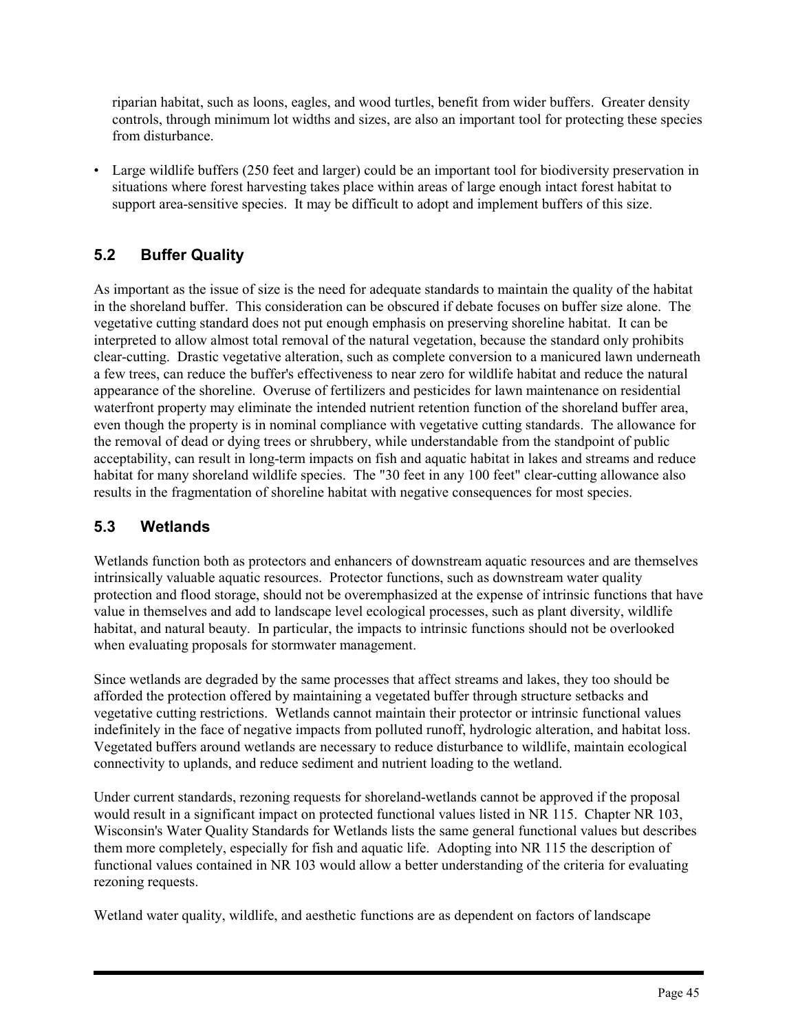riparian habitat, such as loons, eagles, and wood turtles, benefit from wider buffers. Greater density controls, through minimum lot widths and sizes, are also an important tool for protecting these species from disturbance.

- Large wildlife buffers (250 feet and larger) could be an important tool for biodiversity preservation in situations where forest harvesting takes place within areas of large enough intact forest habitat to support area-sensitive species. It may be difficult to adopt and implement buffers of this size.

## 5.2 Buffer Quality

As important as the issue of size is the need for adequate standards to maintain the quality of the habitat in the shoreland buffer. This consideration can be obscured if debate focuses on buffer size alone. The vegetative cutting standard does not put enough emphasis on preserving shoreline habitat. It can be interpreted to allow almost total removal of the natural vegetation, because the standard only prohibits clear-cutting. Drastic vegetative alteration, such as complete conversion to a manicured lawn underneath a few trees, can reduce the buffer's effectiveness to near zero for wildlife habitat and reduce the natural appearance of the shoreline. Overuse of fertilizers and pesticides for lawn maintenance on residential waterfront property may eliminate the intended nutrient retention function of the shoreland buffer area, even though the property is in nominal compliance with vegetative cutting standards. The allowance for the removal of dead or dying trees or shrubbery, while understandable from the standpoint of public acceptability, can result in long-term impacts on fish and aquatic habitat in lakes and streams and reduce habitat for many shoreland wildlife species. The "30 feet in any 100 feet" clear-cutting allowance also results in the fragmentation of shoreline habitat with negative consequences for most species.

## 5.3 Wetlands

Wetlands function both as protectors and enhancers of downstream aquatic resources and are themselves intrinsically valuable aquatic resources. Protector functions, such as downstream water quality protection and flood storage, should not be overemphasized at the expense of intrinsic functions that have value in themselves and add to landscape level ecological processes, such as plant diversity, wildlife habitat, and natural beauty. In particular, the impacts to intrinsic functions should not be overlooked when evaluating proposals for stormwater management.

Since wetlands are degraded by the same processes that affect streams and lakes, they too should be afforded the protection offered by maintaining a vegetated buffer through structure setbacks and vegetative cutting restrictions. Wetlands cannot maintain their protector or intrinsic functional values indefinitely in the face of negative impacts from polluted runoff, hydrologic alteration, and habitat loss. Vegetated buffers around wetlands are necessary to reduce disturbance to wildlife, maintain ecological connectivity to uplands, and reduce sediment and nutrient loading to the wetland.

Under current standards, rezoning requests for shoreland-wetlands cannot be approved if the proposal would result in a significant impact on protected functional values listed in NR 115. Chapter NR 103, Wisconsin's Water Quality Standards for Wetlands lists the same general functional values but describes them more completely, especially for fish and aquatic life. Adopting into NR 115 the description of functional values contained in NR 103 would allow a better understanding of the criteria for evaluating rezoning requests.

Wetland water quality, wildlife, and aesthetic functions are as dependent on factors of landscape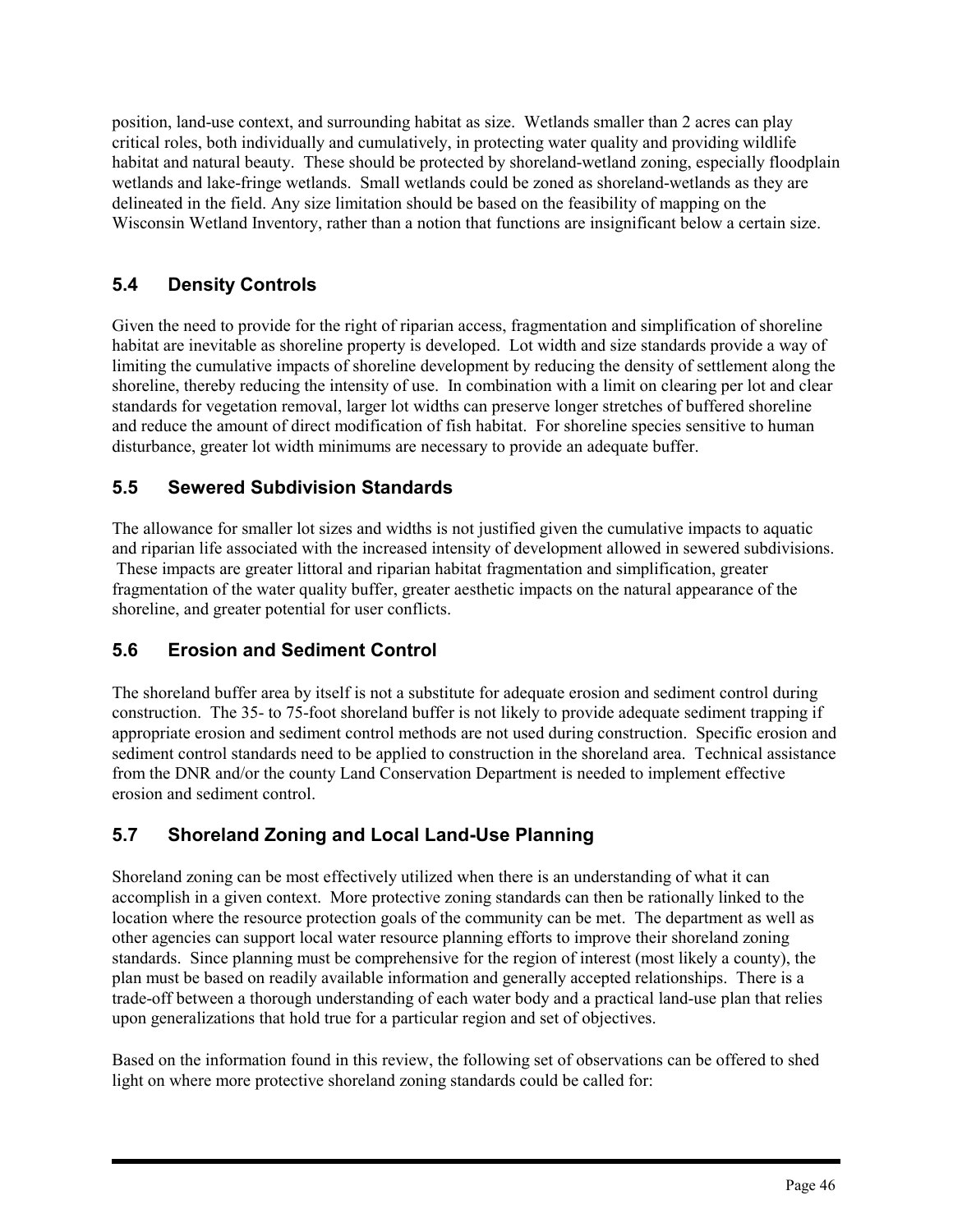position, land-use context, and surrounding habitat as size. Wetlands smaller than 2 acres can play critical roles, both individually and cumulatively, in protecting water quality and providing wildlife habitat and natural beauty. These should be protected by shoreland-wetland zoning, especially floodplain wetlands and lake-fringe wetlands. Small wetlands could be zoned as shoreland-wetlands as they are delineated in the field. Any size limitation should be based on the feasibility of mapping on the Wisconsin Wetland Inventory, rather than a notion that functions are insignificant below a certain size.

## 5.4 Density Controls

Given the need to provide for the right of riparian access, fragmentation and simplification of shoreline habitat are inevitable as shoreline property is developed. Lot width and size standards provide a way of limiting the cumulative impacts of shoreline development by reducing the density of settlement along the shoreline, thereby reducing the intensity of use. In combination with a limit on clearing per lot and clear standards for vegetation removal, larger lot widths can preserve longer stretches of buffered shoreline and reduce the amount of direct modification of fish habitat. For shoreline species sensitive to human disturbance, greater lot width minimums are necessary to provide an adequate buffer.

## 5.5 Sewered Subdivision Standards

The allowance for smaller lot sizes and widths is not justified given the cumulative impacts to aquatic and riparian life associated with the increased intensity of development allowed in sewered subdivisions. These impacts are greater littoral and riparian habitat fragmentation and simplification, greater fragmentation of the water quality buffer, greater aesthetic impacts on the natural appearance of the shoreline, and greater potential for user conflicts.

## 5.6 Erosion and Sediment Control

The shoreland buffer area by itself is not a substitute for adequate erosion and sediment control during construction. The 35- to 75-foot shoreland buffer is not likely to provide adequate sediment trapping if appropriate erosion and sediment control methods are not used during construction. Specific erosion and sediment control standards need to be applied to construction in the shoreland area. Technical assistance from the DNR and/or the county Land Conservation Department is needed to implement effective erosion and sediment control.

## 5.7 Shoreland Zoning and Local Land-Use Planning

Shoreland zoning can be most effectively utilized when there is an understanding of what it can accomplish in a given context. More protective zoning standards can then be rationally linked to the location where the resource protection goals of the community can be met. The department as well as other agencies can support local water resource planning efforts to improve their shoreland zoning standards. Since planning must be comprehensive for the region of interest (most likely a county), the plan must be based on readily available information and generally accepted relationships. There is a trade-off between a thorough understanding of each water body and a practical land-use plan that relies upon generalizations that hold true for a particular region and set of objectives.

Based on the information found in this review, the following set of observations can be offered to shed light on where more protective shoreland zoning standards could be called for: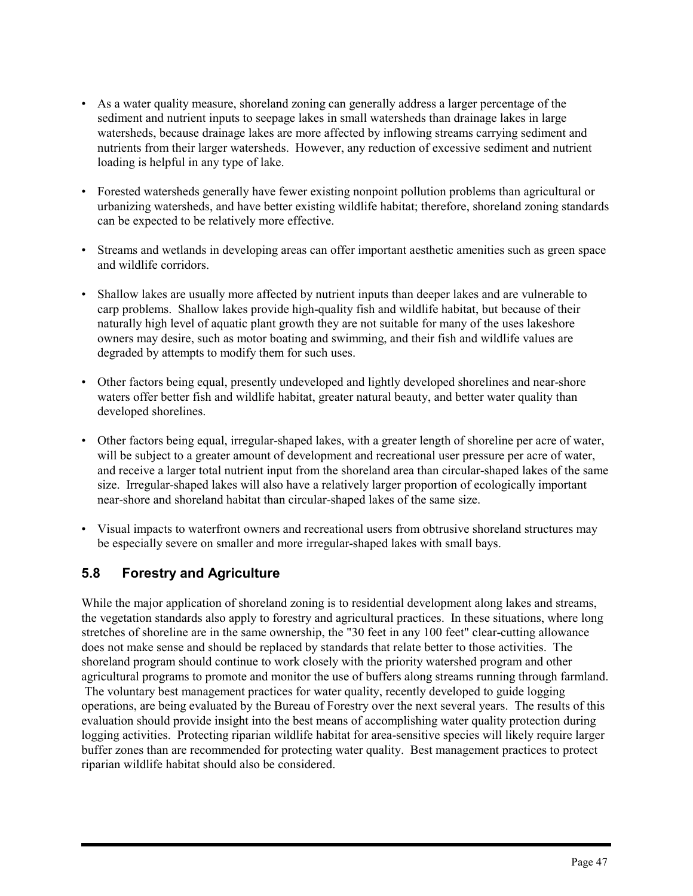- As a water quality measure, shoreland zoning can generally address a larger percentage of the sediment and nutrient inputs to seepage lakes in small watersheds than drainage lakes in large watersheds, because drainage lakes are more affected by inflowing streams carrying sediment and nutrients from their larger watersheds. However, any reduction of excessive sediment and nutrient loading is helpful in any type of lake.

- Forested watersheds generally have fewer existing nonpoint pollution problems than agricultural or urbanizing watersheds, and have better existing wildlife habitat; therefore, shoreland zoning standards can be expected to be relatively more effective.

- Streams and wetlands in developing areas can offer important aesthetic amenities such as green space and wildlife corridors.

- Shallow lakes are usually more affected by nutrient inputs than deeper lakes and are vulnerable to carp problems. Shallow lakes provide high-quality fish and wildlife habitat, but because of their naturally high level of aquatic plant growth they are not suitable for many of the uses lakeshore owners may desire, such as motor boating and swimming, and their fish and wildlife values are degraded by attempts to modify them for such uses.

- Other factors being equal, presently undeveloped and lightly developed shorelines and near-shore waters offer better fish and wildlife habitat, greater natural beauty, and better water quality than developed shorelines.

- Other factors being equal, irregular-shaped lakes, with a greater length of shoreline per acre of water, will be subject to a greater amount of development and recreational user pressure per acre of water, and receive a larger total nutrient input from the shoreland area than circular-shaped lakes of the same size. Irregular-shaped lakes will also have a relatively larger proportion of ecologically important near-shore and shoreland habitat than circular-shaped lakes of the same size.

- Visual impacts to waterfront owners and recreational users from obtrusive shoreland structures may be especially severe on smaller and more irregular-shaped lakes with small bays.

## 5.8 Forestry and Agriculture

While the major application of shoreland zoning is to residential development along lakes and streams, the vegetation standards also apply to forestry and agricultural practices. In these situations, where long stretches of shoreline are in the same ownership, the "30 feet in any 100 feet" clear-cutting allowance does not make sense and should be replaced by standards that relate better to those activities. The shoreland program should continue to work closely with the priority watershed program and other agricultural programs to promote and monitor the use of buffers along streams running through farmland. The voluntary best management practices for water quality, recently developed to guide logging operations, are being evaluated by the Bureau of Forestry over the next several years. The results of this evaluation should provide insight into the best means of accomplishing water quality protection during logging activities. Protecting riparian wildlife habitat for area-sensitive species will likely require larger buffer zones than are recommended for protecting water quality. Best management practices to protect riparian wildlife habitat should also be considered.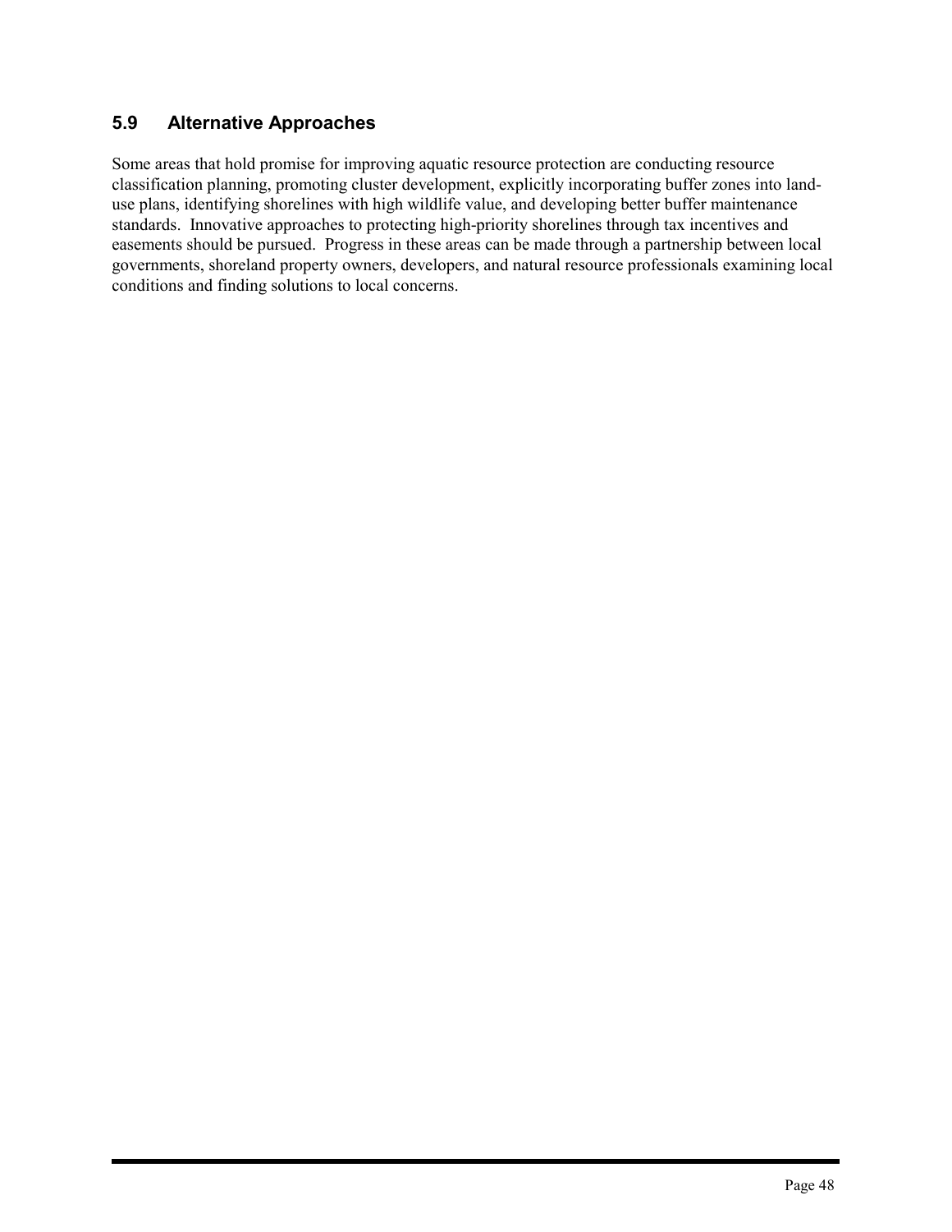## 5.9 Alternative Approaches

Some areas that hold promise for improving aquatic resource protection are conducting resource classification planning, promoting cluster development, explicitly incorporating buffer zones into land-use plans, identifying shorelines with high wildlife value, and developing better buffer maintenance standards. Innovative approaches to protecting high-priority shorelines through tax incentives and easements should be pursued. Progress in these areas can be made through a partnership between local governments, shoreland property owners, developers, and natural resource professionals examining local conditions and finding solutions to local concerns.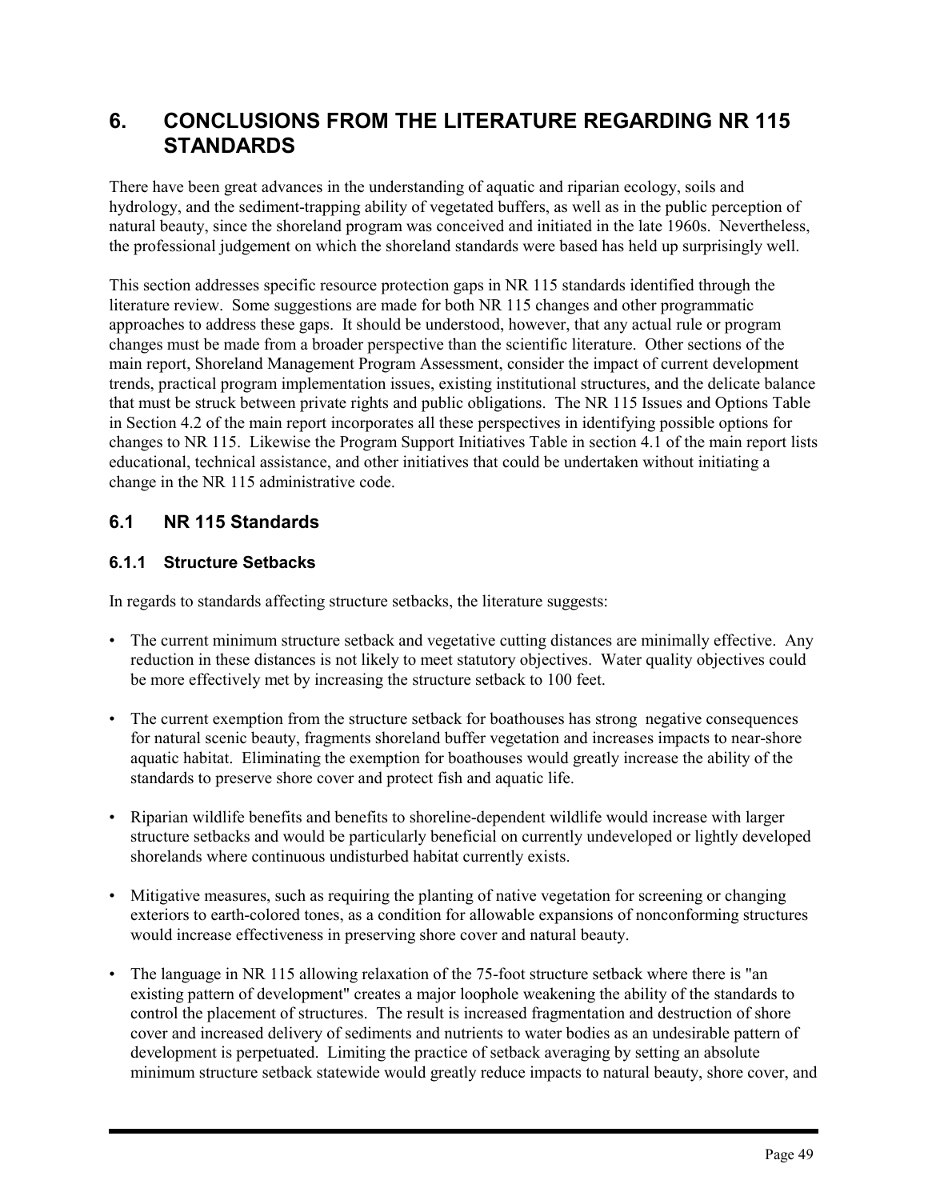# 6. CONCLUSIONS FROM THE LITERATURE REGARDING NR 115 STANDARDS

There have been great advances in the understanding of aquatic and riparian ecology, soils and hydrology, and the sediment-trapping ability of vegetated buffers, as well as in the public perception of natural beauty, since the shoreland program was conceived and initiated in the late 1960s. Nevertheless, the professional judgement on which the shoreland standards were based has held up surprisingly well.

This section addresses specific resource protection gaps in NR 115 standards identified through the literature review. Some suggestions are made for both NR 115 changes and other programmatic approaches to address these gaps. It should be understood, however, that any actual rule or program changes must be made from a broader perspective than the scientific literature. Other sections of the main report, Shoreland Management Program Assessment, consider the impact of current development trends, practical program implementation issues, existing institutional structures, and the delicate balance that must be struck between private rights and public obligations. The NR 115 Issues and Options Table in Section 4.2 of the main report incorporates all these perspectives in identifying possible options for changes to NR 115. Likewise the Program Support Initiatives Table in section 4.1 of the main report lists educational, technical assistance, and other initiatives that could be undertaken without initiating a change in the NR 115 administrative code.

## 6.1 NR 115 Standards

### 6.1.1 Structure Setbacks

In regards to standards affecting structure setbacks, the literature suggests:

- The current minimum structure setback and vegetative cutting distances are minimally effective. Any reduction in these distances is not likely to meet statutory objectives. Water quality objectives could be more effectively met by increasing the structure setback to 100 feet.
- The current exemption from the structure setback for boathouses has strong negative consequences for natural scenic beauty, fragments shoreland buffer vegetation and increases impacts to near-shore aquatic habitat. Eliminating the exemption for boathouses would greatly increase the ability of the standards to preserve shore cover and protect fish and aquatic life.
- Riparian wildlife benefits and benefits to shoreline-dependent wildlife would increase with larger structure setbacks and would be particularly beneficial on currently undeveloped or lightly developed shorelands where continuous undisturbed habitat currently exists.
- Mitigative measures, such as requiring the planting of native vegetation for screening or changing exteriors to earth-colored tones, as a condition for allowable expansions of nonconforming structures would increase effectiveness in preserving shore cover and natural beauty.
- The language in NR 115 allowing relaxation of the 75-foot structure setback where there is "an existing pattern of development" creates a major loophole weakening the ability of the standards to control the placement of structures. The result is increased fragmentation and destruction of shore cover and increased delivery of sediments and nutrients to water bodies as an undesirable pattern of development is perpetuated. Limiting the practice of setback averaging by setting an absolute minimum structure setback statewide would greatly reduce impacts to natural beauty, shore cover, and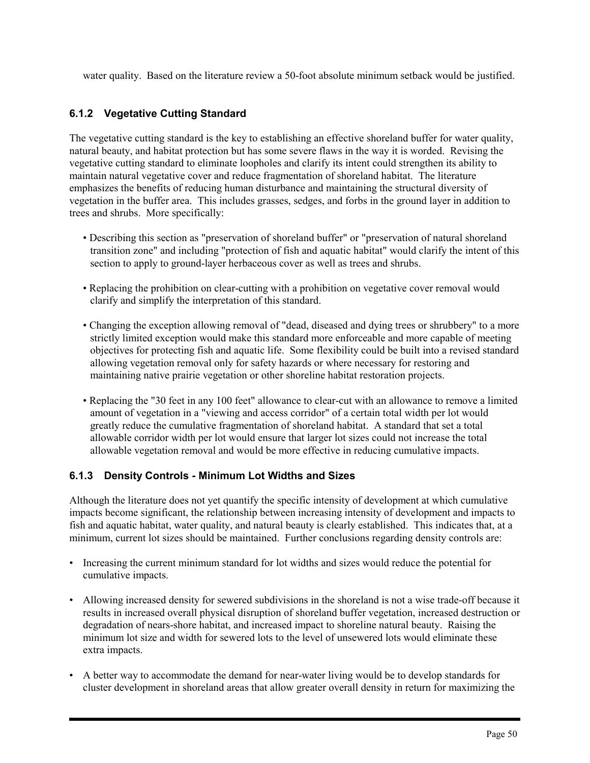water quality. Based on the literature review a 50-foot absolute minimum setback would be justified.

### 6.1.2 Vegetative Cutting Standard

The vegetative cutting standard is the key to establishing an effective shoreland buffer for water quality, natural beauty, and habitat protection but has some severe flaws in the way it is worded. Revising the vegetative cutting standard to eliminate loopholes and clarify its intent could strengthen its ability to maintain natural vegetative cover and reduce fragmentation of shoreland habitat. The literature emphasizes the benefits of reducing human disturbance and maintaining the structural diversity of vegetation in the buffer area. This includes grasses, sedges, and forbs in the ground layer in addition to trees and shrubs. More specifically:

- Describing this section as "preservation of shoreland buffer" or "preservation of natural shoreland transition zone" and including "protection of fish and aquatic habitat" would clarify the intent of this section to apply to ground-layer herbaceous cover as well as trees and shrubs.
- Replacing the prohibition on clear-cutting with a prohibition on vegetative cover removal would clarify and simplify the interpretation of this standard.
- Changing the exception allowing removal of "dead, diseased and dying trees or shrubbery" to a more strictly limited exception would make this standard more enforceable and more capable of meeting objectives for protecting fish and aquatic life. Some flexibility could be built into a revised standard allowing vegetation removal only for safety hazards or where necessary for restoring and maintaining native prairie vegetation or other shoreline habitat restoration projects.
- Replacing the "30 feet in any 100 feet" allowance to clear-cut with an allowance to remove a limited amount of vegetation in a "viewing and access corridor" of a certain total width per lot would greatly reduce the cumulative fragmentation of shoreland habitat. A standard that set a total allowable corridor width per lot would ensure that larger lot sizes could not increase the total allowable vegetation removal and would be more effective in reducing cumulative impacts.

### 6.1.3 Density Controls - Minimum Lot Widths and Sizes

Although the literature does not yet quantify the specific intensity of development at which cumulative impacts become significant, the relationship between increasing intensity of development and impacts to fish and aquatic habitat, water quality, and natural beauty is clearly established. This indicates that, at a minimum, current lot sizes should be maintained. Further conclusions regarding density controls are:

- Increasing the current minimum standard for lot widths and sizes would reduce the potential for cumulative impacts.
- Allowing increased density for sewered subdivisions in the shoreland is not a wise trade-off because it results in increased overall physical disruption of shoreland buffer vegetation, increased destruction or degradation of nears-shore habitat, and increased impact to shoreline natural beauty. Raising the minimum lot size and width for sewered lots to the level of unsewered lots would eliminate these extra impacts.
- A better way to accommodate the demand for near-water living would be to develop standards for cluster development in shoreland areas that allow greater overall density in return for maximizing the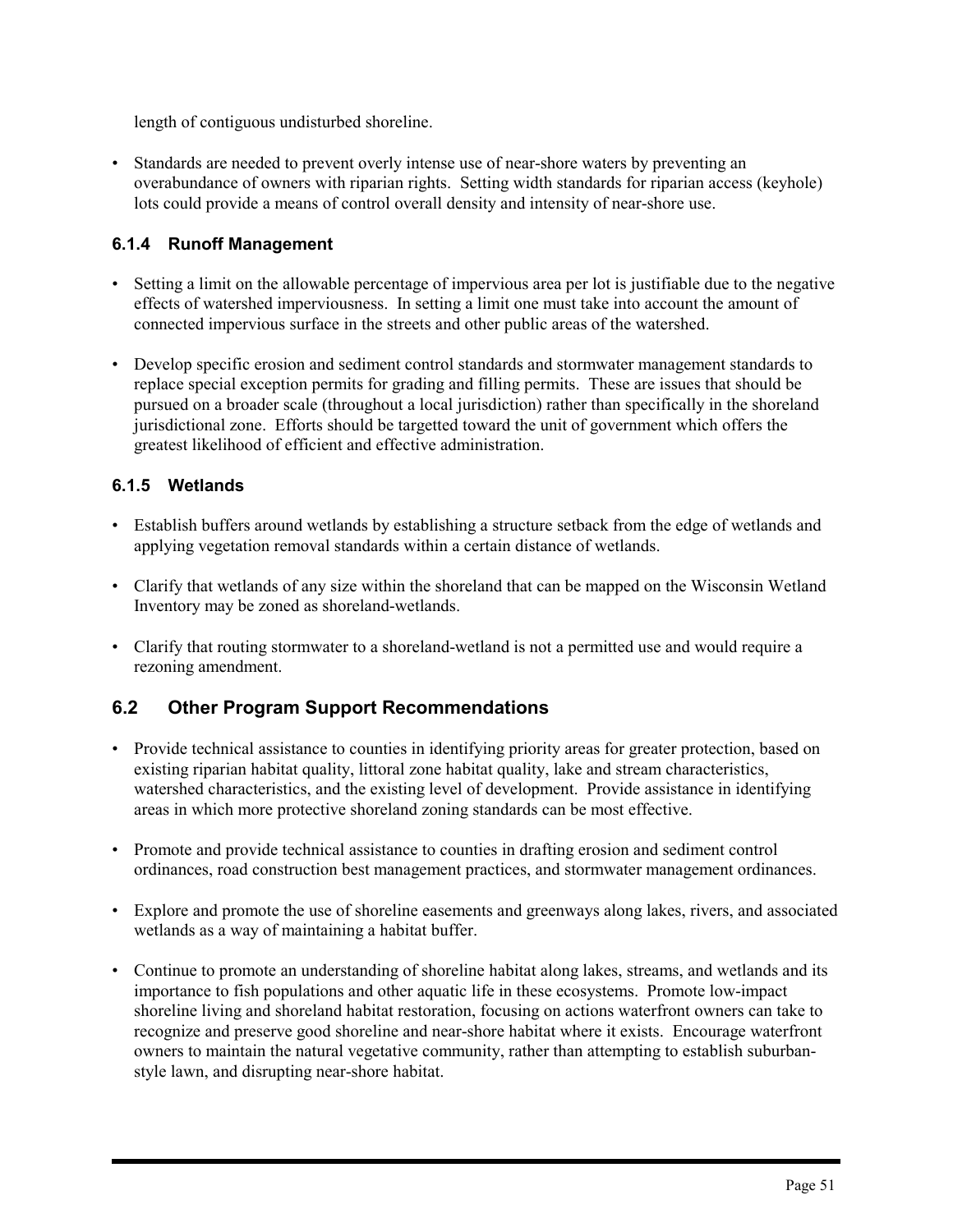length of contiguous undisturbed shoreline.

- Standards are needed to prevent overly intense use of near-shore waters by preventing an overabundance of owners with riparian rights. Setting width standards for riparian access (keyhole) lots could provide a means of control overall density and intensity of near-shore use.

### 6.1.4 Runoff Management

- Setting a limit on the allowable percentage of impervious area per lot is justifiable due to the negative effects of watershed imperviousness. In setting a limit one must take into account the amount of connected impervious surface in the streets and other public areas of the watershed.

- Develop specific erosion and sediment control standards and stormwater management standards to replace special exception permits for grading and filling permits. These are issues that should be pursued on a broader scale (throughout a local jurisdiction) rather than specifically in the shoreland jurisdictional zone. Efforts should be targetted toward the unit of government which offers the greatest likelihood of efficient and effective administration.

### 6.1.5 Wetlands

- Establish buffers around wetlands by establishing a structure setback from the edge of wetlands and applying vegetation removal standards within a certain distance of wetlands.

- Clarify that wetlands of any size within the shoreland that can be mapped on the Wisconsin Wetland Inventory may be zoned as shoreland-wetlands.

- Clarify that routing stormwater to a shoreland-wetland is not a permitted use and would require a rezoning amendment.

## 6.2 Other Program Support Recommendations

- Provide technical assistance to counties in identifying priority areas for greater protection, based on existing riparian habitat quality, littoral zone habitat quality, lake and stream characteristics, watershed characteristics, and the existing level of development. Provide assistance in identifying areas in which more protective shoreland zoning standards can be most effective.

- Promote and provide technical assistance to counties in drafting erosion and sediment control ordinances, road construction best management practices, and stormwater management ordinances.

- Explore and promote the use of shoreline easements and greenways along lakes, rivers, and associated wetlands as a way of maintaining a habitat buffer.

- Continue to promote an understanding of shoreline habitat along lakes, streams, and wetlands and its importance to fish populations and other aquatic life in these ecosystems. Promote low-impact shoreline living and shoreland habitat restoration, focusing on actions waterfront owners can take to recognize and preserve good shoreline and near-shore habitat where it exists. Encourage waterfront owners to maintain the natural vegetative community, rather than attempting to establish suburban-style lawn, and disrupting near-shore habitat.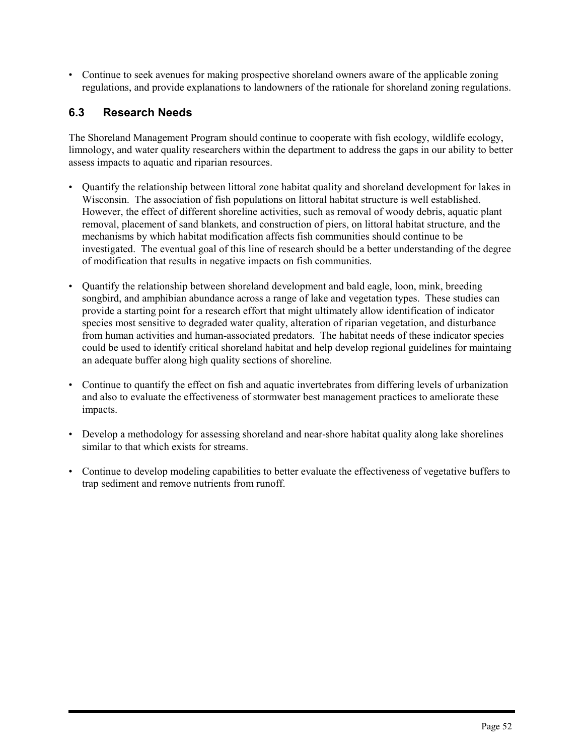- Continue to seek avenues for making prospective shoreland owners aware of the applicable zoning regulations, and provide explanations to landowners of the rationale for shoreland zoning regulations.

## 6.3 Research Needs

The Shoreland Management Program should continue to cooperate with fish ecology, wildlife ecology, limnology, and water quality researchers within the department to address the gaps in our ability to better assess impacts to aquatic and riparian resources.

- Quantify the relationship between littoral zone habitat quality and shoreland development for lakes in Wisconsin. The association of fish populations on littoral habitat structure is well established. However, the effect of different shoreline activities, such as removal of woody debris, aquatic plant removal, placement of sand blankets, and construction of piers, on littoral habitat structure, and the mechanisms by which habitat modification affects fish communities should continue to be investigated. The eventual goal of this line of research should be a better understanding of the degree of modification that results in negative impacts on fish communities.

- Quantify the relationship between shoreland development and bald eagle, loon, mink, breeding songbird, and amphibian abundance across a range of lake and vegetation types. These studies can provide a starting point for a research effort that might ultimately allow identification of indicator species most sensitive to degraded water quality, alteration of riparian vegetation, and disturbance from human activities and human-associated predators. The habitat needs of these indicator species could be used to identify critical shoreland habitat and help develop regional guidelines for maintaing an adequate buffer along high quality sections of shoreline.

- Continue to quantify the effect on fish and aquatic invertebrates from differing levels of urbanization and also to evaluate the effectiveness of stormwater best management practices to ameliorate these impacts.

- Develop a methodology for assessing shoreland and near-shore habitat quality along lake shorelines similar to that which exists for streams.

- Continue to develop modeling capabilities to better evaluate the effectiveness of vegetative buffers to trap sediment and remove nutrients from runoff.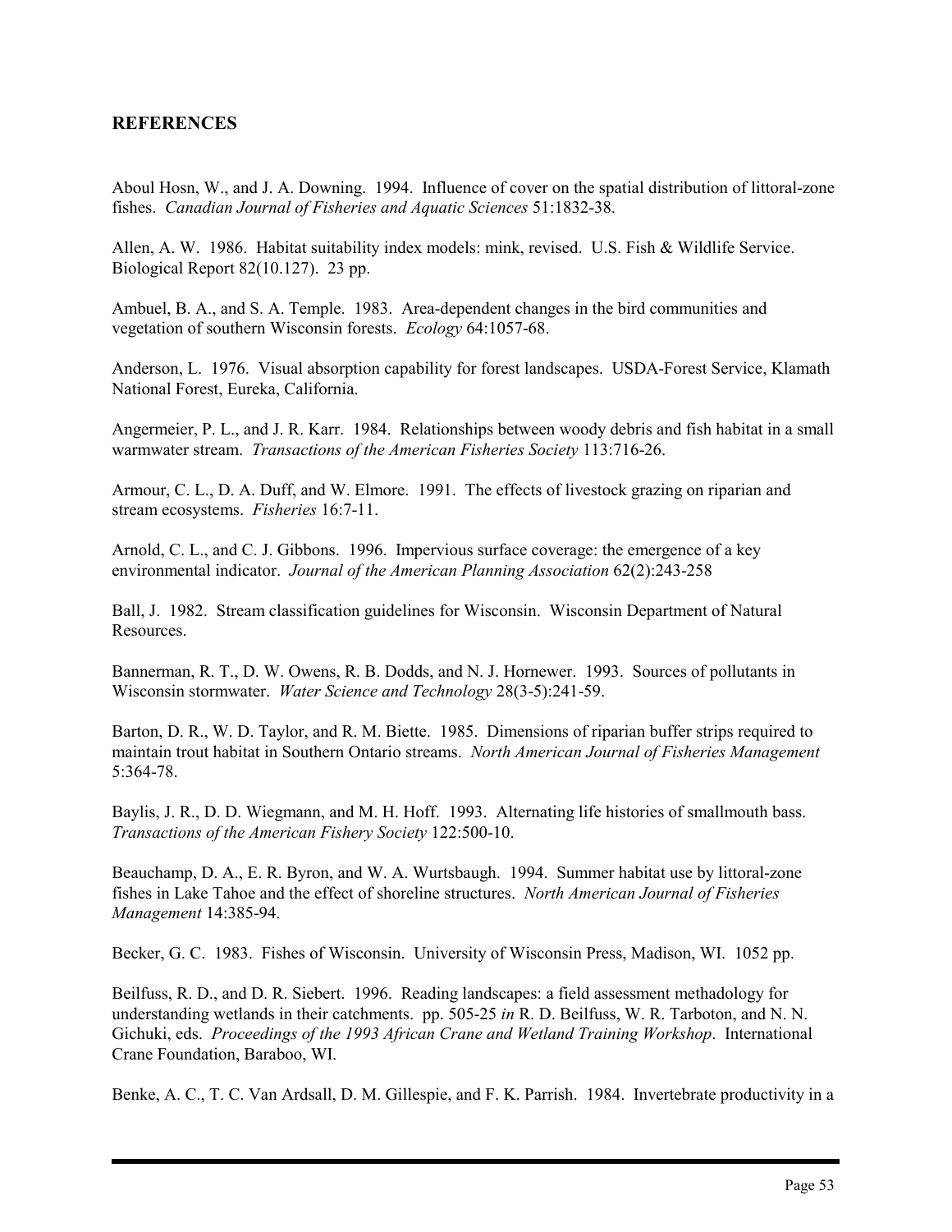## REFERENCES

Aboul Hosn, W., and J. A. Downing. 1994. Influence of cover on the spatial distribution of littoral-zone fishes. *Canadian Journal of Fisheries and Aquatic Sciences* 51:1832-38.

Allen, A. W. 1986. Habitat suitability index models: mink, revised. U.S. Fish & Wildlife Service. Biological Report 82(10.127). 23 pp.

Ambuel, B. A., and S. A. Temple. 1983. Area-dependent changes in the bird communities and vegetation of southern Wisconsin forests. *Ecology* 64:1057-68.

Anderson, L. 1976. Visual absorption capability for forest landscapes. USDA-Forest Service, Klamath National Forest, Eureka, California.

Angermeier, P. L., and J. R. Karr. 1984. Relationships between woody debris and fish habitat in a small warmwater stream. *Transactions of the American Fisheries Society* 113:716-26.

Armour, C. L., D. A. Duff, and W. Elmore. 1991. The effects of livestock grazing on riparian and stream ecosystems. *Fisheries* 16:7-11.

Arnold, C. L., and C. J. Gibbons. 1996. Impervious surface coverage: the emergence of a key environmental indicator. *Journal of the American Planning Association* 62(2):243-258

Ball, J. 1982. Stream classification guidelines for Wisconsin. Wisconsin Department of Natural Resources.

Bannerman, R. T., D. W. Owens, R. B. Dodds, and N. J. Hornewer. 1993. Sources of pollutants in Wisconsin stormwater. *Water Science and Technology* 28(3-5):241-59.

Barton, D. R., W. D. Taylor, and R. M. Biette. 1985. Dimensions of riparian buffer strips required to maintain trout habitat in Southern Ontario streams. *North American Journal of Fisheries Management* 5:364-78.

Baylis, J. R., D. D. Wiegmann, and M. H. Hoff. 1993. Alternating life histories of smallmouth bass. *Transactions of the American Fishery Society* 122:500-10.

Beauchamp, D. A., E. R. Byron, and W. A. Wurtsbaugh. 1994. Summer habitat use by littoral-zone fishes in Lake Tahoe and the effect of shoreline structures. *North American Journal of Fisheries Management* 14:385-94.

Becker, G. C. 1983. Fishes of Wisconsin. University of Wisconsin Press, Madison, WI. 1052 pp.

Beilfuss, R. D., and D. R. Siebert. 1996. Reading landscapes: a field assessment methodology for understanding wetlands in their catchments. pp. 505-25 *in* R. D. Beilfuss, W. R. Tarboton, and N. N. Gichuki, eds. *Proceedings of the 1993 African Crane and Wetland Training Workshop*. International Crane Foundation, Baraboo, WI.

Benke, A. C., T. C. Van Ardsall, D. M. Gillespie, and F. K. Parrish. 1984. Invertebrate productivity in a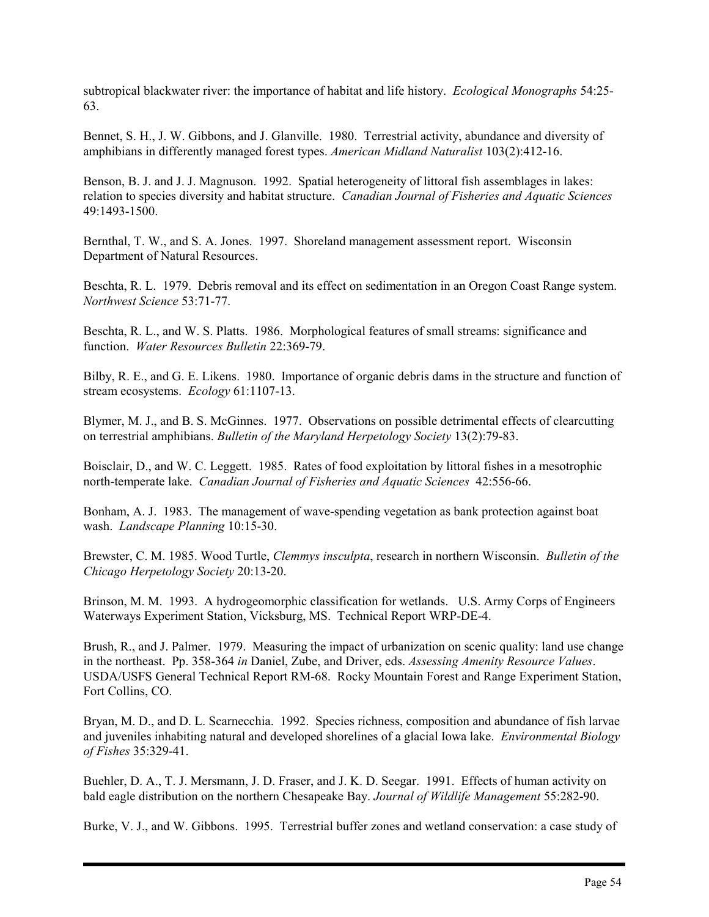subtropical blackwater river: the importance of habitat and life history. *Ecological Monographs* 54:25-63.

Bennet, S. H., J. W. Gibbons, and J. Glanville. 1980. Terrestrial activity, abundance and diversity of amphibians in differently managed forest types. *American Midland Naturalist* 103(2):412-16.

Benson, B. J. and J. J. Magnuson. 1992. Spatial heterogeneity of littoral fish assemblages in lakes: relation to species diversity and habitat structure. *Canadian Journal of Fisheries and Aquatic Sciences* 49:1493-1500.

Bernthal, T. W., and S. A. Jones. 1997. Shoreland management assessment report. Wisconsin Department of Natural Resources.

Beschta, R. L. 1979. Debris removal and its effect on sedimentation in an Oregon Coast Range system. *Northwest Science* 53:71-77.

Beschta, R. L., and W. S. Platts. 1986. Morphological features of small streams: significance and function. *Water Resources Bulletin* 22:369-79.

Bilby, R. E., and G. E. Likens. 1980. Importance of organic debris dams in the structure and function of stream ecosystems. *Ecology* 61:1107-13.

Blymer, M. J., and B. S. McGinnes. 1977. Observations on possible detrimental effects of clearcutting on terrestrial amphibians. *Bulletin of the Maryland Herpetology Society* 13(2):79-83.

Boisclair, D., and W. C. Leggett. 1985. Rates of food exploitation by littoral fishes in a mesotrophic north-temperate lake. *Canadian Journal of Fisheries and Aquatic Sciences* 42:556-66.

Bonham, A. J. 1983. The management of wave-spending vegetation as bank protection against boat wash. *Landscape Planning* 10:15-30.

Brewster, C. M. 1985. Wood Turtle, *Clemmys insculpta*, research in northern Wisconsin. *Bulletin of the Chicago Herpetology Society* 20:13-20.

Brinson, M. M. 1993. A hydrogeomorphic classification for wetlands. U.S. Army Corps of Engineers Waterways Experiment Station, Vicksburg, MS. Technical Report WRP-DE-4.

Brush, R., and J. Palmer. 1979. Measuring the impact of urbanization on scenic quality: land use change in the northeast. Pp. 358-364 *in* Daniel, Zube, and Driver, eds. *Assessing Amenity Resource Values*. USDA/USFS General Technical Report RM-68. Rocky Mountain Forest and Range Experiment Station, Fort Collins, CO.

Bryan, M. D., and D. L. Scarnecchia. 1992. Species richness, composition and abundance of fish larvae and juveniles inhabiting natural and developed shorelines of a glacial Iowa lake. *Environmental Biology of Fishes* 35:329-41.

Buehler, D. A., T. J. Mersmann, J. D. Fraser, and J. K. D. Seegar. 1991. Effects of human activity on bald eagle distribution on the northern Chesapeake Bay. *Journal of Wildlife Management* 55:282-90.

Burke, V. J., and W. Gibbons. 1995. Terrestrial buffer zones and wetland conservation: a case study of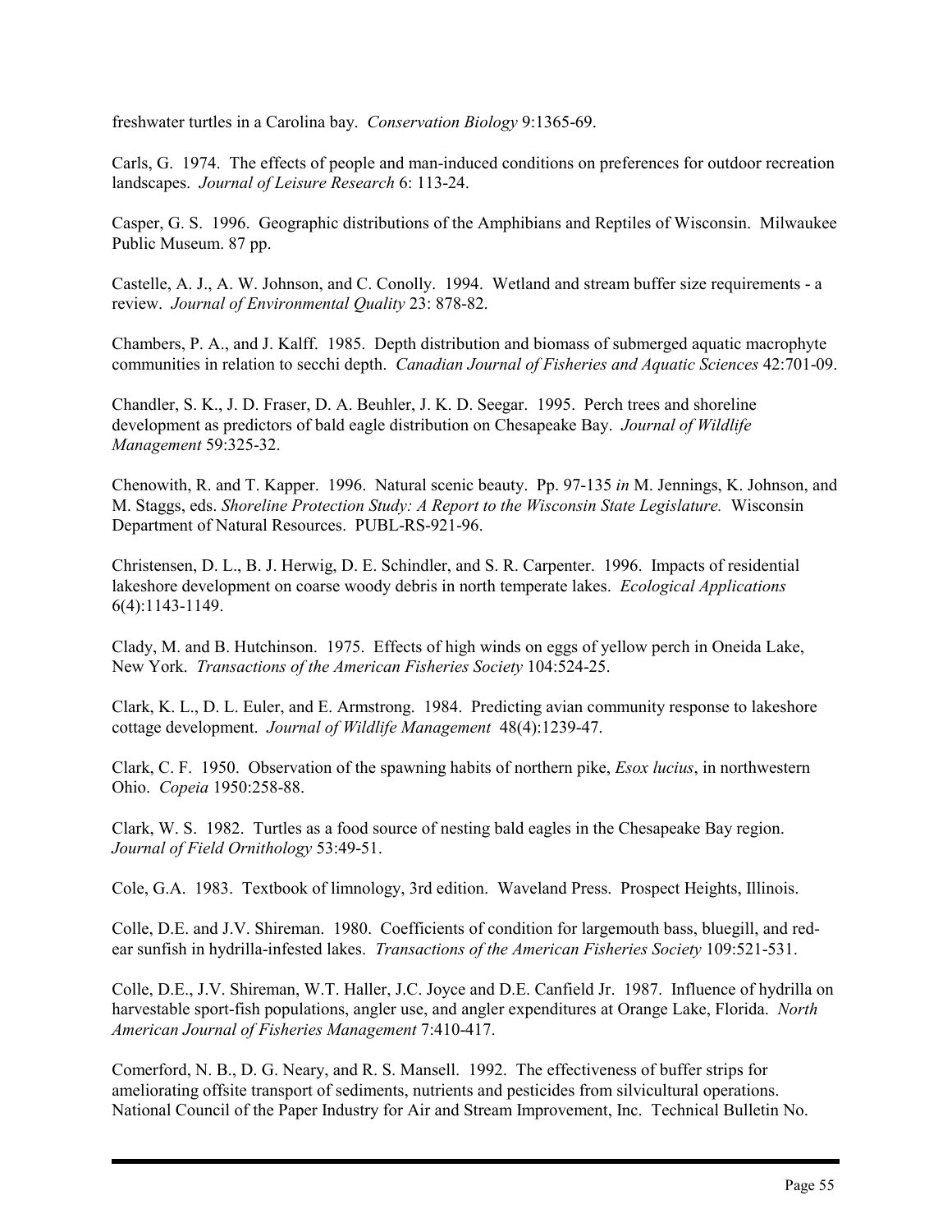freshwater turtles in a Carolina bay. *Conservation Biology* 9:1365-69.

Carls, G. 1974. The effects of people and man-induced conditions on preferences for outdoor recreation landscapes. *Journal of Leisure Research* 6: 113-24.

Casper, G. S. 1996. Geographic distributions of the Amphibians and Reptiles of Wisconsin. Milwaukee Public Museum. 87 pp.

Castelle, A. J., A. W. Johnson, and C. Conolly. 1994. Wetland and stream buffer size requirements - a review. *Journal of Environmental Quality* 23: 878-82.

Chambers, P. A., and J. Kalff. 1985. Depth distribution and biomass of submerged aquatic macrophyte communities in relation to secchi depth. *Canadian Journal of Fisheries and Aquatic Sciences* 42:701-09.

Chandler, S. K., J. D. Fraser, D. A. Beuhler, J. K. D. Seegar. 1995. Perch trees and shoreline development as predictors of bald eagle distribution on Chesapeake Bay. *Journal of Wildlife Management* 59:325-32.

Chenowith, R. and T. Kapper. 1996. Natural scenic beauty. Pp. 97-135 *in* M. Jennings, K. Johnson, and M. Staggs, eds. *Shoreline Protection Study: A Report to the Wisconsin State Legislature.* Wisconsin Department of Natural Resources. PUBL-RS-921-96.

Christensen, D. L., B. J. Herwig, D. E. Schindler, and S. R. Carpenter. 1996. Impacts of residential lakeshore development on coarse woody debris in north temperate lakes. *Ecological Applications* 6(4):1143-1149.

Clady, M. and B. Hutchinson. 1975. Effects of high winds on eggs of yellow perch in Oneida Lake, New York. *Transactions of the American Fisheries Society* 104:524-25.

Clark, K. L., D. L. Euler, and E. Armstrong. 1984. Predicting avian community response to lakeshore cottage development. *Journal of Wildlife Management* 48(4):1239-47.

Clark, C. F. 1950. Observation of the spawning habits of northern pike, *Esox lucius*, in northwestern Ohio. *Copeia* 1950:258-88.

Clark, W. S. 1982. Turtles as a food source of nesting bald eagles in the Chesapeake Bay region. *Journal of Field Ornithology* 53:49-51.

Cole, G.A. 1983. Textbook of limnology, 3rd edition. Waveland Press. Prospect Heights, Illinois.

Colle, D.E. and J.V. Shireman. 1980. Coefficients of condition for largemouth bass, bluegill, and red-ear sunfish in hydrilla-infested lakes. *Transactions of the American Fisheries Society* 109:521-531.

Colle, D.E., J.V. Shireman, W.T. Haller, J.C. Joyce and D.E. Canfield Jr. 1987. Influence of hydrilla on harvestable sport-fish populations, angler use, and angler expenditures at Orange Lake, Florida. *North American Journal of Fisheries Management* 7:410-417.

Comerford, N. B., D. G. Neary, and R. S. Mansell. 1992. The effectiveness of buffer strips for ameliorating offsite transport of sediments, nutrients and pesticides from silvicultural operations. National Council of the Paper Industry for Air and Stream Improvement, Inc. Technical Bulletin No.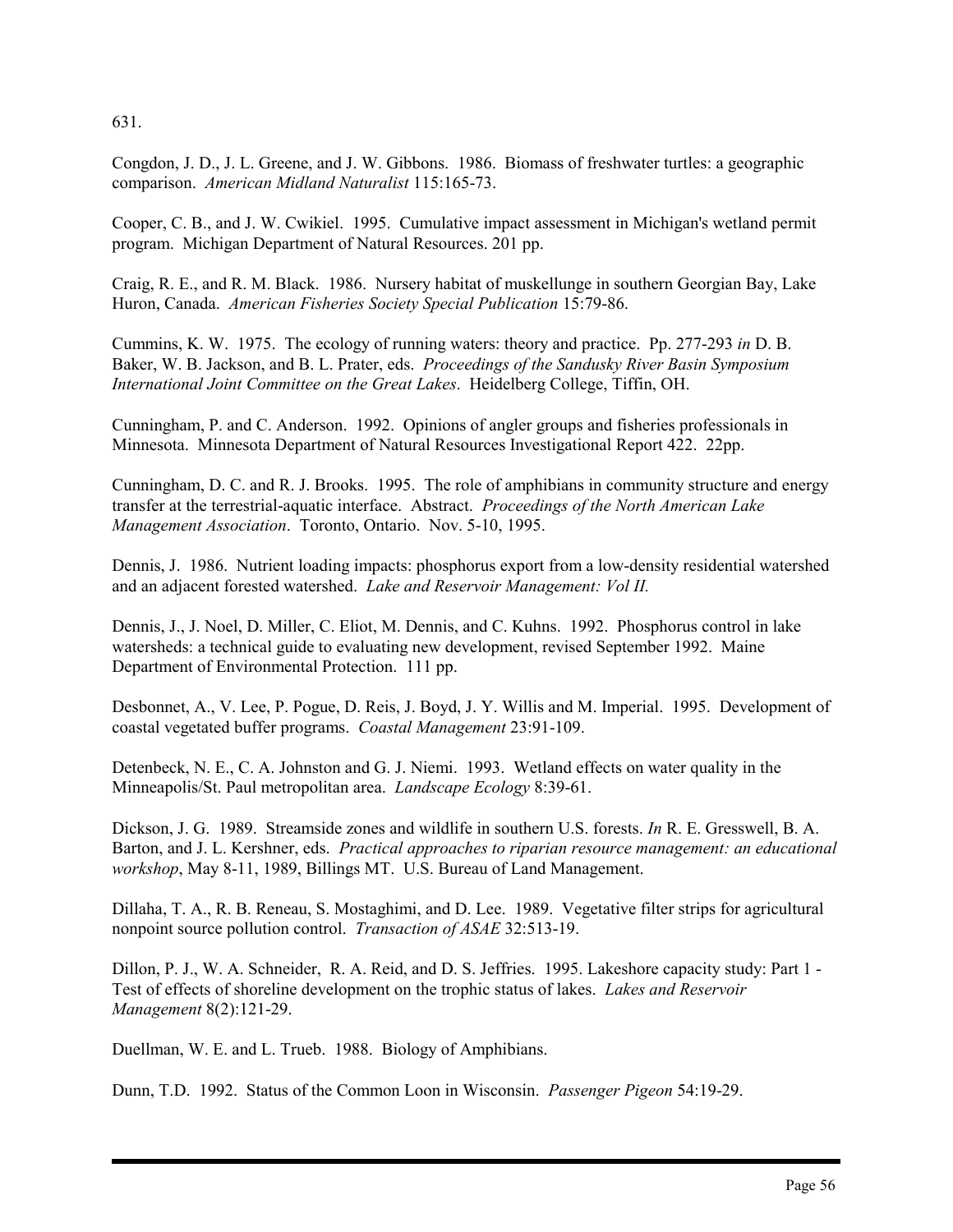631.

Congdon, J. D., J. L. Greene, and J. W. Gibbons. 1986. Biomass of freshwater turtles: a geographic comparison. *American Midland Naturalist* 115:165-73.

Cooper, C. B., and J. W. Cwikiel. 1995. Cumulative impact assessment in Michigan's wetland permit program. Michigan Department of Natural Resources. 201 pp.

Craig, R. E., and R. M. Black. 1986. Nursery habitat of muskellunge in southern Georgian Bay, Lake Huron, Canada. *American Fisheries Society Special Publication* 15:79-86.

Cummins, K. W. 1975. The ecology of running waters: theory and practice. Pp. 277-293 *in* D. B. Baker, W. B. Jackson, and B. L. Prater, eds. *Proceedings of the Sandusky River Basin Symposium International Joint Committee on the Great Lakes*. Heidelberg College, Tiffin, OH.

Cunningham, P. and C. Anderson. 1992. Opinions of angler groups and fisheries professionals in Minnesota. Minnesota Department of Natural Resources Investigational Report 422. 22pp.

Cunningham, D. C. and R. J. Brooks. 1995. The role of amphibians in community structure and energy transfer at the terrestrial-aquatic interface. Abstract. *Proceedings of the North American Lake Management Association*. Toronto, Ontario. Nov. 5-10, 1995.

Dennis, J. 1986. Nutrient loading impacts: phosphorus export from a low-density residential watershed and an adjacent forested watershed. *Lake and Reservoir Management: Vol II.*

Dennis, J., J. Noel, D. Miller, C. Eliot, M. Dennis, and C. Kuhns. 1992. Phosphorus control in lake watersheds: a technical guide to evaluating new development, revised September 1992. Maine Department of Environmental Protection. 111 pp.

Desbonnet, A., V. Lee, P. Pogue, D. Reis, J. Boyd, J. Y. Willis and M. Imperial. 1995. Development of coastal vegetated buffer programs. *Coastal Management* 23:91-109.

Detenbeck, N. E., C. A. Johnston and G. J. Niemi. 1993. Wetland effects on water quality in the Minneapolis/St. Paul metropolitan area. *Landscape Ecology* 8:39-61.

Dickson, J. G. 1989. Streamside zones and wildlife in southern U.S. forests. *In* R. E. Gresswell, B. A. Barton, and J. L. Kershner, eds. *Practical approaches to riparian resource management: an educational workshop*, May 8-11, 1989, Billings MT. U.S. Bureau of Land Management.

Dillaha, T. A., R. B. Reneau, S. Mostaghimi, and D. Lee. 1989. Vegetative filter strips for agricultural nonpoint source pollution control. *Transaction of ASAE* 32:513-19.

Dillon, P. J., W. A. Schneider, R. A. Reid, and D. S. Jeffries. 1995. Lakeshore capacity study: Part 1 - Test of effects of shoreline development on the trophic status of lakes. *Lakes and Reservoir Management* 8(2):121-29.

Duellman, W. E. and L. Trueb. 1988. Biology of Amphibians.

Dunn, T.D. 1992. Status of the Common Loon in Wisconsin. *Passenger Pigeon* 54:19-29.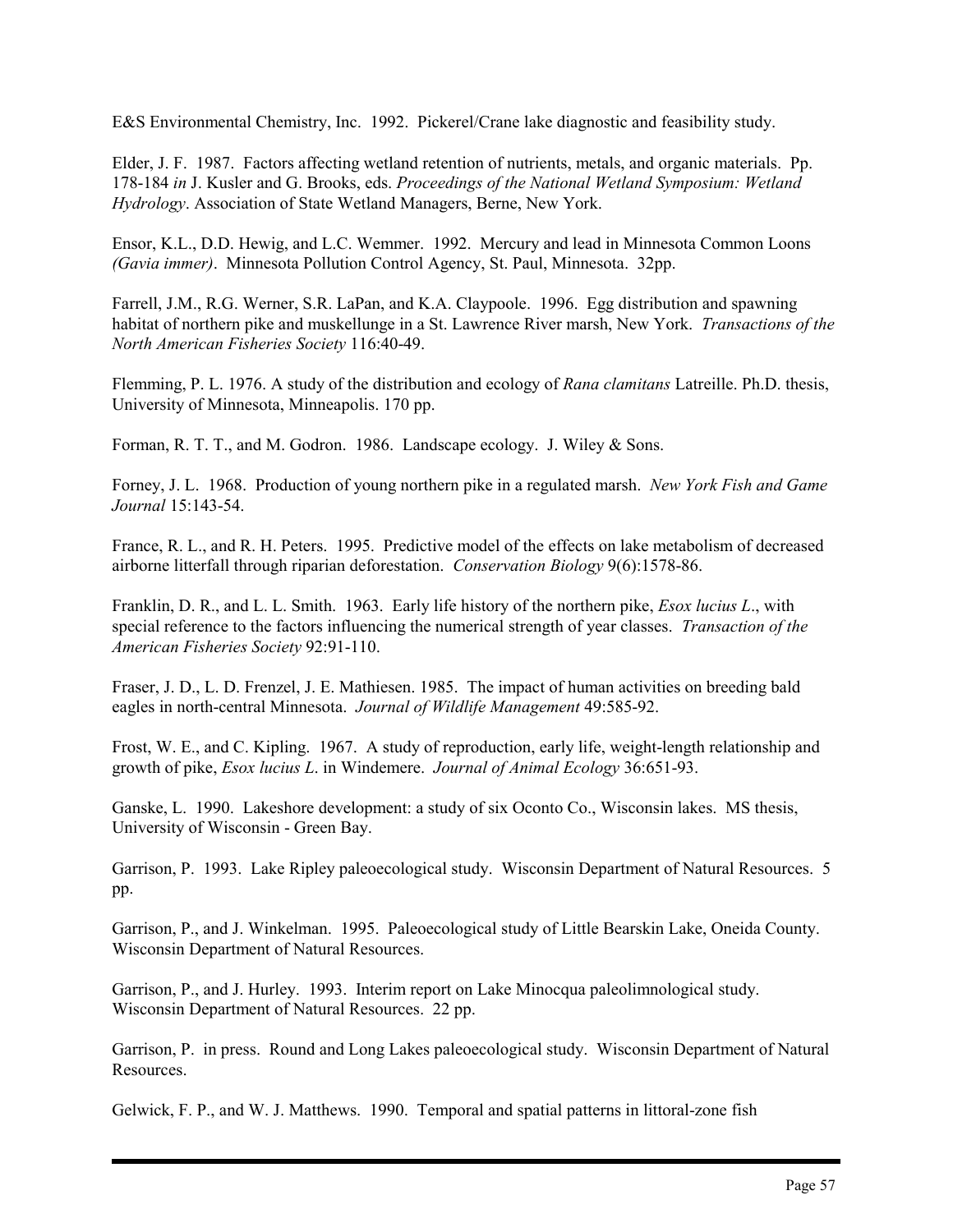E&S Environmental Chemistry, Inc. 1992. Pickerel/Crane lake diagnostic and feasibility study.

Elder, J. F. 1987. Factors affecting wetland retention of nutrients, metals, and organic materials. Pp. 178-184 *in* J. Kusler and G. Brooks, eds. *Proceedings of the National Wetland Symposium: Wetland Hydrology*. Association of State Wetland Managers, Berne, New York.

Ensor, K.L., D.D. Hewig, and L.C. Wemmer. 1992. Mercury and lead in Minnesota Common Loons *(Gavia immer)*. Minnesota Pollution Control Agency, St. Paul, Minnesota. 32pp.

Farrell, J.M., R.G. Werner, S.R. LaPan, and K.A. Claypoole. 1996. Egg distribution and spawning habitat of northern pike and muskellunge in a St. Lawrence River marsh, New York. *Transactions of the North American Fisheries Society* 116:40-49.

Flemming, P. L. 1976. A study of the distribution and ecology of *Rana clamitans* Latreille. Ph.D. thesis, University of Minnesota, Minneapolis. 170 pp.

Forman, R. T. T., and M. Godron. 1986. Landscape ecology. J. Wiley & Sons.

Forney, J. L. 1968. Production of young northern pike in a regulated marsh. *New York Fish and Game Journal* 15:143-54.

France, R. L., and R. H. Peters. 1995. Predictive model of the effects on lake metabolism of decreased airborne litterfall through riparian deforestation. *Conservation Biology* 9(6):1578-86.

Franklin, D. R., and L. L. Smith. 1963. Early life history of the northern pike, *Esox lucius L*., with special reference to the factors influencing the numerical strength of year classes. *Transaction of the American Fisheries Society* 92:91-110.

Fraser, J. D., L. D. Frenzel, J. E. Mathiesen. 1985. The impact of human activities on breeding bald eagles in north-central Minnesota. *Journal of Wildlife Management* 49:585-92.

Frost, W. E., and C. Kipling. 1967. A study of reproduction, early life, weight-length relationship and growth of pike, *Esox lucius L*. in Windemere. *Journal of Animal Ecology* 36:651-93.

Ganske, L. 1990. Lakeshore development: a study of six Oconto Co., Wisconsin lakes. MS thesis, University of Wisconsin - Green Bay.

Garrison, P. 1993. Lake Ripley paleoecological study. Wisconsin Department of Natural Resources. 5 pp.

Garrison, P., and J. Winkelman. 1995. Paleoecological study of Little Bearskin Lake, Oneida County. Wisconsin Department of Natural Resources.

Garrison, P., and J. Hurley. 1993. Interim report on Lake Minocqua paleolimnological study. Wisconsin Department of Natural Resources. 22 pp.

Garrison, P. in press. Round and Long Lakes paleoecological study. Wisconsin Department of Natural Resources.

Gelwick, F. P., and W. J. Matthews. 1990. Temporal and spatial patterns in littoral-zone fish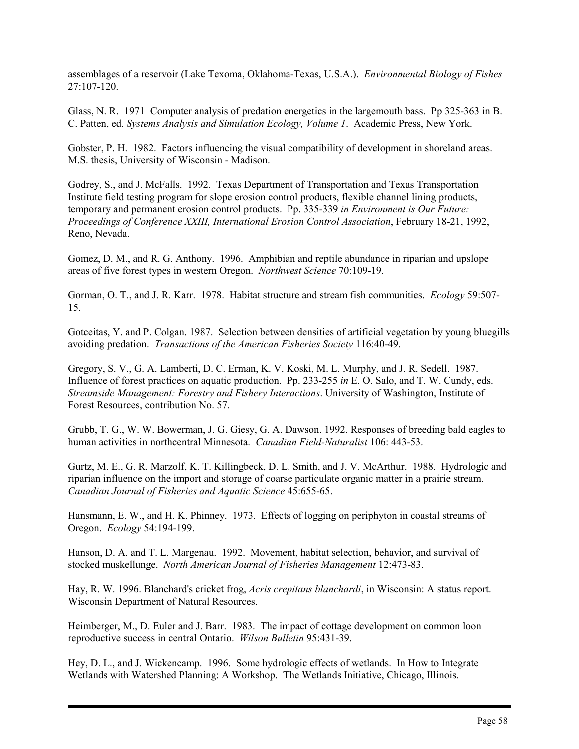assemblages of a reservoir (Lake Texoma, Oklahoma-Texas, U.S.A.). *Environmental Biology of Fishes* 27:107-120.

Glass, N. R. 1971 Computer analysis of predation energetics in the largemouth bass. Pp 325-363 in B. C. Patten, ed. *Systems Analysis and Simulation Ecology, Volume 1*. Academic Press, New York.

Gobster, P. H. 1982. Factors influencing the visual compatibility of development in shoreland areas. M.S. thesis, University of Wisconsin - Madison.

Godrey, S., and J. McFalls. 1992. Texas Department of Transportation and Texas Transportation Institute field testing program for slope erosion control products, flexible channel lining products, temporary and permanent erosion control products. Pp. 335-339 *in Environment is Our Future: Proceedings of Conference XXIII, International Erosion Control Association*, February 18-21, 1992, Reno, Nevada.

Gomez, D. M., and R. G. Anthony. 1996. Amphibian and reptile abundance in riparian and upslope areas of five forest types in western Oregon. *Northwest Science* 70:109-19.

Gorman, O. T., and J. R. Karr. 1978. Habitat structure and stream fish communities. *Ecology* 59:507-15.

Gotceitas, Y. and P. Colgan. 1987. Selection between densities of artificial vegetation by young bluegills avoiding predation. *Transactions of the American Fisheries Society* 116:40-49.

Gregory, S. V., G. A. Lamberti, D. C. Erman, K. V. Koski, M. L. Murphy, and J. R. Sedell. 1987. Influence of forest practices on aquatic production. Pp. 233-255 *in* E. O. Salo, and T. W. Cundy, eds. *Streamside Management: Forestry and Fishery Interactions*. University of Washington, Institute of Forest Resources, contribution No. 57.

Grubb, T. G., W. W. Bowerman, J. G. Giesy, G. A. Dawson. 1992. Responses of breeding bald eagles to human activities in northcentral Minnesota. *Canadian Field-Naturalist* 106: 443-53.

Gurtz, M. E., G. R. Marzolf, K. T. Killingbeck, D. L. Smith, and J. V. McArthur. 1988. Hydrologic and riparian influence on the import and storage of coarse particulate organic matter in a prairie stream. *Canadian Journal of Fisheries and Aquatic Science* 45:655-65.

Hansmann, E. W., and H. K. Phinney. 1973. Effects of logging on periphyton in coastal streams of Oregon. *Ecology* 54:194-199.

Hanson, D. A. and T. L. Margenau. 1992. Movement, habitat selection, behavior, and survival of stocked muskellunge. *North American Journal of Fisheries Management* 12:473-83.

Hay, R. W. 1996. Blanchard's cricket frog, *Acris crepitans blanchardi*, in Wisconsin: A status report. Wisconsin Department of Natural Resources.

Heimberger, M., D. Euler and J. Barr. 1983. The impact of cottage development on common loon reproductive success in central Ontario. *Wilson Bulletin* 95:431-39.

Hey, D. L., and J. Wickencamp. 1996. Some hydrologic effects of wetlands. In How to Integrate Wetlands with Watershed Planning: A Workshop. The Wetlands Initiative, Chicago, Illinois.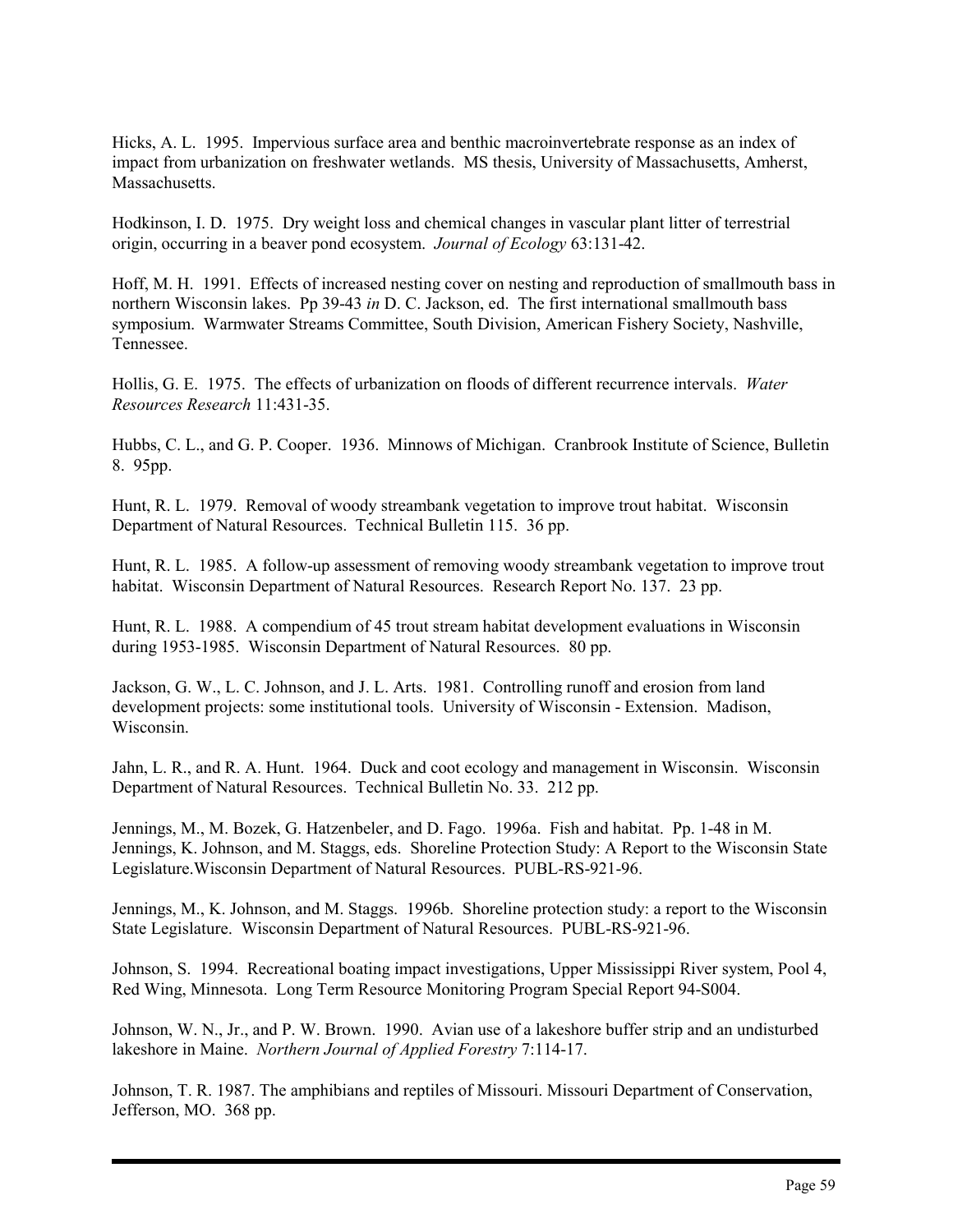Hicks, A. L. 1995. Impervious surface area and benthic macroinvertebrate response as an index of impact from urbanization on freshwater wetlands. MS thesis, University of Massachusetts, Amherst, Massachusetts.

Hodkinson, I. D. 1975. Dry weight loss and chemical changes in vascular plant litter of terrestrial origin, occurring in a beaver pond ecosystem. *Journal of Ecology* 63:131-42.

Hoff, M. H. 1991. Effects of increased nesting cover on nesting and reproduction of smallmouth bass in northern Wisconsin lakes. Pp 39-43 *in* D. C. Jackson, ed. The first international smallmouth bass symposium. Warmwater Streams Committee, South Division, American Fishery Society, Nashville, Tennessee.

Hollis, G. E. 1975. The effects of urbanization on floods of different recurrence intervals. *Water Resources Research* 11:431-35.

Hubbs, C. L., and G. P. Cooper. 1936. Minnows of Michigan. Cranbrook Institute of Science, Bulletin 8. 95pp.

Hunt, R. L. 1979. Removal of woody streambank vegetation to improve trout habitat. Wisconsin Department of Natural Resources. Technical Bulletin 115. 36 pp.

Hunt, R. L. 1985. A follow-up assessment of removing woody streambank vegetation to improve trout habitat. Wisconsin Department of Natural Resources. Research Report No. 137. 23 pp.

Hunt, R. L. 1988. A compendium of 45 trout stream habitat development evaluations in Wisconsin during 1953-1985. Wisconsin Department of Natural Resources. 80 pp.

Jackson, G. W., L. C. Johnson, and J. L. Arts. 1981. Controlling runoff and erosion from land development projects: some institutional tools. University of Wisconsin - Extension. Madison, Wisconsin.

Jahn, L. R., and R. A. Hunt. 1964. Duck and coot ecology and management in Wisconsin. Wisconsin Department of Natural Resources. Technical Bulletin No. 33. 212 pp.

Jennings, M., M. Bozek, G. Hatzenbeler, and D. Fago. 1996a. Fish and habitat. Pp. 1-48 in M. Jennings, K. Johnson, and M. Staggs, eds. Shoreline Protection Study: A Report to the Wisconsin State Legislature.Wisconsin Department of Natural Resources. PUBL-RS-921-96.

Jennings, M., K. Johnson, and M. Staggs. 1996b. Shoreline protection study: a report to the Wisconsin State Legislature. Wisconsin Department of Natural Resources. PUBL-RS-921-96.

Johnson, S. 1994. Recreational boating impact investigations, Upper Mississippi River system, Pool 4, Red Wing, Minnesota. Long Term Resource Monitoring Program Special Report 94-S004.

Johnson, W. N., Jr., and P. W. Brown. 1990. Avian use of a lakeshore buffer strip and an undisturbed lakeshore in Maine. *Northern Journal of Applied Forestry* 7:114-17.

Johnson, T. R. 1987. The amphibians and reptiles of Missouri. Missouri Department of Conservation, Jefferson, MO. 368 pp.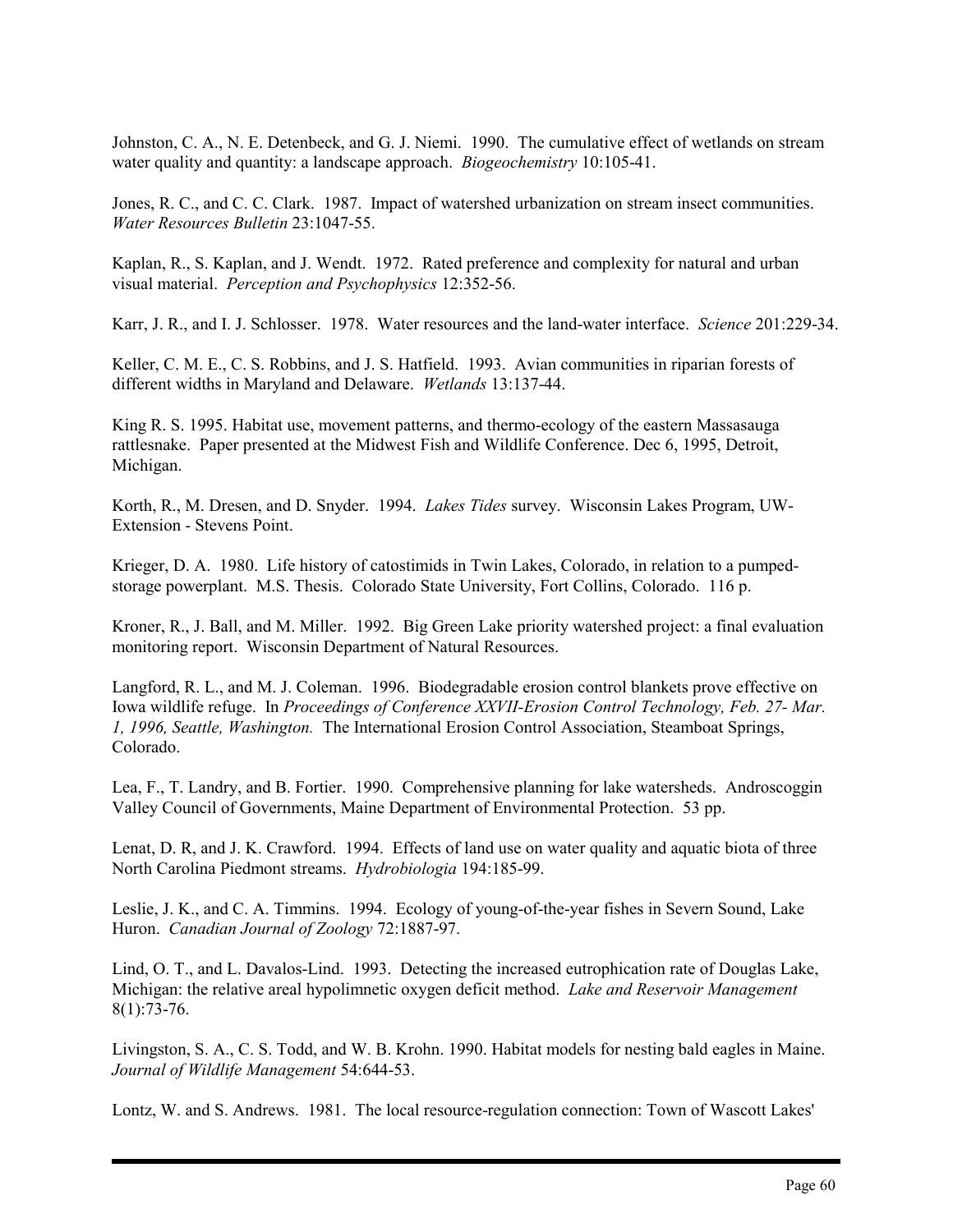Johnston, C. A., N. E. Detenbeck, and G. J. Niemi. 1990. The cumulative effect of wetlands on stream water quality and quantity: a landscape approach. *Biogeochemistry* 10:105-41.

Jones, R. C., and C. C. Clark. 1987. Impact of watershed urbanization on stream insect communities. *Water Resources Bulletin* 23:1047-55.

Kaplan, R., S. Kaplan, and J. Wendt. 1972. Rated preference and complexity for natural and urban visual material. *Perception and Psychophysics* 12:352-56.

Karr, J. R., and I. J. Schlosser. 1978. Water resources and the land-water interface. *Science* 201:229-34.

Keller, C. M. E., C. S. Robbins, and J. S. Hatfield. 1993. Avian communities in riparian forests of different widths in Maryland and Delaware. *Wetlands* 13:137-44.

King R. S. 1995. Habitat use, movement patterns, and thermo-ecology of the eastern Massasauga rattlesnake. Paper presented at the Midwest Fish and Wildlife Conference. Dec 6, 1995, Detroit, Michigan.

Korth, R., M. Dresen, and D. Snyder. 1994. *Lakes Tides* survey. Wisconsin Lakes Program, UW-Extension - Stevens Point.

Krieger, D. A. 1980. Life history of catostimids in Twin Lakes, Colorado, in relation to a pumped-storage powerplant. M.S. Thesis. Colorado State University, Fort Collins, Colorado. 116 p.

Kroner, R., J. Ball, and M. Miller. 1992. Big Green Lake priority watershed project: a final evaluation monitoring report. Wisconsin Department of Natural Resources.

Langford, R. L., and M. J. Coleman. 1996. Biodegradable erosion control blankets prove effective on Iowa wildlife refuge. In *Proceedings of Conference XXVII-Erosion Control Technology, Feb. 27- Mar. 1, 1996, Seattle, Washington.* The International Erosion Control Association, Steamboat Springs, Colorado.

Lea, F., T. Landry, and B. Fortier. 1990. Comprehensive planning for lake watersheds. Androscoggin Valley Council of Governments, Maine Department of Environmental Protection. 53 pp.

Lenat, D. R, and J. K. Crawford. 1994. Effects of land use on water quality and aquatic biota of three North Carolina Piedmont streams. *Hydrobiologia* 194:185-99.

Leslie, J. K., and C. A. Timmins. 1994. Ecology of young-of-the-year fishes in Severn Sound, Lake Huron. *Canadian Journal of Zoology* 72:1887-97.

Lind, O. T., and L. Davalos-Lind. 1993. Detecting the increased eutrophication rate of Douglas Lake, Michigan: the relative areal hypolimnetic oxygen deficit method. *Lake and Reservoir Management* 8(1):73-76.

Livingston, S. A., C. S. Todd, and W. B. Krohn. 1990. Habitat models for nesting bald eagles in Maine. *Journal of Wildlife Management* 54:644-53.

Lontz, W. and S. Andrews. 1981. The local resource-regulation connection: Town of Wascott Lakes'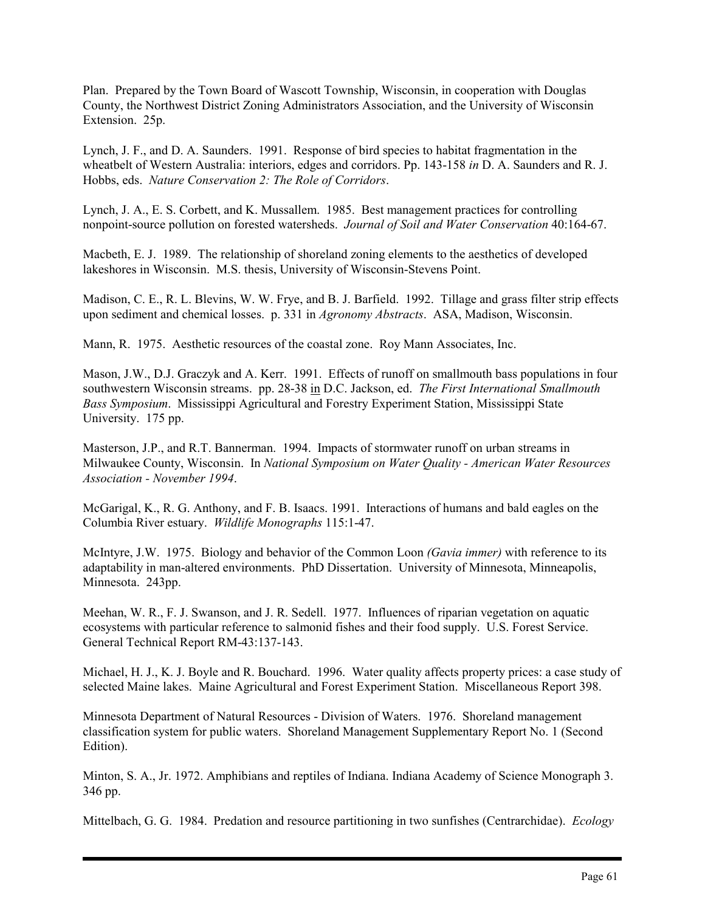Plan. Prepared by the Town Board of Wascott Township, Wisconsin, in cooperation with Douglas County, the Northwest District Zoning Administrators Association, and the University of Wisconsin Extension. 25p.

Lynch, J. F., and D. A. Saunders. 1991. Response of bird species to habitat fragmentation in the wheatbelt of Western Australia: interiors, edges and corridors. Pp. 143-158 *in* D. A. Saunders and R. J. Hobbs, eds. *Nature Conservation 2: The Role of Corridors*.

Lynch, J. A., E. S. Corbett, and K. Mussallem. 1985. Best management practices for controlling nonpoint-source pollution on forested watersheds. *Journal of Soil and Water Conservation* 40:164-67.

Macbeth, E. J. 1989. The relationship of shoreland zoning elements to the aesthetics of developed lakeshores in Wisconsin. M.S. thesis, University of Wisconsin-Stevens Point.

Madison, C. E., R. L. Blevins, W. W. Frye, and B. J. Barfield. 1992. Tillage and grass filter strip effects upon sediment and chemical losses. p. 331 in *Agronomy Abstracts*. ASA, Madison, Wisconsin.

Mann, R. 1975. Aesthetic resources of the coastal zone. Roy Mann Associates, Inc.

Mason, J.W., D.J. Graczyk and A. Kerr. 1991. Effects of runoff on smallmouth bass populations in four southwestern Wisconsin streams. pp. 28-38 in D.C. Jackson, ed. *The First International Smallmouth Bass Symposium*. Mississippi Agricultural and Forestry Experiment Station, Mississippi State University. 175 pp.

Masterson, J.P., and R.T. Bannerman. 1994. Impacts of stormwater runoff on urban streams in Milwaukee County, Wisconsin. In *National Symposium on Water Quality - American Water Resources Association - November 1994*.

McGarigal, K., R. G. Anthony, and F. B. Isaacs. 1991. Interactions of humans and bald eagles on the Columbia River estuary. *Wildlife Monographs* 115:1-47.

McIntyre, J.W. 1975. Biology and behavior of the Common Loon *(Gavia immer)* with reference to its adaptability in man-altered environments. PhD Dissertation. University of Minnesota, Minneapolis, Minnesota. 243pp.

Meehan, W. R., F. J. Swanson, and J. R. Sedell. 1977. Influences of riparian vegetation on aquatic ecosystems with particular reference to salmonid fishes and their food supply. U.S. Forest Service. General Technical Report RM-43:137-143.

Michael, H. J., K. J. Boyle and R. Bouchard. 1996. Water quality affects property prices: a case study of selected Maine lakes. Maine Agricultural and Forest Experiment Station. Miscellaneous Report 398.

Minnesota Department of Natural Resources - Division of Waters. 1976. Shoreland management classification system for public waters. Shoreland Management Supplementary Report No. 1 (Second Edition).

Minton, S. A., Jr. 1972. Amphibians and reptiles of Indiana. Indiana Academy of Science Monograph 3. 346 pp.

Mittelbach, G. G. 1984. Predation and resource partitioning in two sunfishes (Centrarchidae). *Ecology*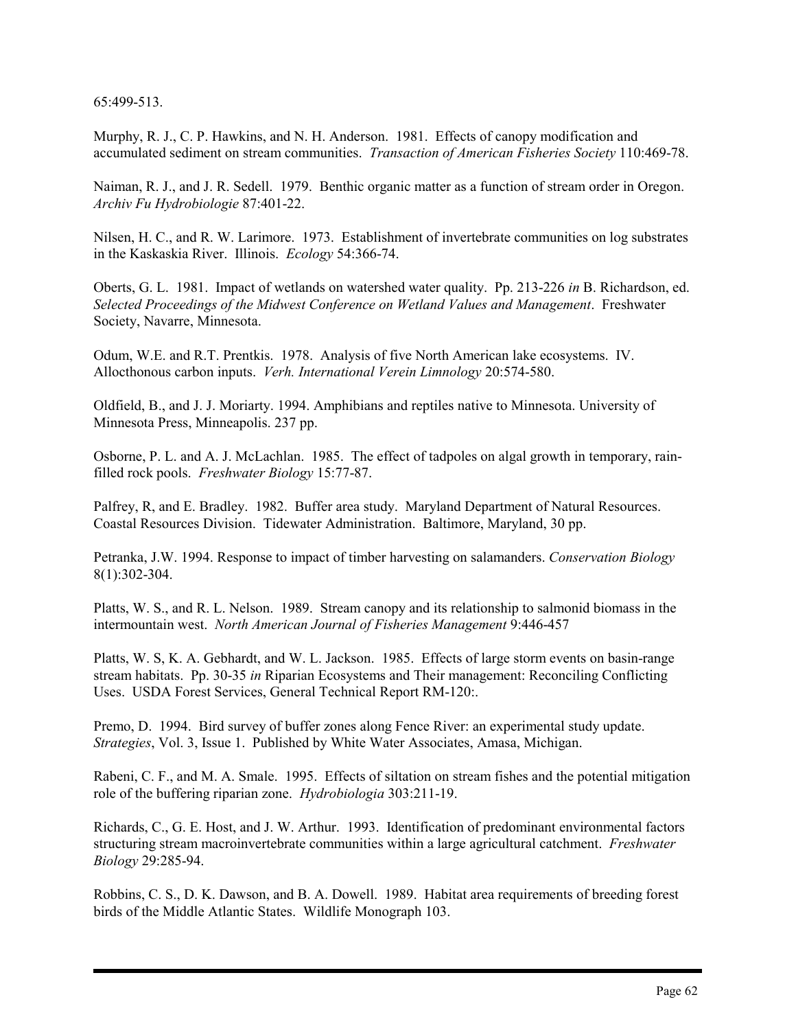65:499-513.

Murphy, R. J., C. P. Hawkins, and N. H. Anderson. 1981. Effects of canopy modification and accumulated sediment on stream communities. *Transaction of American Fisheries Society* 110:469-78.

Naiman, R. J., and J. R. Sedell. 1979. Benthic organic matter as a function of stream order in Oregon. *Archiv Fu Hydrobiologie* 87:401-22.

Nilsen, H. C., and R. W. Larimore. 1973. Establishment of invertebrate communities on log substrates in the Kaskaskia River. Illinois. *Ecology* 54:366-74.

Oberts, G. L. 1981. Impact of wetlands on watershed water quality. Pp. 213-226 *in* B. Richardson, ed. *Selected Proceedings of the Midwest Conference on Wetland Values and Management*. Freshwater Society, Navarre, Minnesota.

Odum, W.E. and R.T. Prentkis. 1978. Analysis of five North American lake ecosystems. IV. Allocthonous carbon inputs. *Verh. International Verein Limnology* 20:574-580.

Oldfield, B., and J. J. Moriarty. 1994. Amphibians and reptiles native to Minnesota. University of Minnesota Press, Minneapolis. 237 pp.

Osborne, P. L. and A. J. McLachlan. 1985. The effect of tadpoles on algal growth in temporary, rain-filled rock pools. *Freshwater Biology* 15:77-87.

Palfrey, R, and E. Bradley. 1982. Buffer area study. Maryland Department of Natural Resources. Coastal Resources Division. Tidewater Administration. Baltimore, Maryland, 30 pp.

Petranka, J.W. 1994. Response to impact of timber harvesting on salamanders. *Conservation Biology* 8(1):302-304.

Platts, W. S., and R. L. Nelson. 1989. Stream canopy and its relationship to salmonid biomass in the intermountain west. *North American Journal of Fisheries Management* 9:446-457

Platts, W. S, K. A. Gebhardt, and W. L. Jackson. 1985. Effects of large storm events on basin-range stream habitats. Pp. 30-35 *in* Riparian Ecosystems and Their management: Reconciling Conflicting Uses. USDA Forest Services, General Technical Report RM-120:.

Premo, D. 1994. Bird survey of buffer zones along Fence River: an experimental study update. *Strategies*, Vol. 3, Issue 1. Published by White Water Associates, Amasa, Michigan.

Rabeni, C. F., and M. A. Smale. 1995. Effects of siltation on stream fishes and the potential mitigation role of the buffering riparian zone. *Hydrobiologia* 303:211-19.

Richards, C., G. E. Host, and J. W. Arthur. 1993. Identification of predominant environmental factors structuring stream macroinvertebrate communities within a large agricultural catchment. *Freshwater Biology* 29:285-94.

Robbins, C. S., D. K. Dawson, and B. A. Dowell. 1989. Habitat area requirements of breeding forest birds of the Middle Atlantic States. Wildlife Monograph 103.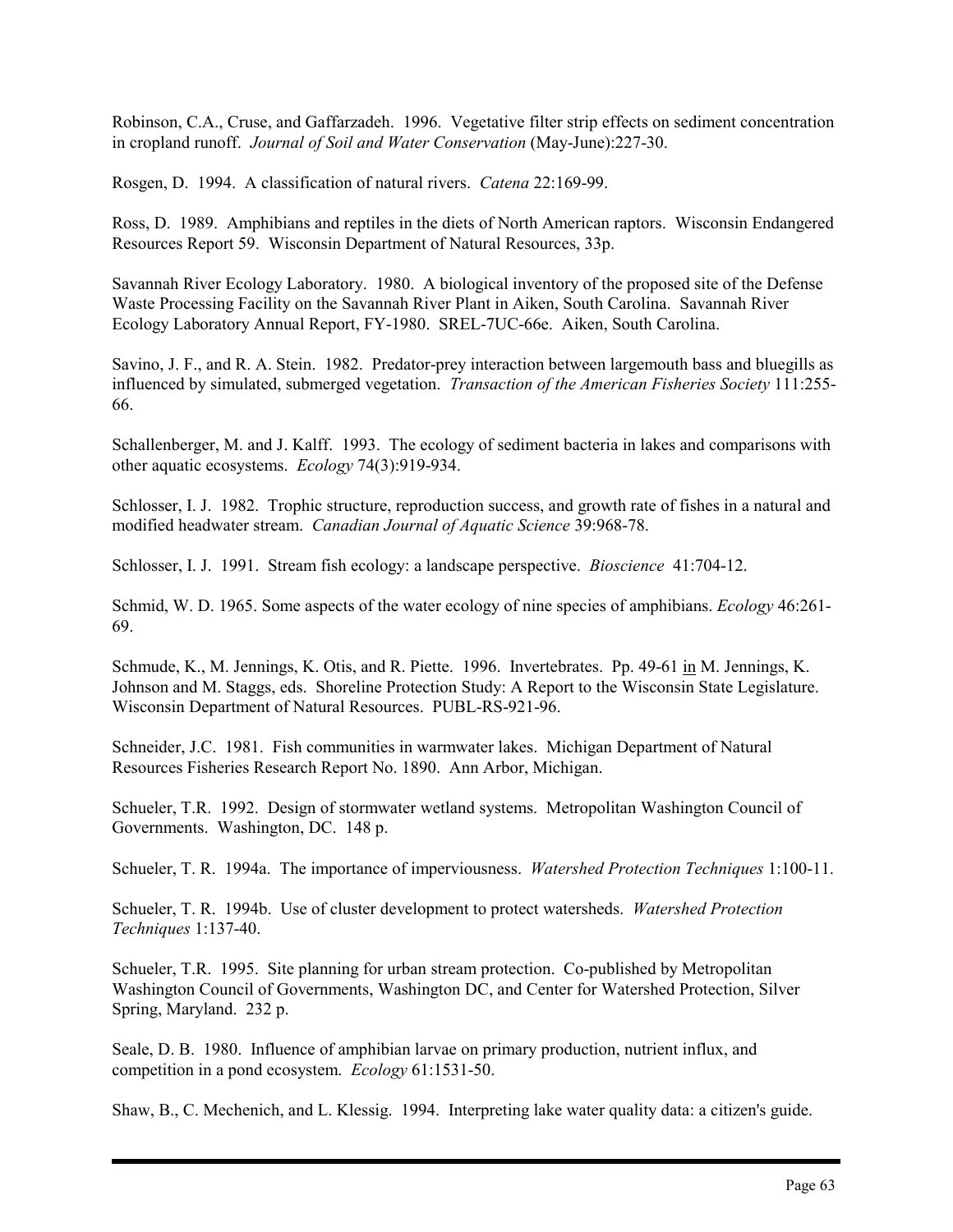Robinson, C.A., Cruse, and Gaffarzadeh. 1996. Vegetative filter strip effects on sediment concentration in cropland runoff. *Journal of Soil and Water Conservation* (May-June):227-30.

Rosgen, D. 1994. A classification of natural rivers. *Catena* 22:169-99.

Ross, D. 1989. Amphibians and reptiles in the diets of North American raptors. Wisconsin Endangered Resources Report 59. Wisconsin Department of Natural Resources, 33p.

Savannah River Ecology Laboratory. 1980. A biological inventory of the proposed site of the Defense Waste Processing Facility on the Savannah River Plant in Aiken, South Carolina. Savannah River Ecology Laboratory Annual Report, FY-1980. SREL-7UC-66e. Aiken, South Carolina.

Savino, J. F., and R. A. Stein. 1982. Predator-prey interaction between largemouth bass and bluegills as influenced by simulated, submerged vegetation. *Transaction of the American Fisheries Society* 111:255-66.

Schallenberger, M. and J. Kalff. 1993. The ecology of sediment bacteria in lakes and comparisons with other aquatic ecosystems. *Ecology* 74(3):919-934.

Schlosser, I. J. 1982. Trophic structure, reproduction success, and growth rate of fishes in a natural and modified headwater stream. *Canadian Journal of Aquatic Science* 39:968-78.

Schlosser, I. J. 1991. Stream fish ecology: a landscape perspective. *Bioscience* 41:704-12.

Schmid, W. D. 1965. Some aspects of the water ecology of nine species of amphibians. *Ecology* 46:261-69.

Schmude, K., M. Jennings, K. Otis, and R. Piette. 1996. Invertebrates. Pp. 49-61 in M. Jennings, K. Johnson and M. Staggs, eds. Shoreline Protection Study: A Report to the Wisconsin State Legislature. Wisconsin Department of Natural Resources. PUBL-RS-921-96.

Schneider, J.C. 1981. Fish communities in warmwater lakes. Michigan Department of Natural Resources Fisheries Research Report No. 1890. Ann Arbor, Michigan.

Schueler, T.R. 1992. Design of stormwater wetland systems. Metropolitan Washington Council of Governments. Washington, DC. 148 p.

Schueler, T. R. 1994a. The importance of imperviousness. *Watershed Protection Techniques* 1:100-11.

Schueler, T. R. 1994b. Use of cluster development to protect watersheds. *Watershed Protection Techniques* 1:137-40.

Schueler, T.R. 1995. Site planning for urban stream protection. Co-published by Metropolitan Washington Council of Governments, Washington DC, and Center for Watershed Protection, Silver Spring, Maryland. 232 p.

Seale, D. B. 1980. Influence of amphibian larvae on primary production, nutrient influx, and competition in a pond ecosystem. *Ecology* 61:1531-50.

Shaw, B., C. Mechenich, and L. Klessig. 1994. Interpreting lake water quality data: a citizen's guide.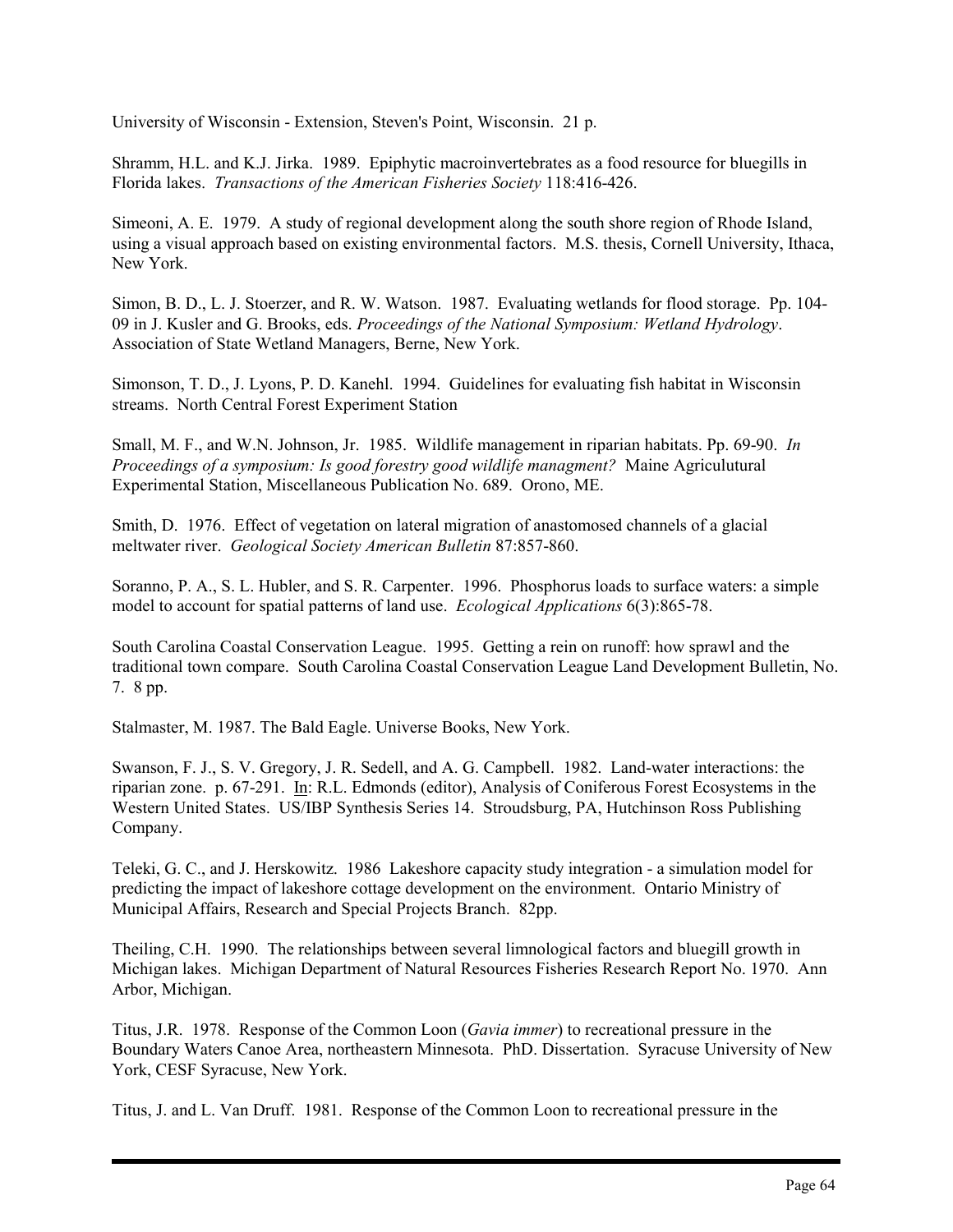University of Wisconsin - Extension, Steven's Point, Wisconsin. 21 p.

Shramm, H.L. and K.J. Jirka. 1989. Epiphytic macroinvertebrates as a food resource for bluegills in Florida lakes. *Transactions of the American Fisheries Society* 118:416-426.

Simeoni, A. E. 1979. A study of regional development along the south shore region of Rhode Island, using a visual approach based on existing environmental factors. M.S. thesis, Cornell University, Ithaca, New York.

Simon, B. D., L. J. Stoerzer, and R. W. Watson. 1987. Evaluating wetlands for flood storage. Pp. 104-09 in J. Kusler and G. Brooks, eds. *Proceedings of the National Symposium: Wetland Hydrology*. Association of State Wetland Managers, Berne, New York.

Simonson, T. D., J. Lyons, P. D. Kanehl. 1994. Guidelines for evaluating fish habitat in Wisconsin streams. North Central Forest Experiment Station

Small, M. F., and W.N. Johnson, Jr. 1985. Wildlife management in riparian habitats. Pp. 69-90. *In Proceedings of a symposium: Is good forestry good wildlife managment?* Maine Agriculutural Experimental Station, Miscellaneous Publication No. 689. Orono, ME.

Smith, D. 1976. Effect of vegetation on lateral migration of anastomosed channels of a glacial meltwater river. *Geological Society American Bulletin* 87:857-860.

Soranno, P. A., S. L. Hubler, and S. R. Carpenter. 1996. Phosphorus loads to surface waters: a simple model to account for spatial patterns of land use. *Ecological Applications* 6(3):865-78.

South Carolina Coastal Conservation League. 1995. Getting a rein on runoff: how sprawl and the traditional town compare. South Carolina Coastal Conservation League Land Development Bulletin, No. 7. 8 pp.

Stalmaster, M. 1987. The Bald Eagle. Universe Books, New York.

Swanson, F. J., S. V. Gregory, J. R. Sedell, and A. G. Campbell. 1982. Land-water interactions: the riparian zone. p. 67-291. In: R.L. Edmonds (editor), Analysis of Coniferous Forest Ecosystems in the Western United States. US/IBP Synthesis Series 14. Stroudsburg, PA, Hutchinson Ross Publishing Company.

Teleki, G. C., and J. Herskowitz. 1986 Lakeshore capacity study integration - a simulation model for predicting the impact of lakeshore cottage development on the environment. Ontario Ministry of Municipal Affairs, Research and Special Projects Branch. 82pp.

Theiling, C.H. 1990. The relationships between several limnological factors and bluegill growth in Michigan lakes. Michigan Department of Natural Resources Fisheries Research Report No. 1970. Ann Arbor, Michigan.

Titus, J.R. 1978. Response of the Common Loon (*Gavia immer*) to recreational pressure in the Boundary Waters Canoe Area, northeastern Minnesota. PhD. Dissertation. Syracuse University of New York, CESF Syracuse, New York.

Titus, J. and L. Van Druff. 1981. Response of the Common Loon to recreational pressure in the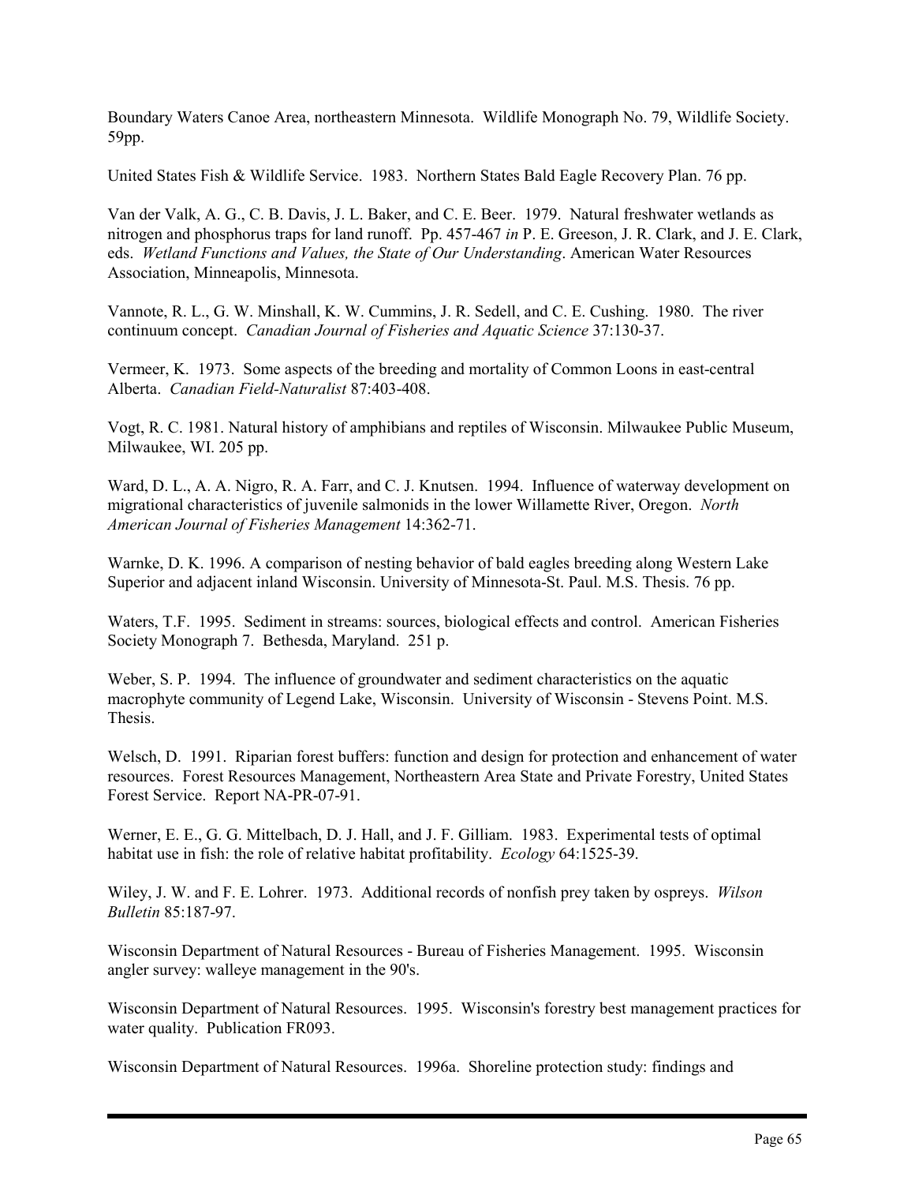Boundary Waters Canoe Area, northeastern Minnesota. Wildlife Monograph No. 79, Wildlife Society. 59pp.

United States Fish & Wildlife Service. 1983. Northern States Bald Eagle Recovery Plan. 76 pp.

Van der Valk, A. G., C. B. Davis, J. L. Baker, and C. E. Beer. 1979. Natural freshwater wetlands as nitrogen and phosphorus traps for land runoff. Pp. 457-467 *in* P. E. Greeson, J. R. Clark, and J. E. Clark, eds. *Wetland Functions and Values, the State of Our Understanding*. American Water Resources Association, Minneapolis, Minnesota.

Vannote, R. L., G. W. Minshall, K. W. Cummins, J. R. Sedell, and C. E. Cushing. 1980. The river continuum concept. *Canadian Journal of Fisheries and Aquatic Science* 37:130-37.

Vermeer, K. 1973. Some aspects of the breeding and mortality of Common Loons in east-central Alberta. *Canadian Field-Naturalist* 87:403-408.

Vogt, R. C. 1981. Natural history of amphibians and reptiles of Wisconsin. Milwaukee Public Museum, Milwaukee, WI. 205 pp.

Ward, D. L., A. A. Nigro, R. A. Farr, and C. J. Knutsen. 1994. Influence of waterway development on migrational characteristics of juvenile salmonids in the lower Willamette River, Oregon. *North American Journal of Fisheries Management* 14:362-71.

Warnke, D. K. 1996. A comparison of nesting behavior of bald eagles breeding along Western Lake Superior and adjacent inland Wisconsin. University of Minnesota-St. Paul. M.S. Thesis. 76 pp.

Waters, T.F. 1995. Sediment in streams: sources, biological effects and control. American Fisheries Society Monograph 7. Bethesda, Maryland. 251 p.

Weber, S. P. 1994. The influence of groundwater and sediment characteristics on the aquatic macrophyte community of Legend Lake, Wisconsin. University of Wisconsin - Stevens Point. M.S. Thesis.

Welsch, D. 1991. Riparian forest buffers: function and design for protection and enhancement of water resources. Forest Resources Management, Northeastern Area State and Private Forestry, United States Forest Service. Report NA-PR-07-91.

Werner, E. E., G. G. Mittelbach, D. J. Hall, and J. F. Gilliam. 1983. Experimental tests of optimal habitat use in fish: the role of relative habitat profitability. *Ecology* 64:1525-39.

Wiley, J. W. and F. E. Lohrer. 1973. Additional records of nonfish prey taken by ospreys. *Wilson Bulletin* 85:187-97.

Wisconsin Department of Natural Resources - Bureau of Fisheries Management. 1995. Wisconsin angler survey: walleye management in the 90's.

Wisconsin Department of Natural Resources. 1995. Wisconsin's forestry best management practices for water quality. Publication FR093.

Wisconsin Department of Natural Resources. 1996a. Shoreline protection study: findings and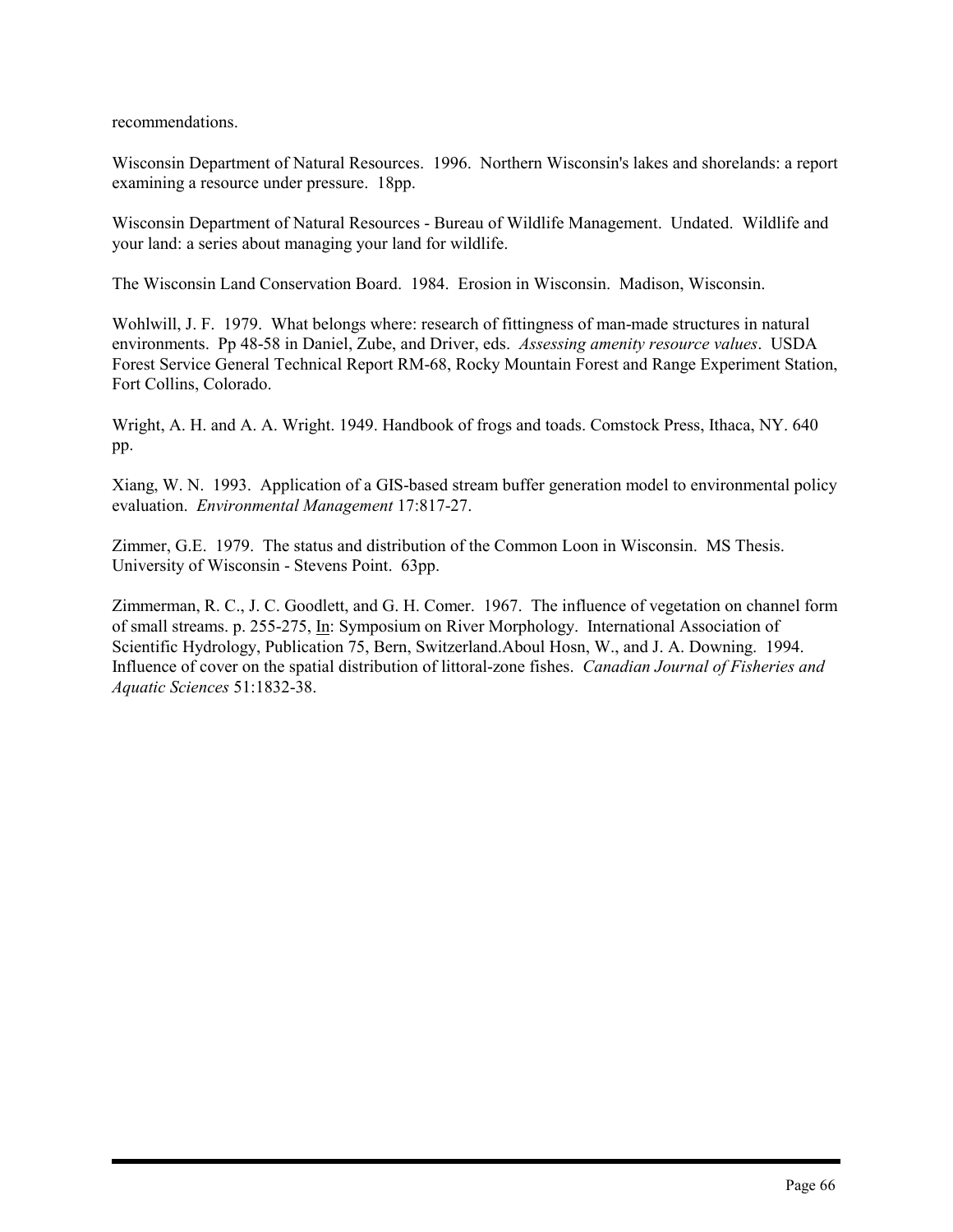recommendations.

Wisconsin Department of Natural Resources. 1996. Northern Wisconsin's lakes and shorelands: a report examining a resource under pressure. 18pp.

Wisconsin Department of Natural Resources - Bureau of Wildlife Management. Undated. Wildlife and your land: a series about managing your land for wildlife.

The Wisconsin Land Conservation Board. 1984. Erosion in Wisconsin. Madison, Wisconsin.

Wohlwill, J. F. 1979. What belongs where: research of fittingness of man-made structures in natural environments. Pp 48-58 in Daniel, Zube, and Driver, eds. *Assessing amenity resource values*. USDA Forest Service General Technical Report RM-68, Rocky Mountain Forest and Range Experiment Station, Fort Collins, Colorado.

Wright, A. H. and A. A. Wright. 1949. Handbook of frogs and toads. Comstock Press, Ithaca, NY. 640 pp.

Xiang, W. N. 1993. Application of a GIS-based stream buffer generation model to environmental policy evaluation. *Environmental Management* 17:817-27.

Zimmer, G.E. 1979. The status and distribution of the Common Loon in Wisconsin. MS Thesis. University of Wisconsin - Stevens Point. 63pp.

Zimmerman, R. C., J. C. Goodlett, and G. H. Comer. 1967. The influence of vegetation on channel form of small streams. p. 255-275, In: Symposium on River Morphology. International Association of Scientific Hydrology, Publication 75, Bern, Switzerland.Aboul Hosn, W., and J. A. Downing. 1994. Influence of cover on the spatial distribution of littoral-zone fishes. *Canadian Journal of Fisheries and Aquatic Sciences* 51:1832-38.